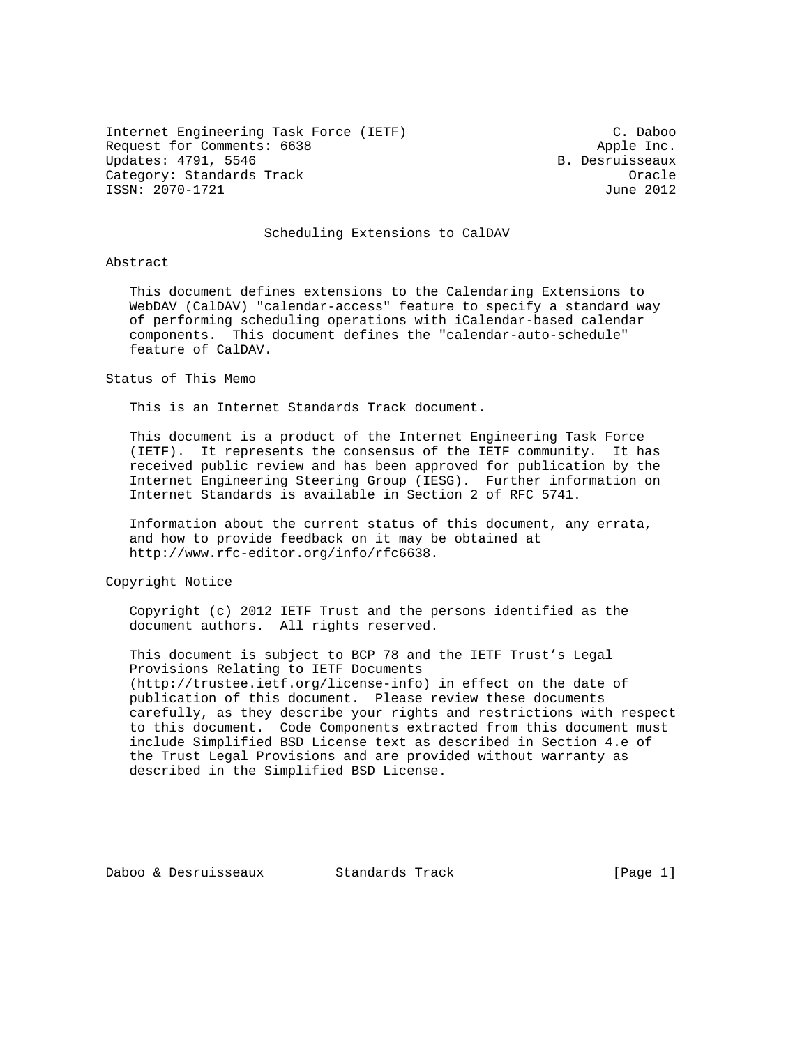Internet Engineering Task Force (IETF) C. Daboo
Request for Comments: 6638 Apple Inc.
Updates: 4791, 5546 B. Desruisseaux
Category: Standards Track Oracle
ISSN: 2070-1721 June 2012

# Scheduling Extensions to CalDAV

## Abstract

This document defines extensions to the Calendaring Extensions to WebDAV (CalDAV) "calendar-access" feature to specify a standard way of performing scheduling operations with iCalendar-based calendar components. This document defines the "calendar-auto-schedule" feature of CalDAV.

## Status of This Memo

This is an Internet Standards Track document.

This document is a product of the Internet Engineering Task Force (IETF). It represents the consensus of the IETF community. It has received public review and has been approved for publication by the Internet Engineering Steering Group (IESG). Further information on Internet Standards is available in Section 2 of RFC 5741.

Information about the current status of this document, any errata, and how to provide feedback on it may be obtained at http://www.rfc-editor.org/info/rfc6638.

## Copyright Notice

Copyright (c) 2012 IETF Trust and the persons identified as the document authors. All rights reserved.

This document is subject to BCP 78 and the IETF Trust's Legal Provisions Relating to IETF Documents (http://trustee.ietf.org/license-info) in effect on the date of publication of this document. Please review these documents carefully, as they describe your rights and restrictions with respect to this document. Code Components extracted from this document must include Simplified BSD License text as described in Section 4.e of the Trust Legal Provisions and are provided without warranty as described in the Simplified BSD License.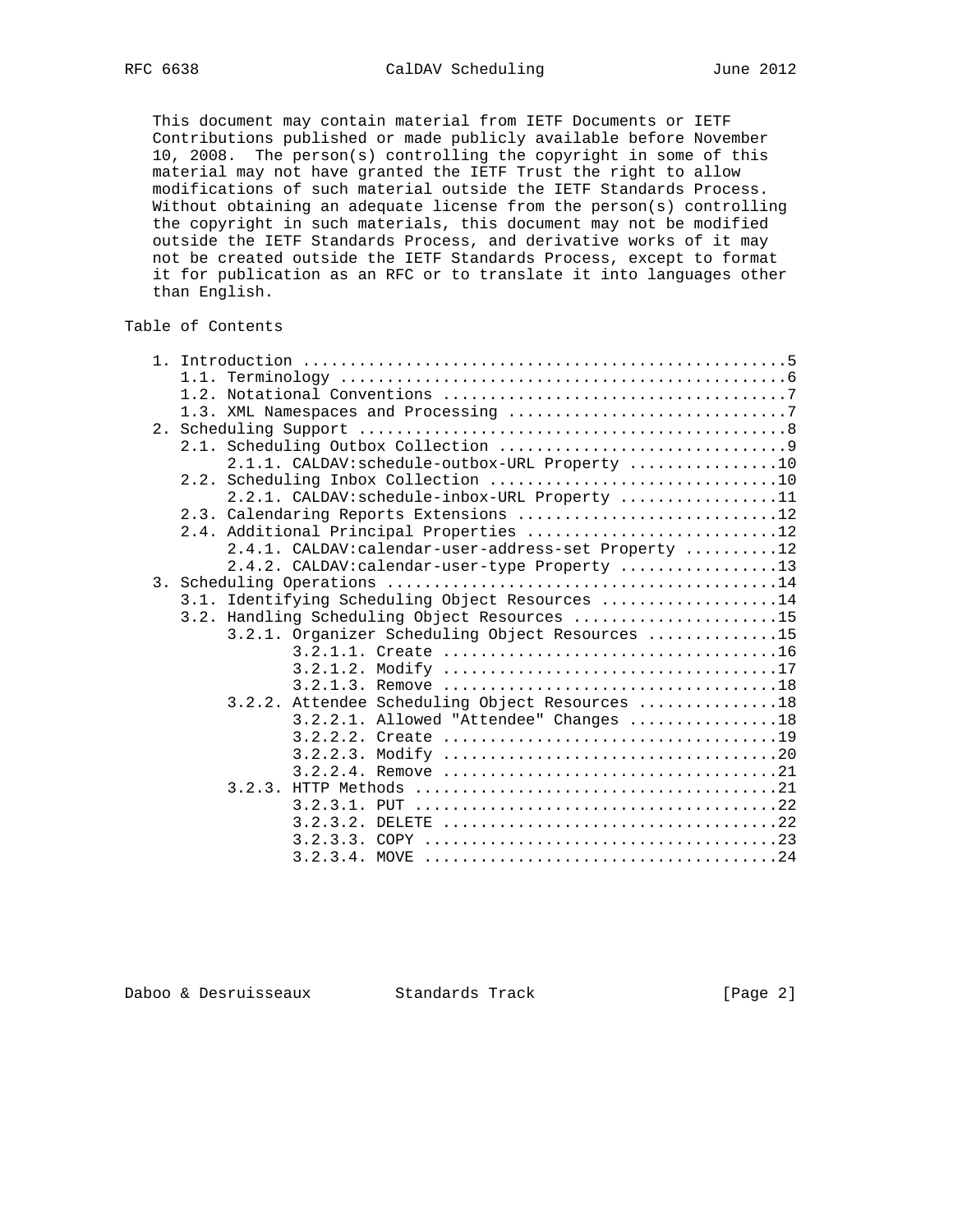This document may contain material from IETF Documents or IETF Contributions published or made publicly available before November 10, 2008. The person(s) controlling the copyright in some of this material may not have granted the IETF Trust the right to allow modifications of such material outside the IETF Standards Process. Without obtaining an adequate license from the person(s) controlling the copyright in such materials, this document may not be modified outside the IETF Standards Process, and derivative works of it may not be created outside the IETF Standards Process, except to format it for publication as an RFC or to translate it into languages other than English.

## Table of Contents

```
   1. Introduction ....................................................5
      1.1. Terminology ................................................6
      1.2. Notational Conventions .....................................7
      1.3. XML Namespaces and Processing ..............................7
   2. Scheduling Support ..............................................8
      2.1. Scheduling Outbox Collection ...............................9
           2.1.1. CALDAV:schedule-outbox-URL Property ................10
      2.2. Scheduling Inbox Collection ...............................10
           2.2.1. CALDAV:schedule-inbox-URL Property .................11
      2.3. Calendaring Reports Extensions ............................12
      2.4. Additional Principal Properties ...........................12
           2.4.1. CALDAV:calendar-user-address-set Property ..........12
           2.4.2. CALDAV:calendar-user-type Property .................13
   3. Scheduling Operations ..........................................14
      3.1. Identifying Scheduling Object Resources ...................14
      3.2. Handling Scheduling Object Resources ......................15
           3.2.1. Organizer Scheduling Object Resources ..............15
                  3.2.1.1. Create ....................................16
                  3.2.1.2. Modify ....................................17
                  3.2.1.3. Remove ....................................18
           3.2.2. Attendee Scheduling Object Resources ...............18
                  3.2.2.1. Allowed "Attendee" Changes ................18
                  3.2.2.2. Create ....................................19
                  3.2.2.3. Modify ....................................20
                  3.2.2.4. Remove ....................................21
           3.2.3. HTTP Methods .......................................21
                  3.2.3.1. PUT .......................................22
                  3.2.3.2. DELETE ....................................22
                  3.2.3.3. COPY ......................................23
                  3.2.3.4. MOVE ......................................24
```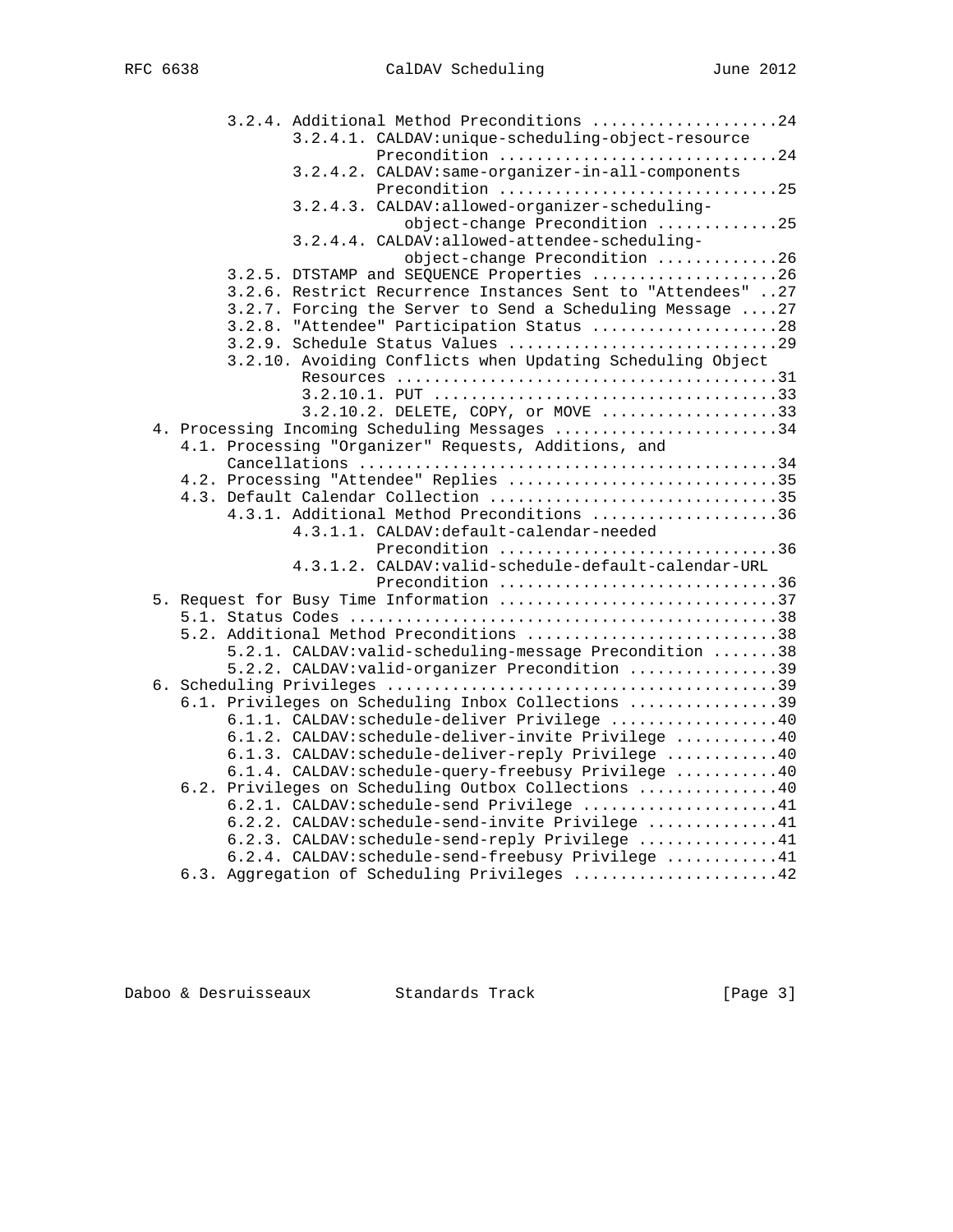```
         3.2.4. Additional Method Preconditions ....................24
                3.2.4.1. CALDAV:unique-scheduling-object-resource
                         Precondition .............................24
                3.2.4.2. CALDAV:same-organizer-in-all-components
                         Precondition .............................25
                3.2.4.3. CALDAV:allowed-organizer-scheduling-
                            object-change Precondition ............25
                3.2.4.4. CALDAV:allowed-attendee-scheduling-
                            object-change Precondition ............26
         3.2.5. DTSTAMP and SEQUENCE Properties ....................26
         3.2.6. Restrict Recurrence Instances Sent to "Attendees" ..27
         3.2.7. Forcing the Server to Send a Scheduling Message ....27
         3.2.8. "Attendee" Participation Status ....................28
         3.2.9. Schedule Status Values .............................29
         3.2.10. Avoiding Conflicts when Updating Scheduling Object
                 Resources .........................................31
                 3.2.10.1. PUT .....................................33
                 3.2.10.2. DELETE, COPY, or MOVE ...................33
   4. Processing Incoming Scheduling Messages ........................34
      4.1. Processing "Organizer" Requests, Additions, and
           Cancellations .............................................34
      4.2. Processing "Attendee" Replies .............................35
      4.3. Default Calendar Collection ...............................35
           4.3.1. Additional Method Preconditions ....................36
                  4.3.1.1. CALDAV:default-calendar-needed
                           Precondition ..............................36
                  4.3.1.2. CALDAV:valid-schedule-default-calendar-URL
                           Precondition ..............................36
   5. Request for Busy Time Information ..............................37
      5.1. Status Codes ..............................................38
      5.2. Additional Method Preconditions ...........................38
           5.2.1. CALDAV:valid-scheduling-message Precondition .......38
           5.2.2. CALDAV:valid-organizer Precondition ................39
   6. Scheduling Privileges ..........................................39
      6.1. Privileges on Scheduling Inbox Collections ................39
           6.1.1. CALDAV:schedule-deliver Privilege ..................40
           6.1.2. CALDAV:schedule-deliver-invite Privilege ...........40
           6.1.3. CALDAV:schedule-deliver-reply Privilege ............40
           6.1.4. CALDAV:schedule-query-freebusy Privilege ...........40
      6.2. Privileges on Scheduling Outbox Collections ...............40
           6.2.1. CALDAV:schedule-send Privilege .....................41
           6.2.2. CALDAV:schedule-send-invite Privilege ..............41
           6.2.3. CALDAV:schedule-send-reply Privilege ...............41
           6.2.4. CALDAV:schedule-send-freebusy Privilege ............41
      6.3. Aggregation of Scheduling Privileges ......................42
```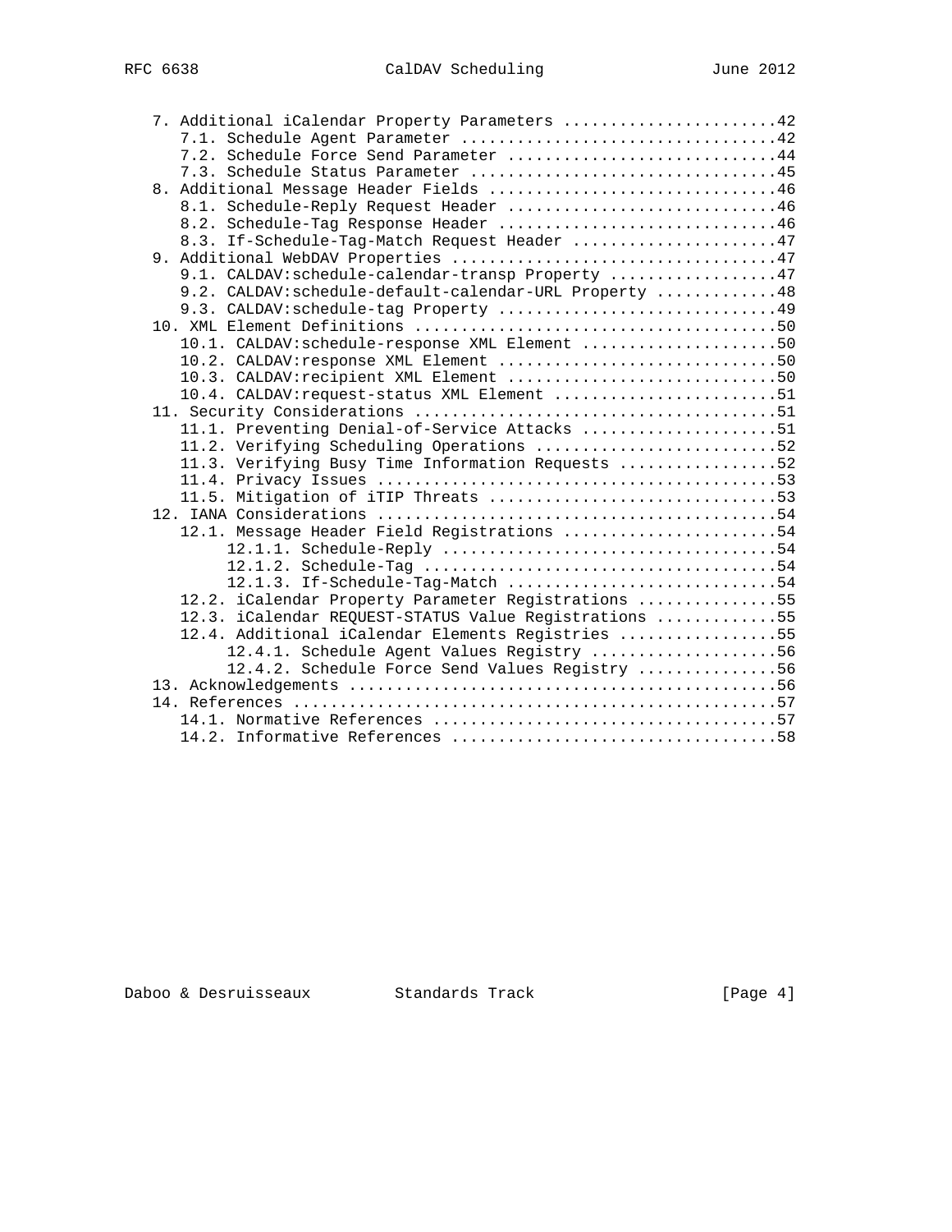```
   7. Additional iCalendar Property Parameters .......................42
      7.1. Schedule Agent Parameter ..................................42
      7.2. Schedule Force Send Parameter .............................44
      7.3. Schedule Status Parameter .................................45
   8. Additional Message Header Fields ...............................46
      8.1. Schedule-Reply Request Header .............................46
      8.2. Schedule-Tag Response Header ..............................46
      8.3. If-Schedule-Tag-Match Request Header ......................47
   9. Additional WebDAV Properties ...................................47
      9.1. CALDAV:schedule-calendar-transp Property ..................47
      9.2. CALDAV:schedule-default-calendar-URL Property .............48
      9.3. CALDAV:schedule-tag Property ..............................49
   10. XML Element Definitions .......................................50
      10.1. CALDAV:schedule-response XML Element .....................50
      10.2. CALDAV:response XML Element ..............................50
      10.3. CALDAV:recipient XML Element .............................50
      10.4. CALDAV:request-status XML Element ........................51
   11. Security Considerations .......................................51
      11.1. Preventing Denial-of-Service Attacks .....................51
      11.2. Verifying Scheduling Operations ..........................52
      11.3. Verifying Busy Time Information Requests .................52
      11.4. Privacy Issues ...........................................53
      11.5. Mitigation of iTIP Threats ...............................53
   12. IANA Considerations ...........................................54
      12.1. Message Header Field Registrations .......................54
           12.1.1. Schedule-Reply ....................................54
           12.1.2. Schedule-Tag ......................................54
           12.1.3. If-Schedule-Tag-Match .............................54
      12.2. iCalendar Property Parameter Registrations ...............55
      12.3. iCalendar REQUEST-STATUS Value Registrations .............55
      12.4. Additional iCalendar Elements Registries .................55
           12.4.1. Schedule Agent Values Registry ....................56
           12.4.2. Schedule Force Send Values Registry ...............56
   13. Acknowledgements ..............................................56
   14. References ....................................................57
      14.1. Normative References .....................................57
      14.2. Informative References ...................................58
```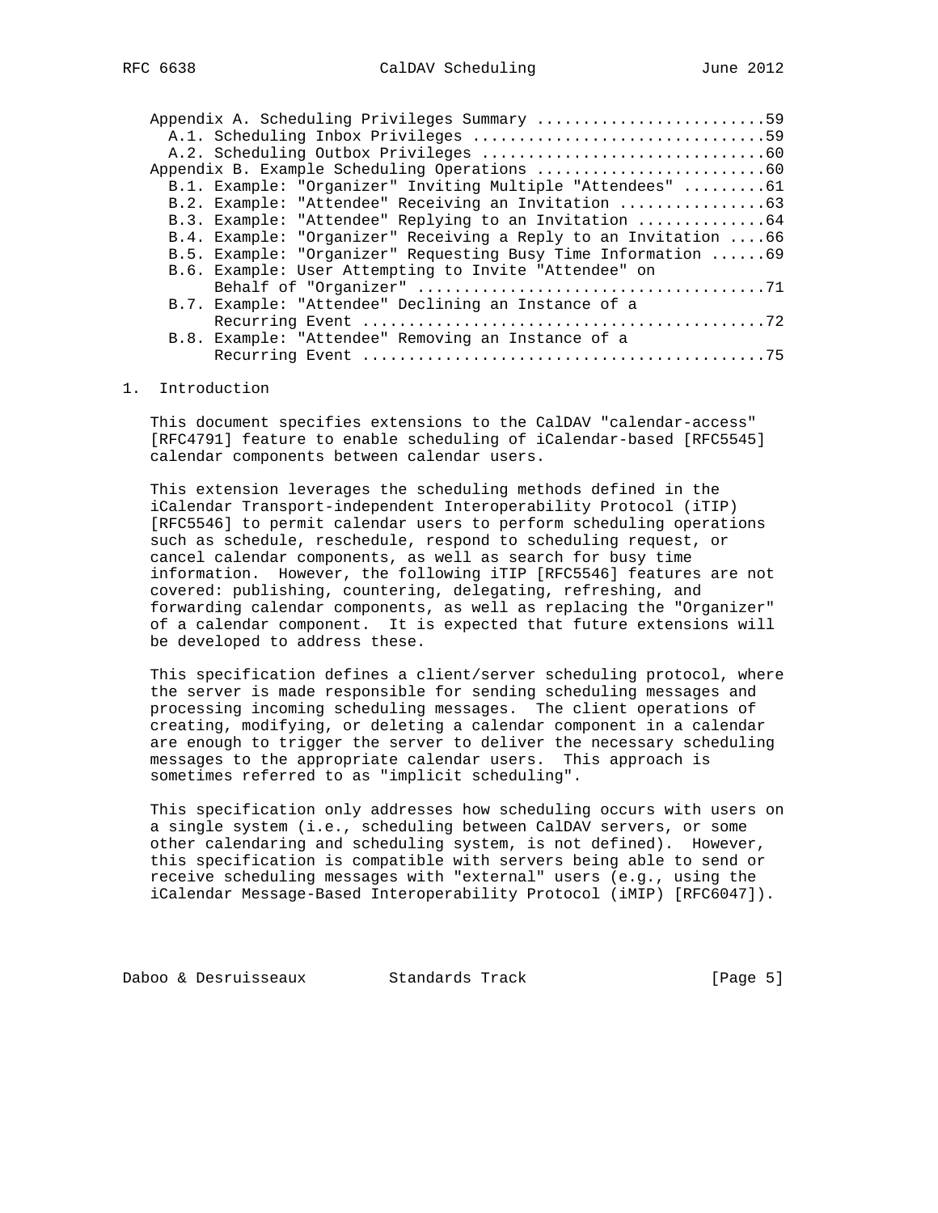Appendix A. Scheduling Privileges Summary .........................59
  A.1. Scheduling Inbox Privileges ................................59
  A.2. Scheduling Outbox Privileges ...............................60
Appendix B. Example Scheduling Operations .........................60
  B.1. Example: "Organizer" Inviting Multiple "Attendees" .........61
  B.2. Example: "Attendee" Receiving an Invitation ................63
  B.3. Example: "Attendee" Replying to an Invitation ..............64
  B.4. Example: "Organizer" Receiving a Reply to an Invitation ....66
  B.5. Example: "Organizer" Requesting Busy Time Information ......69
  B.6. Example: User Attempting to Invite "Attendee" on Behalf of "Organizer" .....................................71
  B.7. Example: "Attendee" Declining an Instance of a Recurring Event ...........................................72
  B.8. Example: "Attendee" Removing an Instance of a Recurring Event ...........................................75

# 1. Introduction

This document specifies extensions to the CalDAV "calendar-access" [RFC4791] feature to enable scheduling of iCalendar-based [RFC5545] calendar components between calendar users.

This extension leverages the scheduling methods defined in the iCalendar Transport-independent Interoperability Protocol (iTIP) [RFC5546] to permit calendar users to perform scheduling operations such as schedule, reschedule, respond to scheduling request, or cancel calendar components, as well as search for busy time information. However, the following iTIP [RFC5546] features are not covered: publishing, countering, delegating, refreshing, and forwarding calendar components, as well as replacing the "Organizer" of a calendar component. It is expected that future extensions will be developed to address these.

This specification defines a client/server scheduling protocol, where the server is made responsible for sending scheduling messages and processing incoming scheduling messages. The client operations of creating, modifying, or deleting a calendar component in a calendar are enough to trigger the server to deliver the necessary scheduling messages to the appropriate calendar users. This approach is sometimes referred to as "implicit scheduling".

This specification only addresses how scheduling occurs with users on a single system (i.e., scheduling between CalDAV servers, or some other calendaring and scheduling system, is not defined). However, this specification is compatible with servers being able to send or receive scheduling messages with "external" users (e.g., using the iCalendar Message-Based Interoperability Protocol (iMIP) [RFC6047]).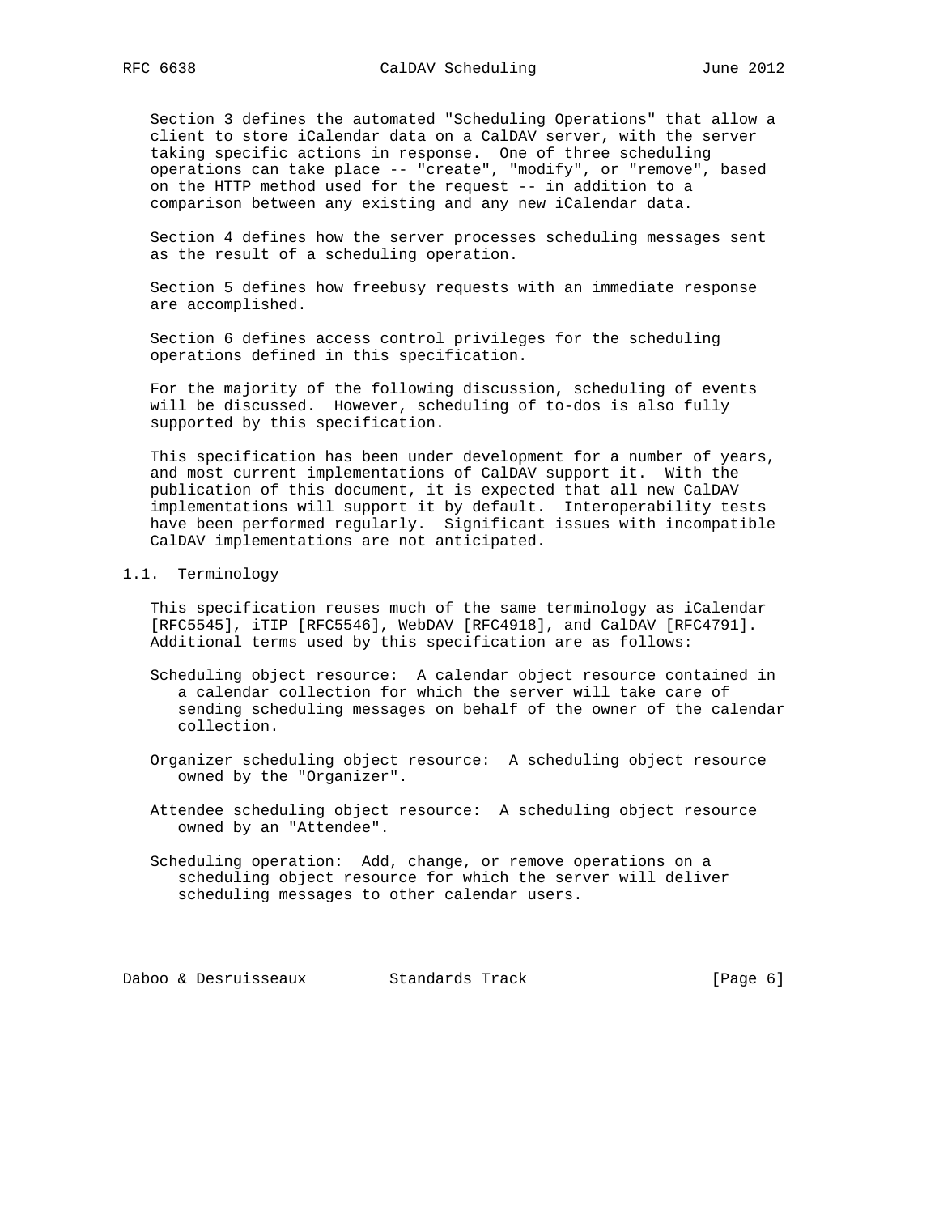Section 3 defines the automated "Scheduling Operations" that allow a client to store iCalendar data on a CalDAV server, with the server taking specific actions in response. One of three scheduling operations can take place -- "create", "modify", or "remove", based on the HTTP method used for the request -- in addition to a comparison between any existing and any new iCalendar data.

Section 4 defines how the server processes scheduling messages sent as the result of a scheduling operation.

Section 5 defines how freebusy requests with an immediate response are accomplished.

Section 6 defines access control privileges for the scheduling operations defined in this specification.

For the majority of the following discussion, scheduling of events will be discussed. However, scheduling of to-dos is also fully supported by this specification.

This specification has been under development for a number of years, and most current implementations of CalDAV support it. With the publication of this document, it is expected that all new CalDAV implementations will support it by default. Interoperability tests have been performed regularly. Significant issues with incompatible CalDAV implementations are not anticipated.

## 1.1. Terminology

This specification reuses much of the same terminology as iCalendar [RFC5545], iTIP [RFC5546], WebDAV [RFC4918], and CalDAV [RFC4791]. Additional terms used by this specification are as follows:

Scheduling object resource: A calendar object resource contained in a calendar collection for which the server will take care of sending scheduling messages on behalf of the owner of the calendar collection.

Organizer scheduling object resource: A scheduling object resource owned by the "Organizer".

Attendee scheduling object resource: A scheduling object resource owned by an "Attendee".

Scheduling operation: Add, change, or remove operations on a scheduling object resource for which the server will deliver scheduling messages to other calendar users.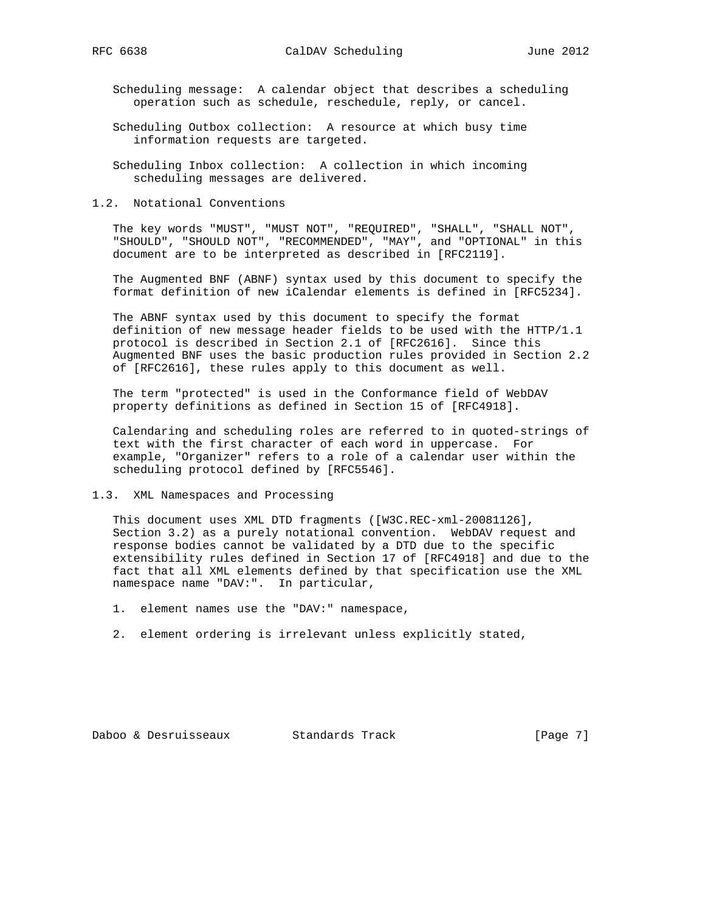Scheduling message: A calendar object that describes a scheduling operation such as schedule, reschedule, reply, or cancel.

Scheduling Outbox collection: A resource at which busy time information requests are targeted.

Scheduling Inbox collection: A collection in which incoming scheduling messages are delivered.

## 1.2. Notational Conventions

The key words "MUST", "MUST NOT", "REQUIRED", "SHALL", "SHALL NOT", "SHOULD", "SHOULD NOT", "RECOMMENDED", "MAY", and "OPTIONAL" in this document are to be interpreted as described in [RFC2119].

The Augmented BNF (ABNF) syntax used by this document to specify the format definition of new iCalendar elements is defined in [RFC5234].

The ABNF syntax used by this document to specify the format definition of new message header fields to be used with the HTTP/1.1 protocol is described in Section 2.1 of [RFC2616]. Since this Augmented BNF uses the basic production rules provided in Section 2.2 of [RFC2616], these rules apply to this document as well.

The term "protected" is used in the Conformance field of WebDAV property definitions as defined in Section 15 of [RFC4918].

Calendaring and scheduling roles are referred to in quoted-strings of text with the first character of each word in uppercase. For example, "Organizer" refers to a role of a calendar user within the scheduling protocol defined by [RFC5546].

## 1.3. XML Namespaces and Processing

This document uses XML DTD fragments ([W3C.REC-xml-20081126], Section 3.2) as a purely notational convention. WebDAV request and response bodies cannot be validated by a DTD due to the specific extensibility rules defined in Section 17 of [RFC4918] and due to the fact that all XML elements defined by that specification use the XML namespace name "DAV:". In particular,

1. element names use the "DAV:" namespace,

2. element ordering is irrelevant unless explicitly stated,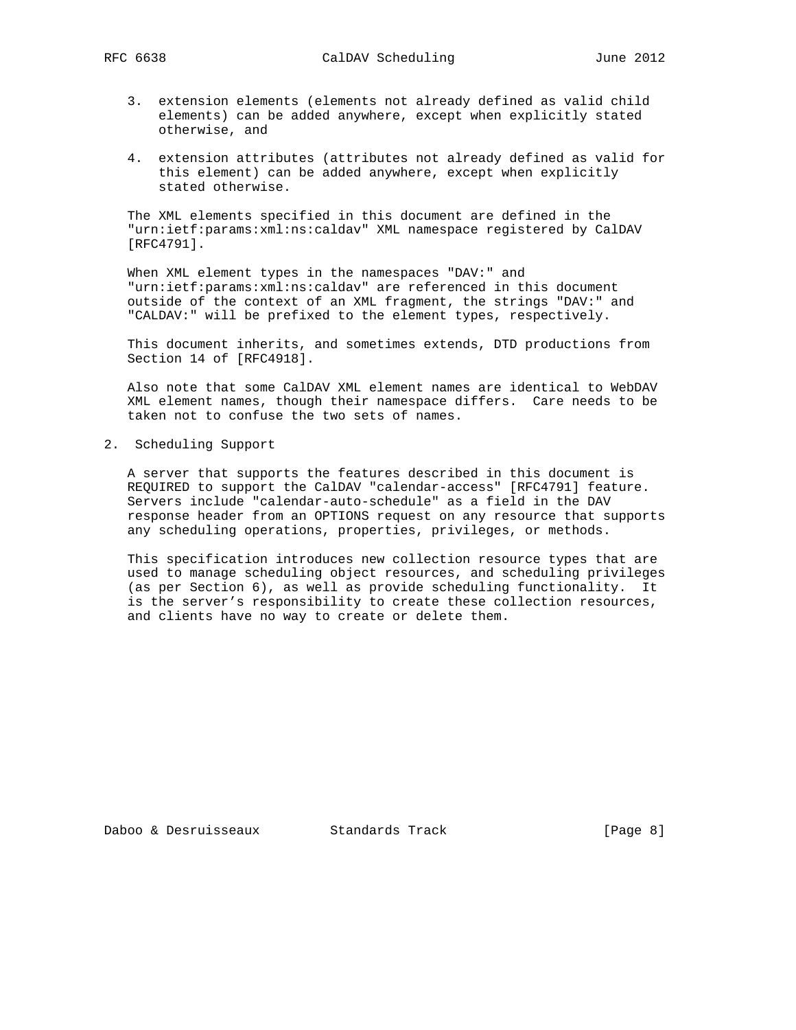3. extension elements (elements not already defined as valid child elements) can be added anywhere, except when explicitly stated otherwise, and

4. extension attributes (attributes not already defined as valid for this element) can be added anywhere, except when explicitly stated otherwise.

The XML elements specified in this document are defined in the "urn:ietf:params:xml:ns:caldav" XML namespace registered by CalDAV [RFC4791].

When XML element types in the namespaces "DAV:" and "urn:ietf:params:xml:ns:caldav" are referenced in this document outside of the context of an XML fragment, the strings "DAV:" and "CALDAV:" will be prefixed to the element types, respectively.

This document inherits, and sometimes extends, DTD productions from Section 14 of [RFC4918].

Also note that some CalDAV XML element names are identical to WebDAV XML element names, though their namespace differs. Care needs to be taken not to confuse the two sets of names.

## 2. Scheduling Support

A server that supports the features described in this document is REQUIRED to support the CalDAV "calendar-access" [RFC4791] feature. Servers include "calendar-auto-schedule" as a field in the DAV response header from an OPTIONS request on any resource that supports any scheduling operations, properties, privileges, or methods.

This specification introduces new collection resource types that are used to manage scheduling object resources, and scheduling privileges (as per Section 6), as well as provide scheduling functionality. It is the server's responsibility to create these collection resources, and clients have no way to create or delete them.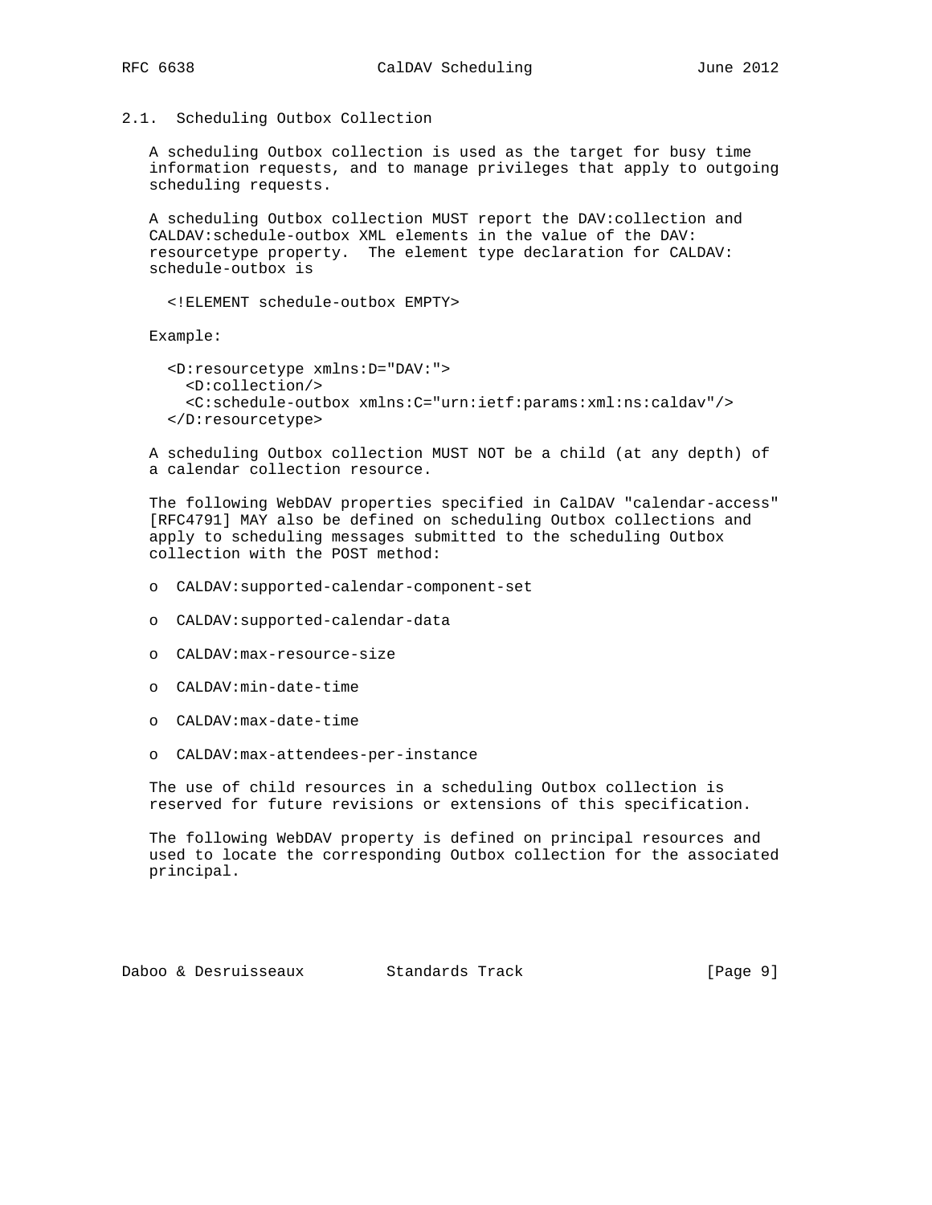### 2.1. Scheduling Outbox Collection

A scheduling Outbox collection is used as the target for busy time information requests, and to manage privileges that apply to outgoing scheduling requests.

A scheduling Outbox collection MUST report the DAV:collection and CALDAV:schedule-outbox XML elements in the value of the DAV: resourcetype property. The element type declaration for CALDAV: schedule-outbox is

```
<!ELEMENT schedule-outbox EMPTY>
```

Example:

```
<D:resourcetype xmlns:D="DAV:">
  <D:collection/>
  <C:schedule-outbox xmlns:C="urn:ietf:params:xml:ns:caldav"/>
</D:resourcetype>
```

A scheduling Outbox collection MUST NOT be a child (at any depth) of a calendar collection resource.

The following WebDAV properties specified in CalDAV "calendar-access" [RFC4791] MAY also be defined on scheduling Outbox collections and apply to scheduling messages submitted to the scheduling Outbox collection with the POST method:

- CALDAV:supported-calendar-component-set
- CALDAV:supported-calendar-data
- CALDAV:max-resource-size
- CALDAV:min-date-time
- CALDAV:max-date-time
- CALDAV:max-attendees-per-instance

The use of child resources in a scheduling Outbox collection is reserved for future revisions or extensions of this specification.

The following WebDAV property is defined on principal resources and used to locate the corresponding Outbox collection for the associated principal.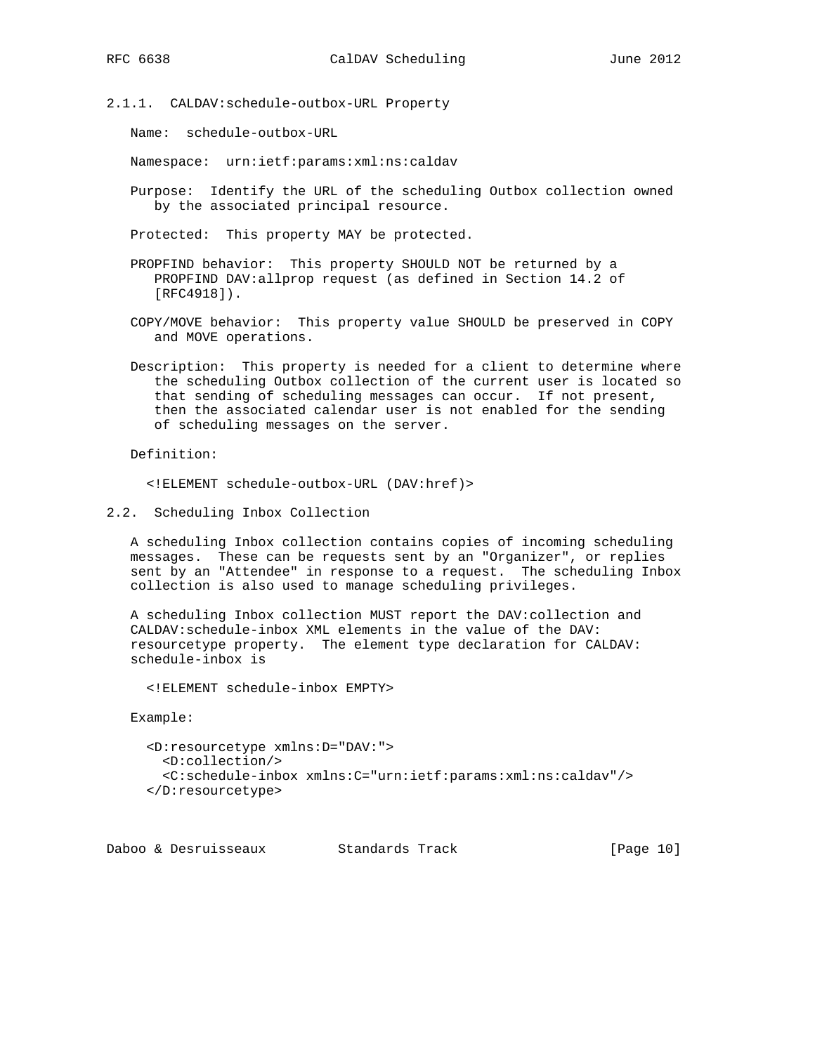#### 2.1.1. CALDAV:schedule-outbox-URL Property

Name: schedule-outbox-URL

Namespace: urn:ietf:params:xml:ns:caldav

Purpose: Identify the URL of the scheduling Outbox collection owned by the associated principal resource.

Protected: This property MAY be protected.

PROPFIND behavior: This property SHOULD NOT be returned by a PROPFIND DAV:allprop request (as defined in Section 14.2 of [RFC4918]).

COPY/MOVE behavior: This property value SHOULD be preserved in COPY and MOVE operations.

Description: This property is needed for a client to determine where the scheduling Outbox collection of the current user is located so that sending of scheduling messages can occur. If not present, then the associated calendar user is not enabled for the sending of scheduling messages on the server.

Definition:

```
<!ELEMENT schedule-outbox-URL (DAV:href)>
```

### 2.2. Scheduling Inbox Collection

A scheduling Inbox collection contains copies of incoming scheduling messages. These can be requests sent by an "Organizer", or replies sent by an "Attendee" in response to a request. The scheduling Inbox collection is also used to manage scheduling privileges.

A scheduling Inbox collection MUST report the DAV:collection and CALDAV:schedule-inbox XML elements in the value of the DAV:resourcetype property. The element type declaration for CALDAV:schedule-inbox is

```
<!ELEMENT schedule-inbox EMPTY>
```

Example:

```
<D:resourcetype xmlns:D="DAV:">
  <D:collection/>
  <C:schedule-inbox xmlns:C="urn:ietf:params:xml:ns:caldav"/>
</D:resourcetype>
```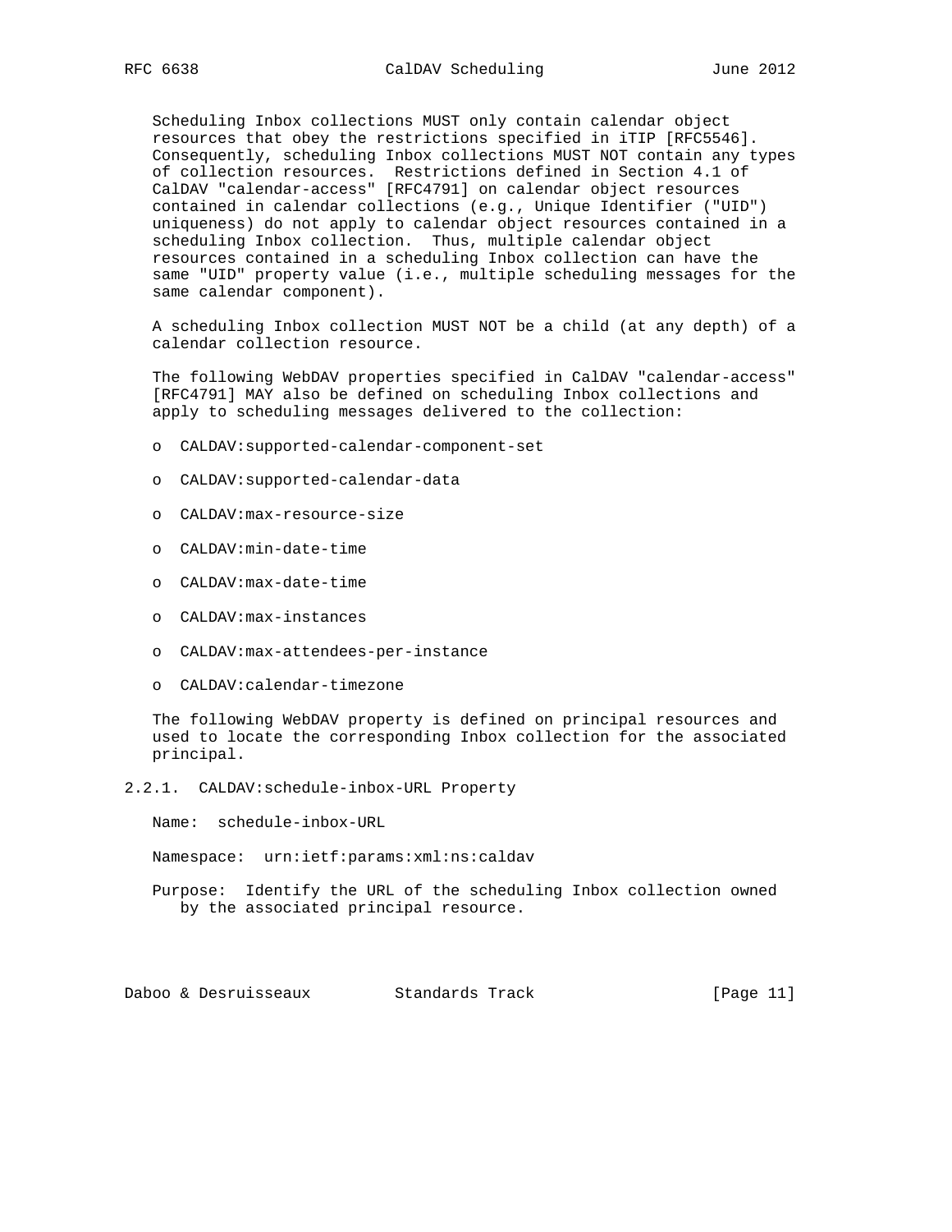Scheduling Inbox collections MUST only contain calendar object resources that obey the restrictions specified in iTIP [RFC5546]. Consequently, scheduling Inbox collections MUST NOT contain any types of collection resources. Restrictions defined in Section 4.1 of CalDAV "calendar-access" [RFC4791] on calendar object resources contained in calendar collections (e.g., Unique Identifier ("UID") uniqueness) do not apply to calendar object resources contained in a scheduling Inbox collection. Thus, multiple calendar object resources contained in a scheduling Inbox collection can have the same "UID" property value (i.e., multiple scheduling messages for the same calendar component).

A scheduling Inbox collection MUST NOT be a child (at any depth) of a calendar collection resource.

The following WebDAV properties specified in CalDAV "calendar-access" [RFC4791] MAY also be defined on scheduling Inbox collections and apply to scheduling messages delivered to the collection:

- CALDAV:supported-calendar-component-set
- CALDAV:supported-calendar-data
- CALDAV:max-resource-size
- CALDAV:min-date-time
- CALDAV:max-date-time
- CALDAV:max-instances
- CALDAV:max-attendees-per-instance
- CALDAV:calendar-timezone

The following WebDAV property is defined on principal resources and used to locate the corresponding Inbox collection for the associated principal.

### 2.2.1. CALDAV:schedule-inbox-URL Property

Name: schedule-inbox-URL

Namespace: urn:ietf:params:xml:ns:caldav

Purpose: Identify the URL of the scheduling Inbox collection owned by the associated principal resource.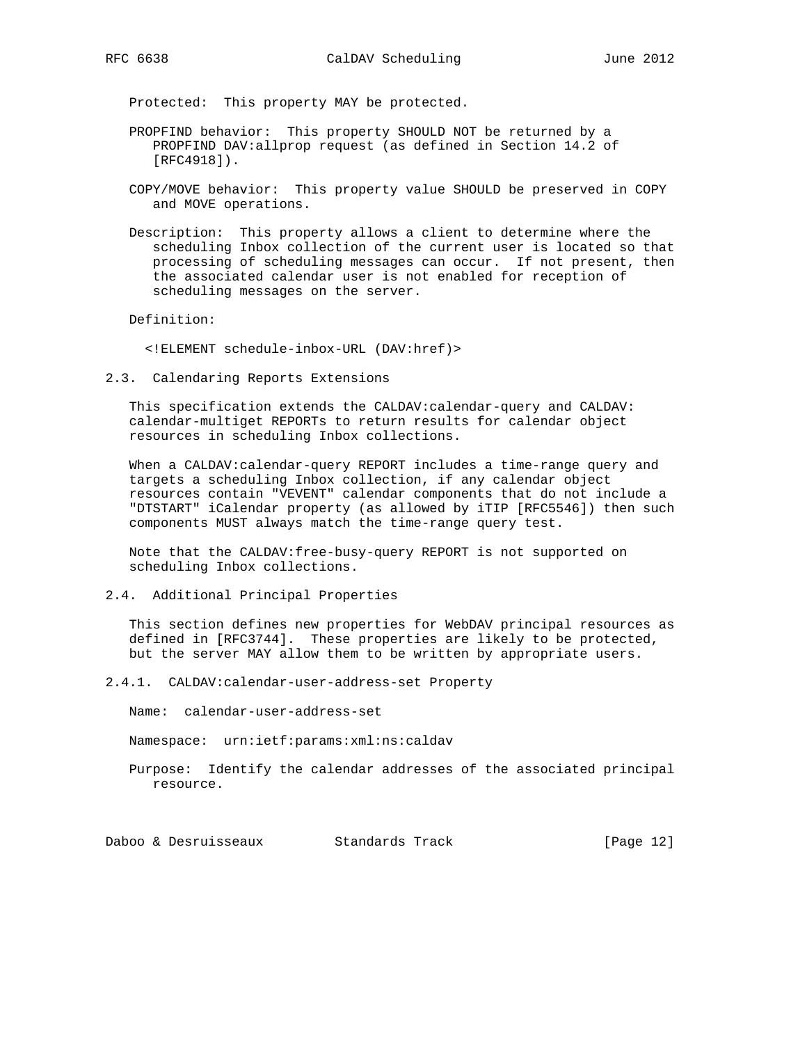Protected: This property MAY be protected.

PROPFIND behavior: This property SHOULD NOT be returned by a PROPFIND DAV:allprop request (as defined in Section 14.2 of [RFC4918]).

COPY/MOVE behavior: This property value SHOULD be preserved in COPY and MOVE operations.

Description: This property allows a client to determine where the scheduling Inbox collection of the current user is located so that processing of scheduling messages can occur. If not present, then the associated calendar user is not enabled for reception of scheduling messages on the server.

Definition:

```
<!ELEMENT schedule-inbox-URL (DAV:href)>
```

## 2.3. Calendaring Reports Extensions

This specification extends the CALDAV:calendar-query and CALDAV:calendar-multiget REPORTs to return results for calendar object resources in scheduling Inbox collections.

When a CALDAV:calendar-query REPORT includes a time-range query and targets a scheduling Inbox collection, if any calendar object resources contain "VEVENT" calendar components that do not include a "DTSTART" iCalendar property (as allowed by iTIP [RFC5546]) then such components MUST always match the time-range query test.

Note that the CALDAV:free-busy-query REPORT is not supported on scheduling Inbox collections.

## 2.4. Additional Principal Properties

This section defines new properties for WebDAV principal resources as defined in [RFC3744]. These properties are likely to be protected, but the server MAY allow them to be written by appropriate users.

### 2.4.1. CALDAV:calendar-user-address-set Property

Name: calendar-user-address-set

Namespace: urn:ietf:params:xml:ns:caldav

Purpose: Identify the calendar addresses of the associated principal resource.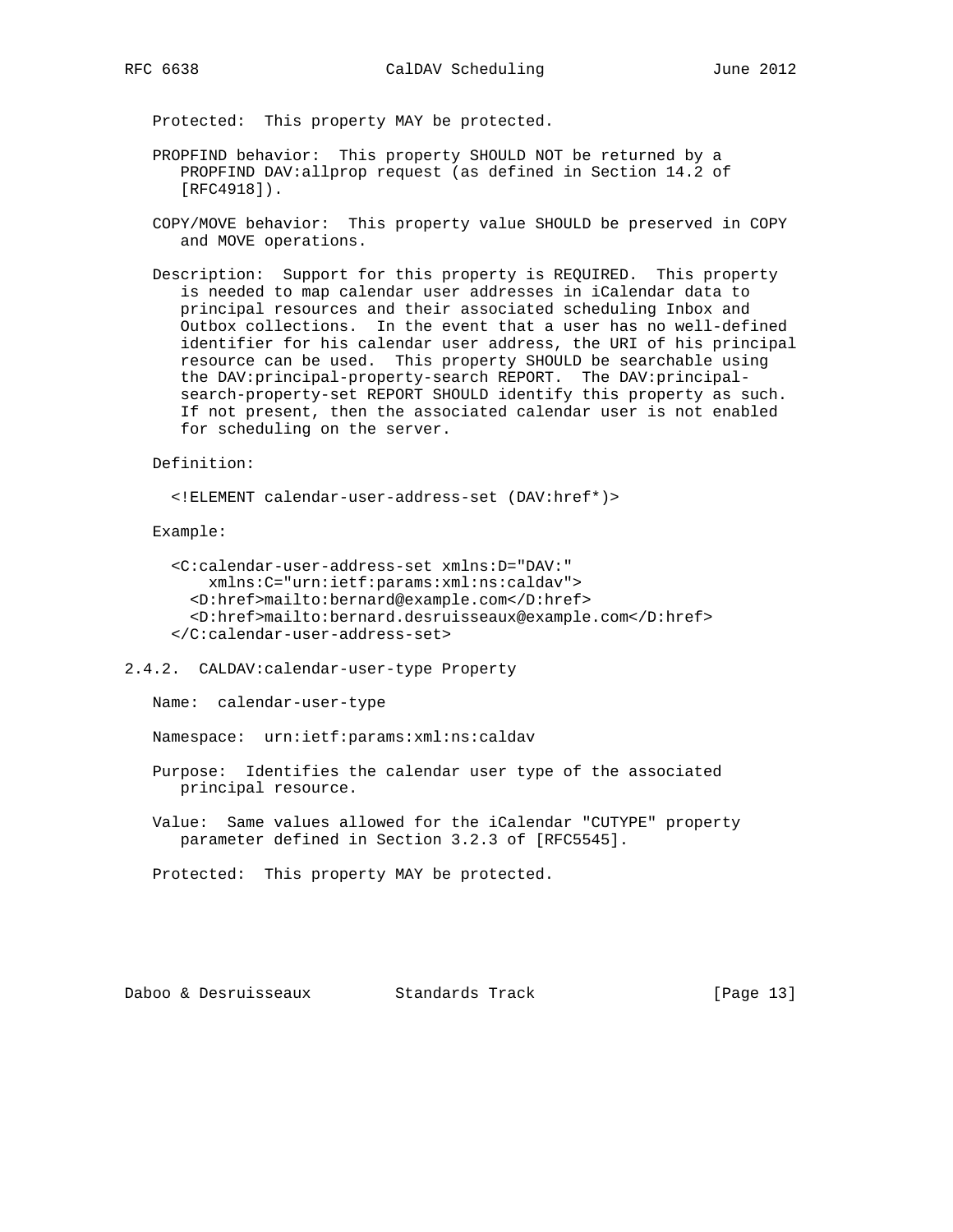Protected: This property MAY be protected.

PROPFIND behavior: This property SHOULD NOT be returned by a PROPFIND DAV:allprop request (as defined in Section 14.2 of [RFC4918]).

COPY/MOVE behavior: This property value SHOULD be preserved in COPY and MOVE operations.

Description: Support for this property is REQUIRED. This property is needed to map calendar user addresses in iCalendar data to principal resources and their associated scheduling Inbox and Outbox collections. In the event that a user has no well-defined identifier for his calendar user address, the URI of his principal resource can be used. This property SHOULD be searchable using the DAV:principal-property-search REPORT. The DAV:principal-search-property-set REPORT SHOULD identify this property as such. If not present, then the associated calendar user is not enabled for scheduling on the server.

Definition:

```
<!ELEMENT calendar-user-address-set (DAV:href*)>
```

Example:

```
<C:calendar-user-address-set xmlns:D="DAV:"
    xmlns:C="urn:ietf:params:xml:ns:caldav">
  <D:href>mailto:bernard@example.com</D:href>
  <D:href>mailto:bernard.desruisseaux@example.com</D:href>
</C:calendar-user-address-set>
```

### 2.4.2. CALDAV:calendar-user-type Property

Name: calendar-user-type

Namespace: urn:ietf:params:xml:ns:caldav

Purpose: Identifies the calendar user type of the associated principal resource.

Value: Same values allowed for the iCalendar "CUTYPE" property parameter defined in Section 3.2.3 of [RFC5545].

Protected: This property MAY be protected.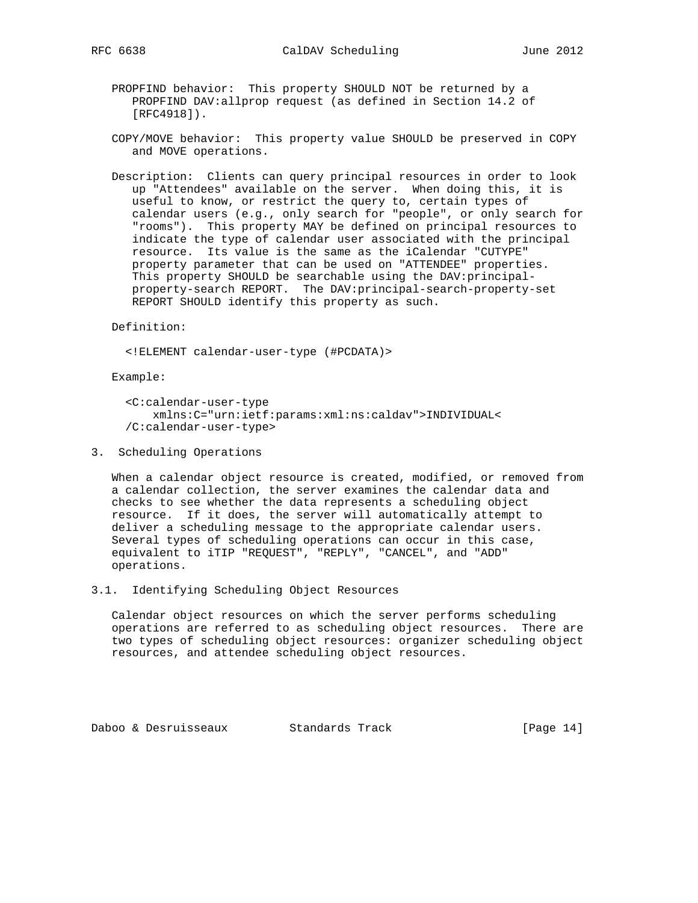PROPFIND behavior: This property SHOULD NOT be returned by a PROPFIND DAV:allprop request (as defined in Section 14.2 of [RFC4918]).

COPY/MOVE behavior: This property value SHOULD be preserved in COPY and MOVE operations.

Description: Clients can query principal resources in order to look up "Attendees" available on the server. When doing this, it is useful to know, or restrict the query to, certain types of calendar users (e.g., only search for "people", or only search for "rooms"). This property MAY be defined on principal resources to indicate the type of calendar user associated with the principal resource. Its value is the same as the iCalendar "CUTYPE" property parameter that can be used on "ATTENDEE" properties. This property SHOULD be searchable using the DAV:principal-property-search REPORT. The DAV:principal-search-property-set REPORT SHOULD identify this property as such.

Definition:

```
<!ELEMENT calendar-user-type (#PCDATA)>
```

Example:

```
<C:calendar-user-type
    xmlns:C="urn:ietf:params:xml:ns:caldav">INDIVIDUAL<
/C:calendar-user-type>
```

## 3. Scheduling Operations

When a calendar object resource is created, modified, or removed from a calendar collection, the server examines the calendar data and checks to see whether the data represents a scheduling object resource. If it does, the server will automatically attempt to deliver a scheduling message to the appropriate calendar users. Several types of scheduling operations can occur in this case, equivalent to iTIP "REQUEST", "REPLY", "CANCEL", and "ADD" operations.

### 3.1. Identifying Scheduling Object Resources

Calendar object resources on which the server performs scheduling operations are referred to as scheduling object resources. There are two types of scheduling object resources: organizer scheduling object resources, and attendee scheduling object resources.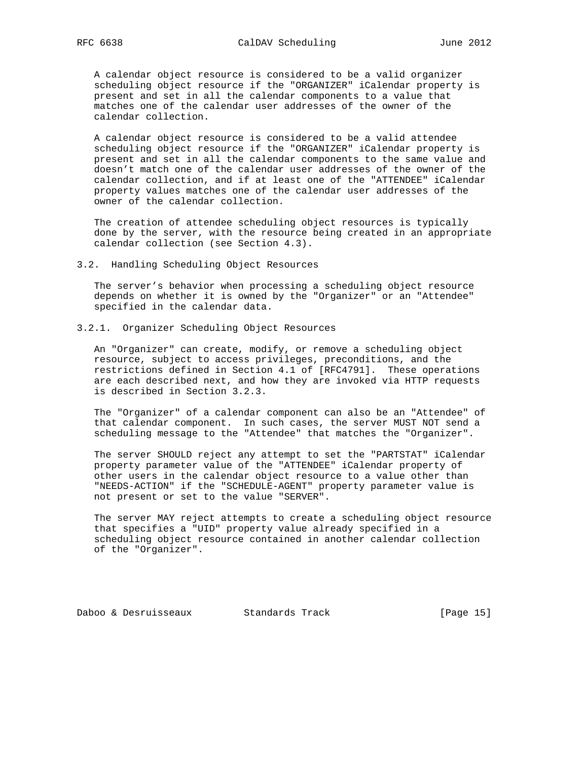A calendar object resource is considered to be a valid organizer scheduling object resource if the "ORGANIZER" iCalendar property is present and set in all the calendar components to a value that matches one of the calendar user addresses of the owner of the calendar collection.

A calendar object resource is considered to be a valid attendee scheduling object resource if the "ORGANIZER" iCalendar property is present and set in all the calendar components to the same value and doesn't match one of the calendar user addresses of the owner of the calendar collection, and if at least one of the "ATTENDEE" iCalendar property values matches one of the calendar user addresses of the owner of the calendar collection.

The creation of attendee scheduling object resources is typically done by the server, with the resource being created in an appropriate calendar collection (see Section 4.3).

### 3.2. Handling Scheduling Object Resources

The server's behavior when processing a scheduling object resource depends on whether it is owned by the "Organizer" or an "Attendee" specified in the calendar data.

#### 3.2.1. Organizer Scheduling Object Resources

An "Organizer" can create, modify, or remove a scheduling object resource, subject to access privileges, preconditions, and the restrictions defined in Section 4.1 of [RFC4791]. These operations are each described next, and how they are invoked via HTTP requests is described in Section 3.2.3.

The "Organizer" of a calendar component can also be an "Attendee" of that calendar component. In such cases, the server MUST NOT send a scheduling message to the "Attendee" that matches the "Organizer".

The server SHOULD reject any attempt to set the "PARTSTAT" iCalendar property parameter value of the "ATTENDEE" iCalendar property of other users in the calendar object resource to a value other than "NEEDS-ACTION" if the "SCHEDULE-AGENT" property parameter value is not present or set to the value "SERVER".

The server MAY reject attempts to create a scheduling object resource that specifies a "UID" property value already specified in a scheduling object resource contained in another calendar collection of the "Organizer".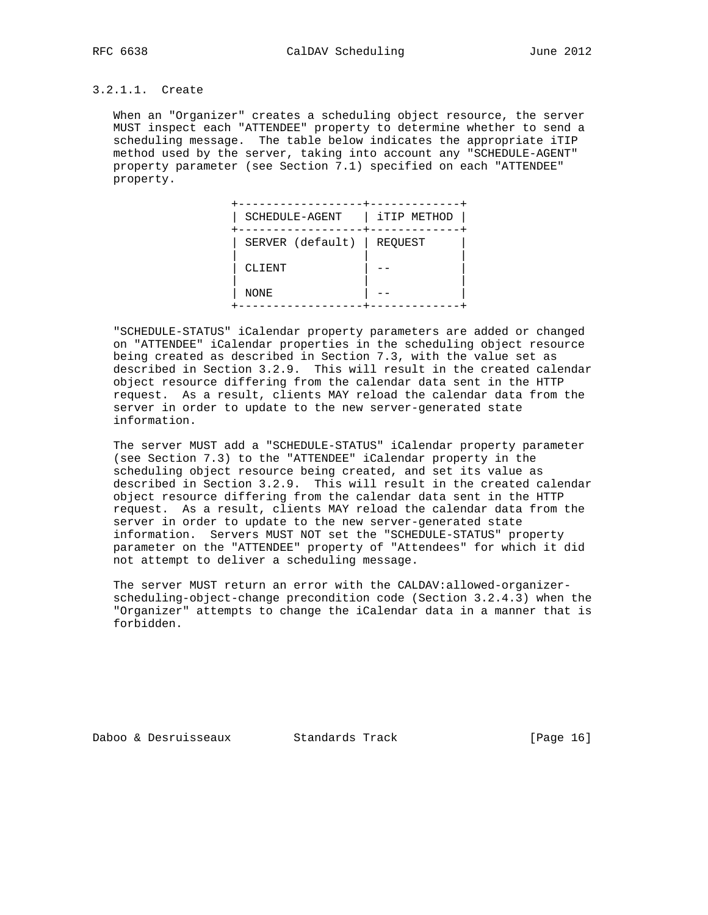#### 3.2.1.1. Create

When an "Organizer" creates a scheduling object resource, the server MUST inspect each "ATTENDEE" property to determine whether to send a scheduling message. The table below indicates the appropriate iTIP method used by the server, taking into account any "SCHEDULE-AGENT" property parameter (see Section 7.1) specified on each "ATTENDEE" property.

| SCHEDULE-AGENT | iTIP METHOD |
| --- | --- |
| SERVER (default) | REQUEST |
| CLIENT | -- |
| NONE | -- |

"SCHEDULE-STATUS" iCalendar property parameters are added or changed on "ATTENDEE" iCalendar properties in the scheduling object resource being created as described in Section 7.3, with the value set as described in Section 3.2.9. This will result in the created calendar object resource differing from the calendar data sent in the HTTP request. As a result, clients MAY reload the calendar data from the server in order to update to the new server-generated state information.

The server MUST add a "SCHEDULE-STATUS" iCalendar property parameter (see Section 7.3) to the "ATTENDEE" iCalendar property in the scheduling object resource being created, and set its value as described in Section 3.2.9. This will result in the created calendar object resource differing from the calendar data sent in the HTTP request. As a result, clients MAY reload the calendar data from the server in order to update to the new server-generated state information. Servers MUST NOT set the "SCHEDULE-STATUS" property parameter on the "ATTENDEE" property of "Attendees" for which it did not attempt to deliver a scheduling message.

The server MUST return an error with the CALDAV:allowed-organizer-scheduling-object-change precondition code (Section 3.2.4.3) when the "Organizer" attempts to change the iCalendar data in a manner that is forbidden.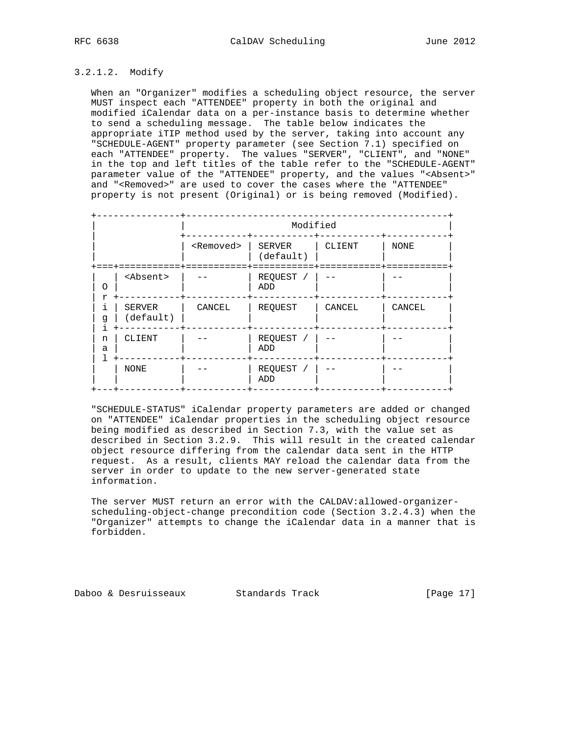### 3.2.1.2. Modify

When an "Organizer" modifies a scheduling object resource, the server MUST inspect each "ATTENDEE" property in both the original and modified iCalendar data on a per-instance basis to determine whether to send a scheduling message. The table below indicates the appropriate iTIP method used by the server, taking into account any "SCHEDULE-AGENT" property parameter (see Section 7.1) specified on each "ATTENDEE" property. The values "SERVER", "CLIENT", and "NONE" in the top and left titles of the table refer to the "SCHEDULE-AGENT" parameter value of the "ATTENDEE" property, and the values "<Absent>" and "<Removed>" are used to cover the cases where the "ATTENDEE" property is not present (Original) or is being removed (Modified).

| | | Modified | | | |
|---|---|---|---|---|---|
| | | <Removed> | SERVER (default) | CLIENT | NONE |
| Original | <Absent> | -- | REQUEST / ADD | -- | -- |
| | SERVER (default) | CANCEL | REQUEST | CANCEL | CANCEL |
| | CLIENT | -- | REQUEST / ADD | -- | -- |
| | NONE | -- | REQUEST / ADD | -- | -- |

"SCHEDULE-STATUS" iCalendar property parameters are added or changed on "ATTENDEE" iCalendar properties in the scheduling object resource being modified as described in Section 7.3, with the value set as described in Section 3.2.9. This will result in the created calendar object resource differing from the calendar data sent in the HTTP request. As a result, clients MAY reload the calendar data from the server in order to update to the new server-generated state information.

The server MUST return an error with the CALDAV:allowed-organizer-scheduling-object-change precondition code (Section 3.2.4.3) when the "Organizer" attempts to change the iCalendar data in a manner that is forbidden.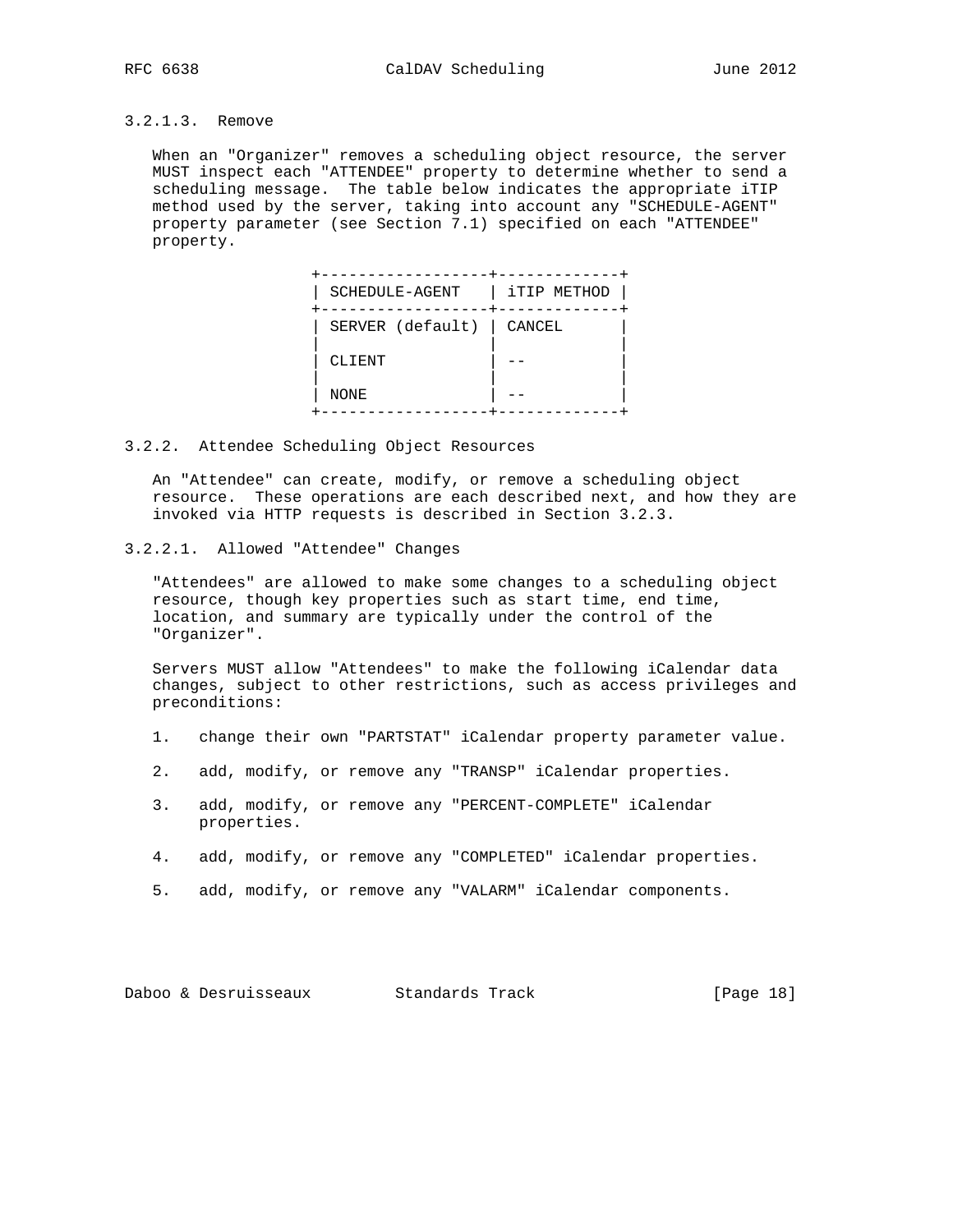#### 3.2.1.3. Remove

When an "Organizer" removes a scheduling object resource, the server MUST inspect each "ATTENDEE" property to determine whether to send a scheduling message. The table below indicates the appropriate iTIP method used by the server, taking into account any "SCHEDULE-AGENT" property parameter (see Section 7.1) specified on each "ATTENDEE" property.

| SCHEDULE-AGENT | iTIP METHOD |
| --- | --- |
| SERVER (default) | CANCEL |
| CLIENT | -- |
| NONE | -- |

### 3.2.2. Attendee Scheduling Object Resources

An "Attendee" can create, modify, or remove a scheduling object resource. These operations are each described next, and how they are invoked via HTTP requests is described in Section 3.2.3.

#### 3.2.2.1. Allowed "Attendee" Changes

"Attendees" are allowed to make some changes to a scheduling object resource, though key properties such as start time, end time, location, and summary are typically under the control of the "Organizer".

Servers MUST allow "Attendees" to make the following iCalendar data changes, subject to other restrictions, such as access privileges and preconditions:

1. change their own "PARTSTAT" iCalendar property parameter value.
2. add, modify, or remove any "TRANSP" iCalendar properties.
3. add, modify, or remove any "PERCENT-COMPLETE" iCalendar properties.
4. add, modify, or remove any "COMPLETED" iCalendar properties.
5. add, modify, or remove any "VALARM" iCalendar components.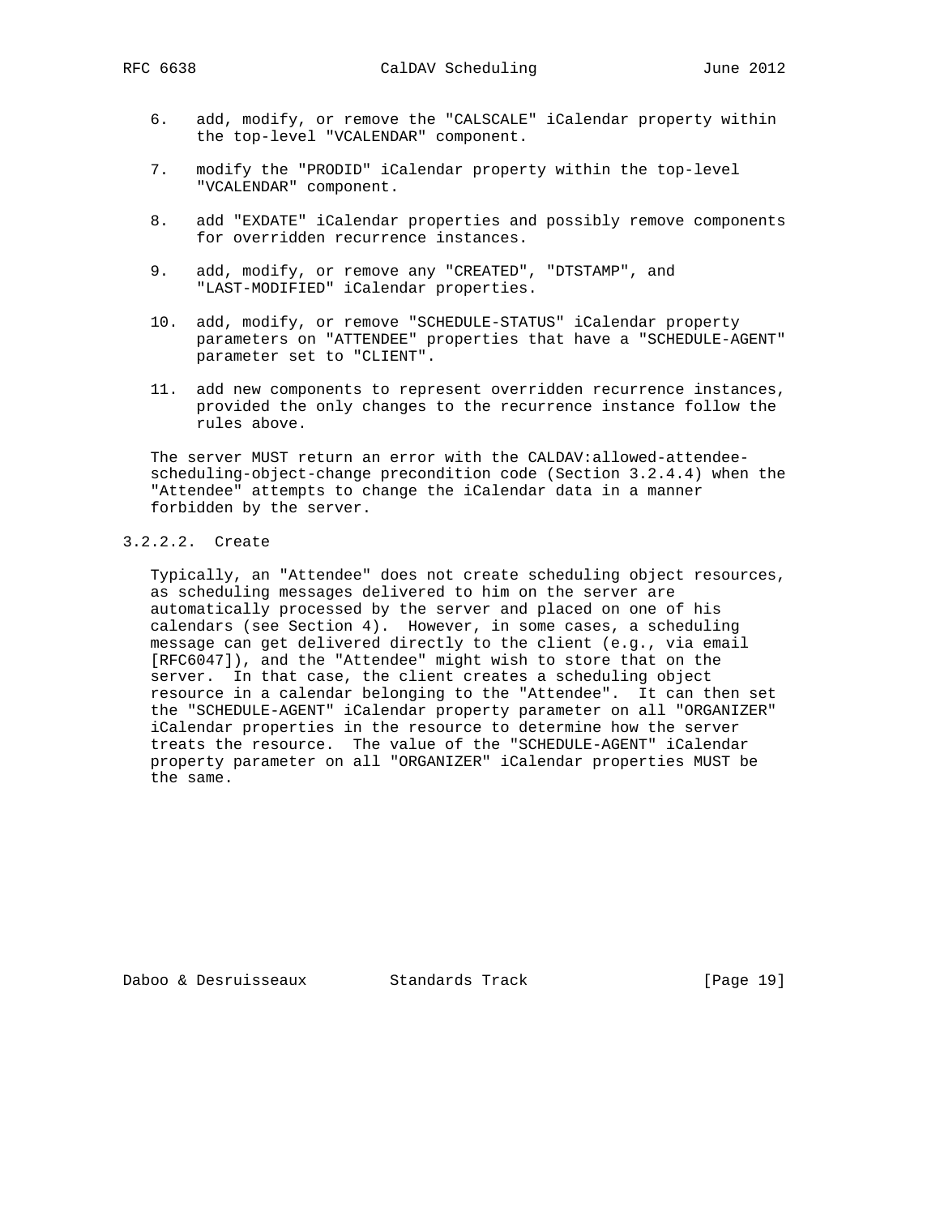6. add, modify, or remove the "CALSCALE" iCalendar property within the top-level "VCALENDAR" component.

7. modify the "PRODID" iCalendar property within the top-level "VCALENDAR" component.

8. add "EXDATE" iCalendar properties and possibly remove components for overridden recurrence instances.

9. add, modify, or remove any "CREATED", "DTSTAMP", and "LAST-MODIFIED" iCalendar properties.

10. add, modify, or remove "SCHEDULE-STATUS" iCalendar property parameters on "ATTENDEE" properties that have a "SCHEDULE-AGENT" parameter set to "CLIENT".

11. add new components to represent overridden recurrence instances, provided the only changes to the recurrence instance follow the rules above.

The server MUST return an error with the CALDAV:allowed-attendee-scheduling-object-change precondition code (Section 3.2.4.4) when the "Attendee" attempts to change the iCalendar data in a manner forbidden by the server.

#### 3.2.2.2. Create

Typically, an "Attendee" does not create scheduling object resources, as scheduling messages delivered to him on the server are automatically processed by the server and placed on one of his calendars (see Section 4). However, in some cases, a scheduling message can get delivered directly to the client (e.g., via email [RFC6047]), and the "Attendee" might wish to store that on the server. In that case, the client creates a scheduling object resource in a calendar belonging to the "Attendee". It can then set the "SCHEDULE-AGENT" iCalendar property parameter on all "ORGANIZER" iCalendar properties in the resource to determine how the server treats the resource. The value of the "SCHEDULE-AGENT" iCalendar property parameter on all "ORGANIZER" iCalendar properties MUST be the same.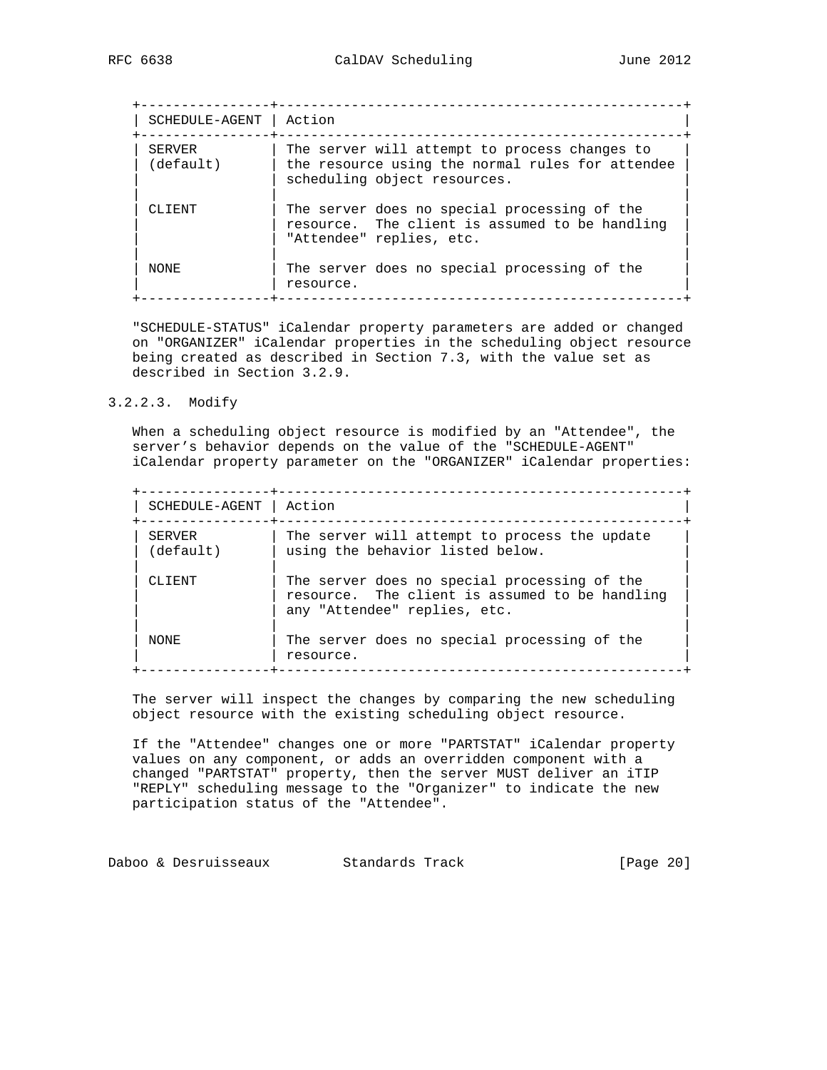| SCHEDULE-AGENT | Action |
| --- | --- |
| SERVER (default) | The server will attempt to process changes to the resource using the normal rules for attendee scheduling object resources. |
| CLIENT | The server does no special processing of the resource. The client is assumed to be handling "Attendee" replies, etc. |
| NONE | The server does no special processing of the resource. |

"SCHEDULE-STATUS" iCalendar property parameters are added or changed on "ORGANIZER" iCalendar properties in the scheduling object resource being created as described in Section 7.3, with the value set as described in Section 3.2.9.

#### 3.2.2.3. Modify

When a scheduling object resource is modified by an "Attendee", the server's behavior depends on the value of the "SCHEDULE-AGENT" iCalendar property parameter on the "ORGANIZER" iCalendar properties:

| SCHEDULE-AGENT | Action |
| --- | --- |
| SERVER (default) | The server will attempt to process the update using the behavior listed below. |
| CLIENT | The server does no special processing of the resource. The client is assumed to be handling any "Attendee" replies, etc. |
| NONE | The server does no special processing of the resource. |

The server will inspect the changes by comparing the new scheduling object resource with the existing scheduling object resource.

If the "Attendee" changes one or more "PARTSTAT" iCalendar property values on any component, or adds an overridden component with a changed "PARTSTAT" property, then the server MUST deliver an iTIP "REPLY" scheduling message to the "Organizer" to indicate the new participation status of the "Attendee".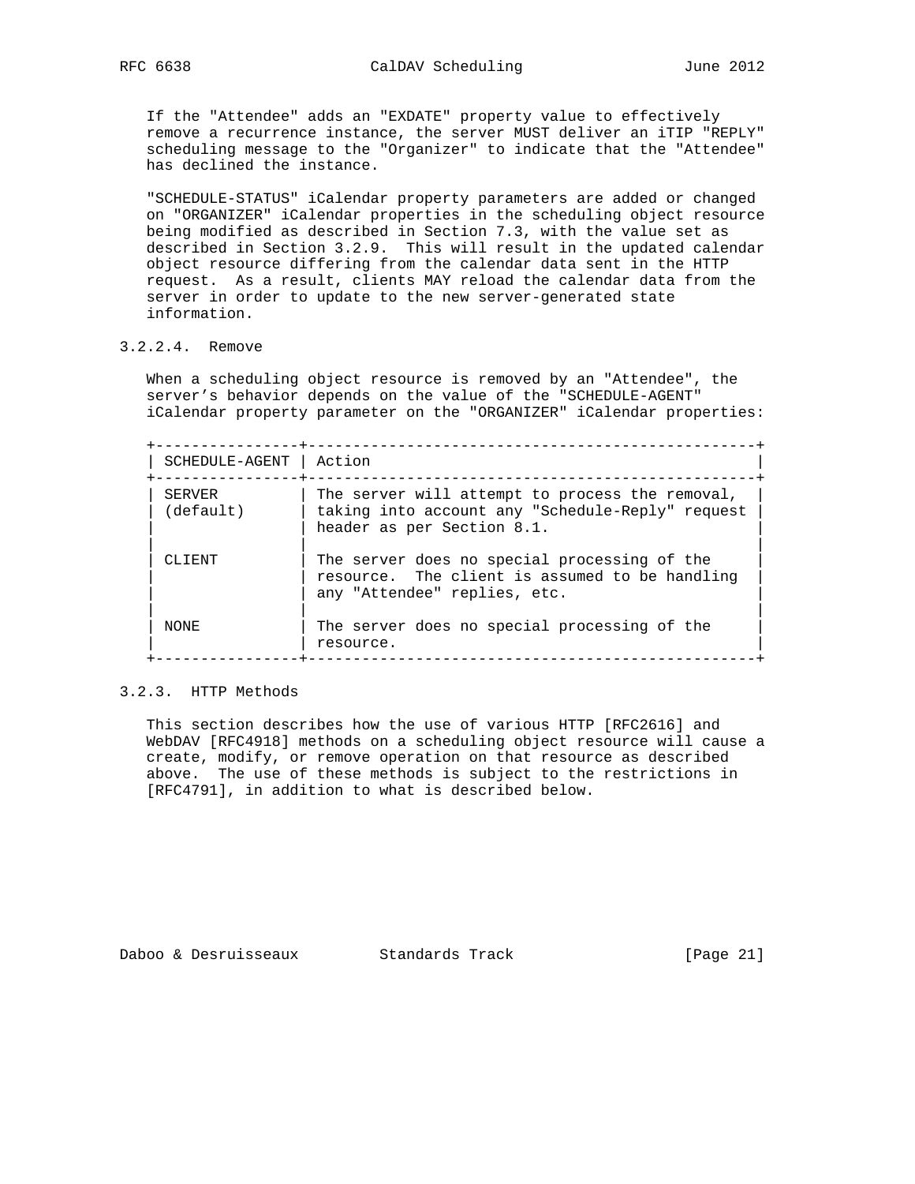If the "Attendee" adds an "EXDATE" property value to effectively remove a recurrence instance, the server MUST deliver an iTIP "REPLY" scheduling message to the "Organizer" to indicate that the "Attendee" has declined the instance.

"SCHEDULE-STATUS" iCalendar property parameters are added or changed on "ORGANIZER" iCalendar properties in the scheduling object resource being modified as described in Section 7.3, with the value set as described in Section 3.2.9. This will result in the updated calendar object resource differing from the calendar data sent in the HTTP request. As a result, clients MAY reload the calendar data from the server in order to update to the new server-generated state information.

#### 3.2.2.4. Remove

When a scheduling object resource is removed by an "Attendee", the server's behavior depends on the value of the "SCHEDULE-AGENT" iCalendar property parameter on the "ORGANIZER" iCalendar properties:

| SCHEDULE-AGENT | Action |
|---|---|
| SERVER (default) | The server will attempt to process the removal, taking into account any "Schedule-Reply" request header as per Section 8.1. |
| CLIENT | The server does no special processing of the resource. The client is assumed to be handling any "Attendee" replies, etc. |
| NONE | The server does no special processing of the resource. |

### 3.2.3. HTTP Methods

This section describes how the use of various HTTP [RFC2616] and WebDAV [RFC4918] methods on a scheduling object resource will cause a create, modify, or remove operation on that resource as described above. The use of these methods is subject to the restrictions in [RFC4791], in addition to what is described below.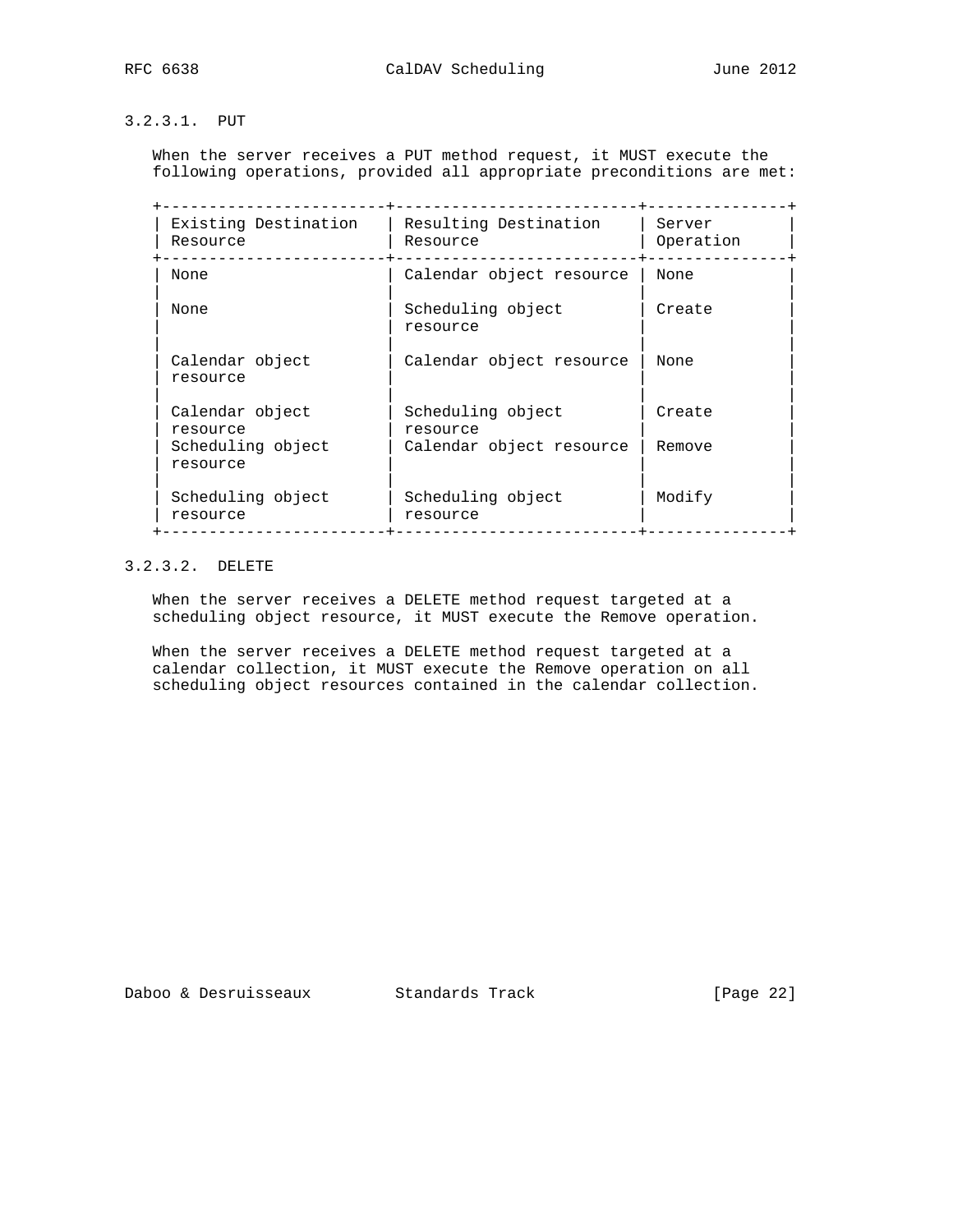#### 3.2.3.1. PUT

When the server receives a PUT method request, it MUST execute the following operations, provided all appropriate preconditions are met:

| Existing Destination Resource | Resulting Destination Resource | Server Operation |
|---|---|---|
| None | Calendar object resource | None |
| None | Scheduling object resource | Create |
| Calendar object resource | Calendar object resource | None |
| Calendar object resource | Scheduling object resource | Create |
| Scheduling object resource | Calendar object resource | Remove |
| Scheduling object resource | Scheduling object resource | Modify |

#### 3.2.3.2. DELETE

When the server receives a DELETE method request targeted at a scheduling object resource, it MUST execute the Remove operation.

When the server receives a DELETE method request targeted at a calendar collection, it MUST execute the Remove operation on all scheduling object resources contained in the calendar collection.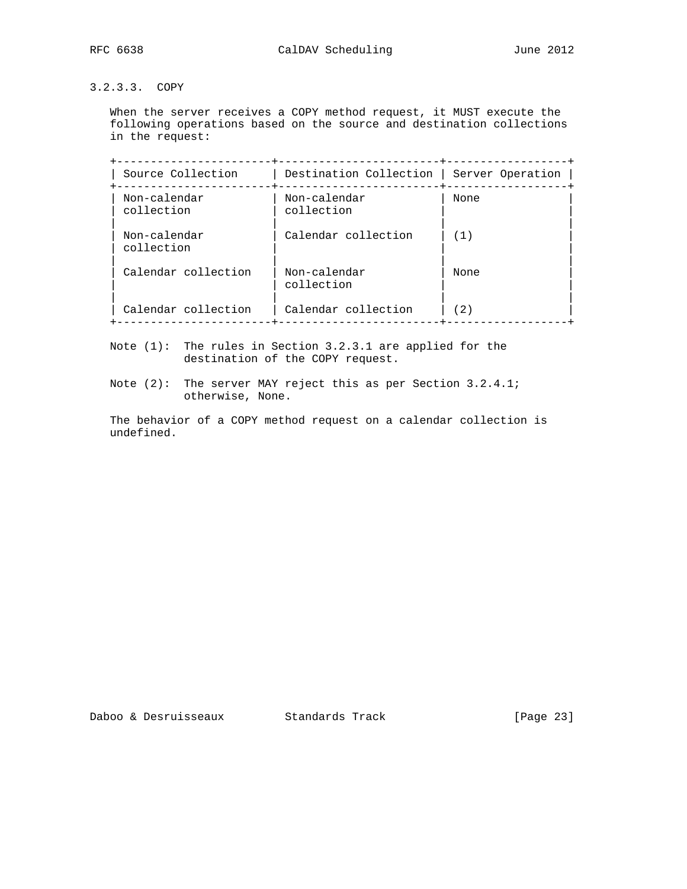#### 3.2.3.3. COPY

When the server receives a COPY method request, it MUST execute the following operations based on the source and destination collections in the request:

| Source Collection | Destination Collection | Server Operation |
|---|---|---|
| Non-calendar collection | Non-calendar collection | None |
| Non-calendar collection | Calendar collection | (1) |
| Calendar collection | Non-calendar collection | None |
| Calendar collection | Calendar collection | (2) |

Note (1): The rules in Section 3.2.3.1 are applied for the destination of the COPY request.

Note (2): The server MAY reject this as per Section 3.2.4.1; otherwise, None.

The behavior of a COPY method request on a calendar collection is undefined.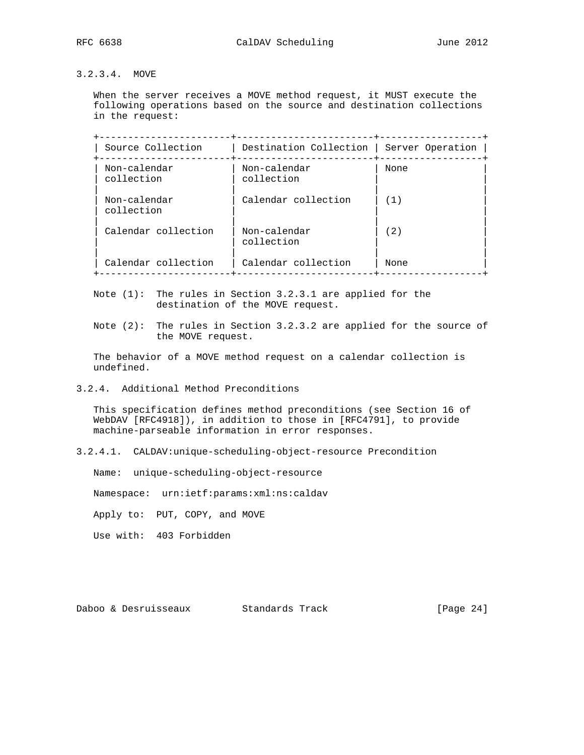#### 3.2.3.4. MOVE

When the server receives a MOVE method request, it MUST execute the following operations based on the source and destination collections in the request:

| Source Collection | Destination Collection | Server Operation |
|---|---|---|
| Non-calendar collection | Non-calendar collection | None |
| Non-calendar collection | Calendar collection | (1) |
| Calendar collection | Non-calendar collection | (2) |
| Calendar collection | Calendar collection | None |

Note (1): The rules in Section 3.2.3.1 are applied for the destination of the MOVE request.

Note (2): The rules in Section 3.2.3.2 are applied for the source of the MOVE request.

The behavior of a MOVE method request on a calendar collection is undefined.

### 3.2.4. Additional Method Preconditions

This specification defines method preconditions (see Section 16 of WebDAV [RFC4918]), in addition to those in [RFC4791], to provide machine-parseable information in error responses.

#### 3.2.4.1. CALDAV:unique-scheduling-object-resource Precondition

Name: unique-scheduling-object-resource

Namespace: urn:ietf:params:xml:ns:caldav

Apply to: PUT, COPY, and MOVE

Use with: 403 Forbidden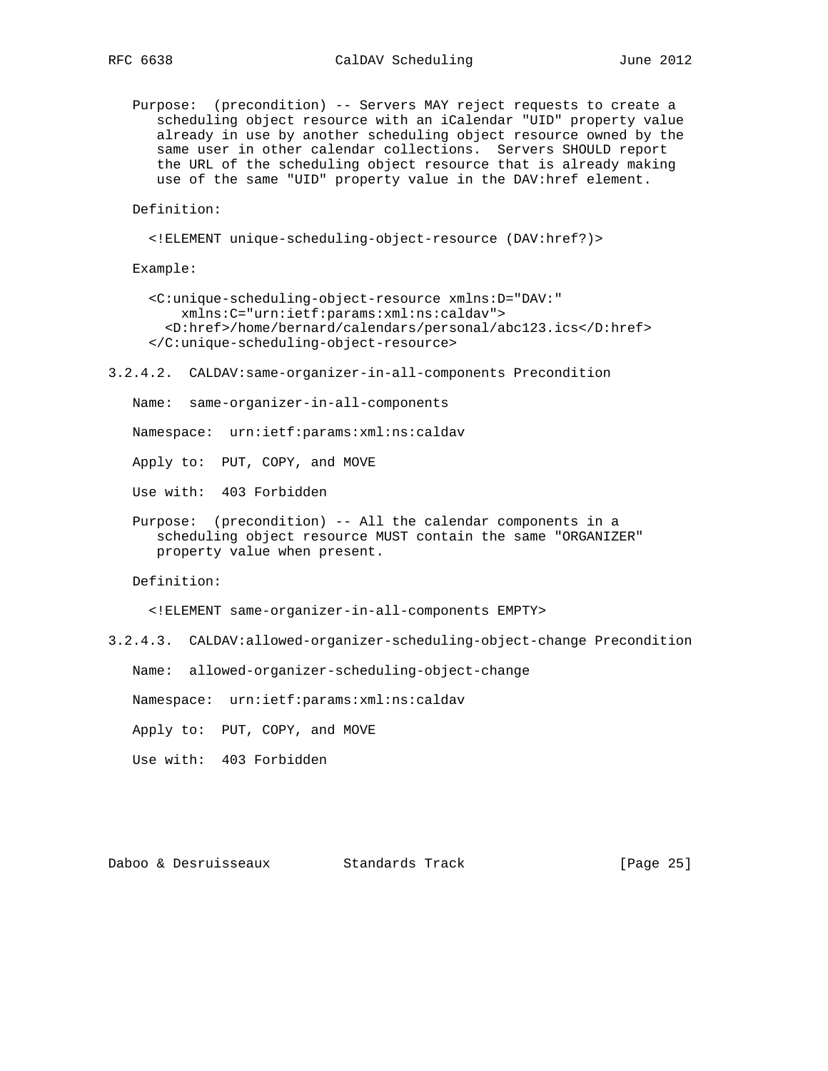Purpose: (precondition) -- Servers MAY reject requests to create a scheduling object resource with an iCalendar "UID" property value already in use by another scheduling object resource owned by the same user in other calendar collections. Servers SHOULD report the URL of the scheduling object resource that is already making use of the same "UID" property value in the DAV:href element.

Definition:

```
<!ELEMENT unique-scheduling-object-resource (DAV:href?)>
```

Example:

```
<C:unique-scheduling-object-resource xmlns:D="DAV:"
    xmlns:C="urn:ietf:params:xml:ns:caldav">
  <D:href>/home/bernard/calendars/personal/abc123.ics</D:href>
</C:unique-scheduling-object-resource>
```

#### 3.2.4.2. CALDAV:same-organizer-in-all-components Precondition

Name: same-organizer-in-all-components

Namespace: urn:ietf:params:xml:ns:caldav

Apply to: PUT, COPY, and MOVE

Use with: 403 Forbidden

Purpose: (precondition) -- All the calendar components in a scheduling object resource MUST contain the same "ORGANIZER" property value when present.

Definition:

```
<!ELEMENT same-organizer-in-all-components EMPTY>
```

#### 3.2.4.3. CALDAV:allowed-organizer-scheduling-object-change Precondition

Name: allowed-organizer-scheduling-object-change

Namespace: urn:ietf:params:xml:ns:caldav

Apply to: PUT, COPY, and MOVE

Use with: 403 Forbidden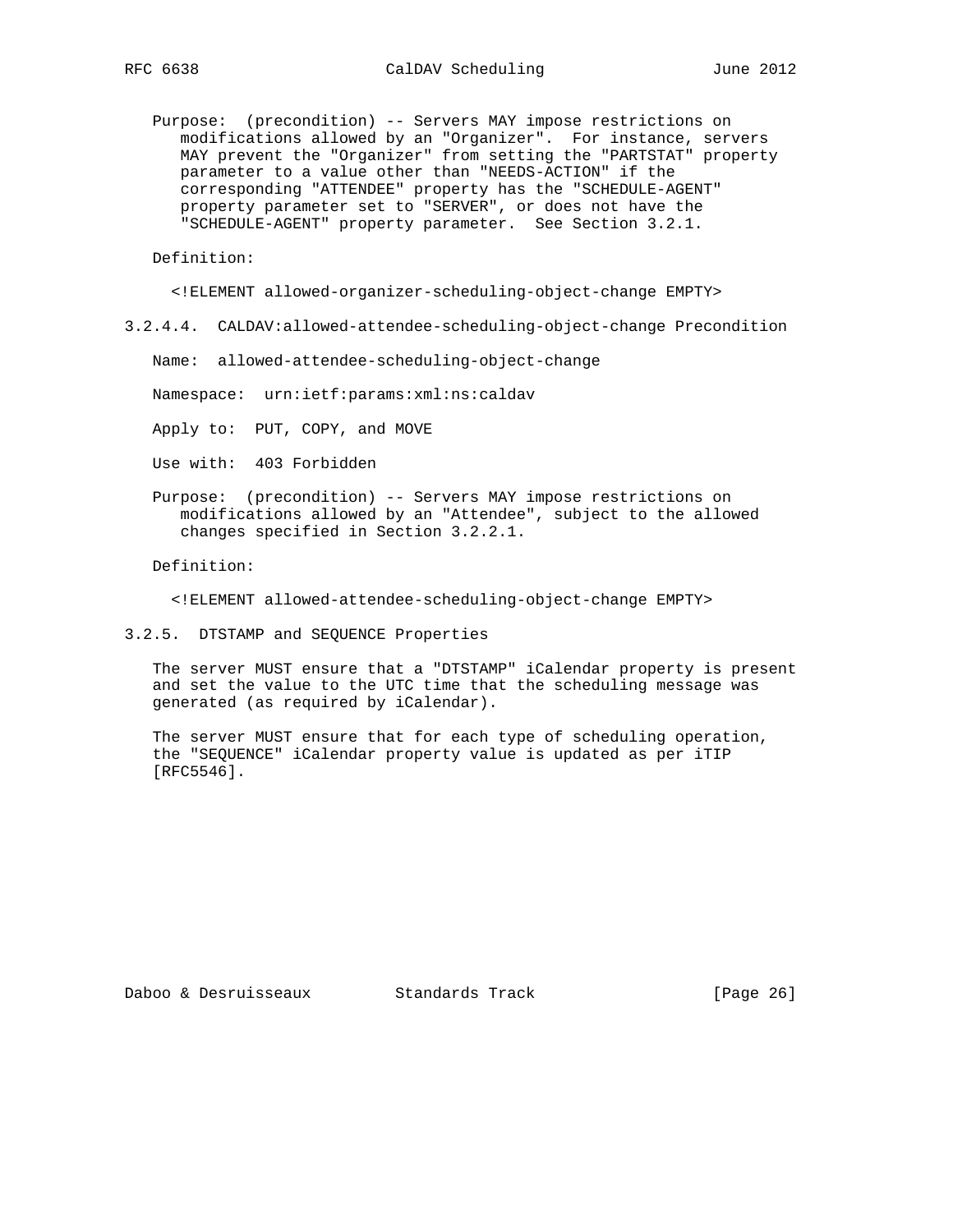Purpose: (precondition) -- Servers MAY impose restrictions on modifications allowed by an "Organizer". For instance, servers MAY prevent the "Organizer" from setting the "PARTSTAT" property parameter to a value other than "NEEDS-ACTION" if the corresponding "ATTENDEE" property has the "SCHEDULE-AGENT" property parameter set to "SERVER", or does not have the "SCHEDULE-AGENT" property parameter. See Section 3.2.1.

Definition:

```
<!ELEMENT allowed-organizer-scheduling-object-change EMPTY>
```

#### 3.2.4.4. CALDAV:allowed-attendee-scheduling-object-change Precondition

Name: allowed-attendee-scheduling-object-change

Namespace: urn:ietf:params:xml:ns:caldav

Apply to: PUT, COPY, and MOVE

Use with: 403 Forbidden

Purpose: (precondition) -- Servers MAY impose restrictions on modifications allowed by an "Attendee", subject to the allowed changes specified in Section 3.2.2.1.

Definition:

```
<!ELEMENT allowed-attendee-scheduling-object-change EMPTY>
```

### 3.2.5. DTSTAMP and SEQUENCE Properties

The server MUST ensure that a "DTSTAMP" iCalendar property is present and set the value to the UTC time that the scheduling message was generated (as required by iCalendar).

The server MUST ensure that for each type of scheduling operation, the "SEQUENCE" iCalendar property value is updated as per iTIP [RFC5546].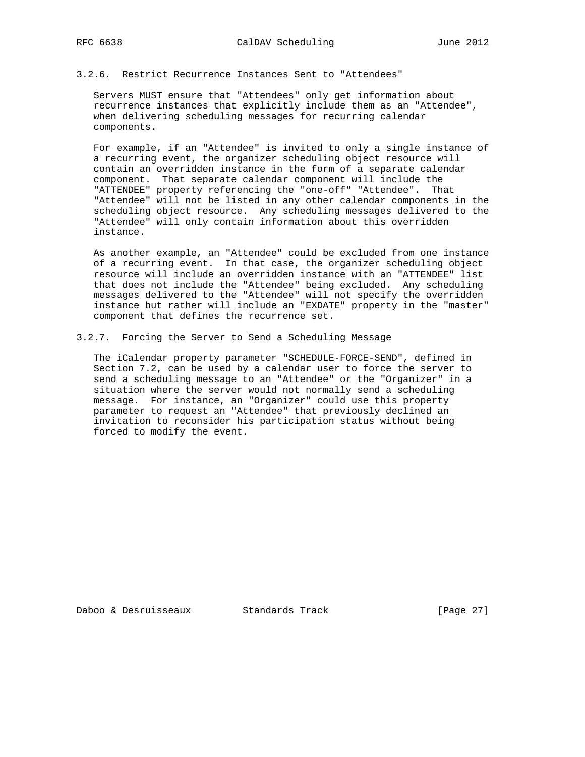### 3.2.6. Restrict Recurrence Instances Sent to "Attendees"

Servers MUST ensure that "Attendees" only get information about recurrence instances that explicitly include them as an "Attendee", when delivering scheduling messages for recurring calendar components.

For example, if an "Attendee" is invited to only a single instance of a recurring event, the organizer scheduling object resource will contain an overridden instance in the form of a separate calendar component. That separate calendar component will include the "ATTENDEE" property referencing the "one-off" "Attendee". That "Attendee" will not be listed in any other calendar components in the scheduling object resource. Any scheduling messages delivered to the "Attendee" will only contain information about this overridden instance.

As another example, an "Attendee" could be excluded from one instance of a recurring event. In that case, the organizer scheduling object resource will include an overridden instance with an "ATTENDEE" list that does not include the "Attendee" being excluded. Any scheduling messages delivered to the "Attendee" will not specify the overridden instance but rather will include an "EXDATE" property in the "master" component that defines the recurrence set.

### 3.2.7. Forcing the Server to Send a Scheduling Message

The iCalendar property parameter "SCHEDULE-FORCE-SEND", defined in Section 7.2, can be used by a calendar user to force the server to send a scheduling message to an "Attendee" or the "Organizer" in a situation where the server would not normally send a scheduling message. For instance, an "Organizer" could use this property parameter to request an "Attendee" that previously declined an invitation to reconsider his participation status without being forced to modify the event.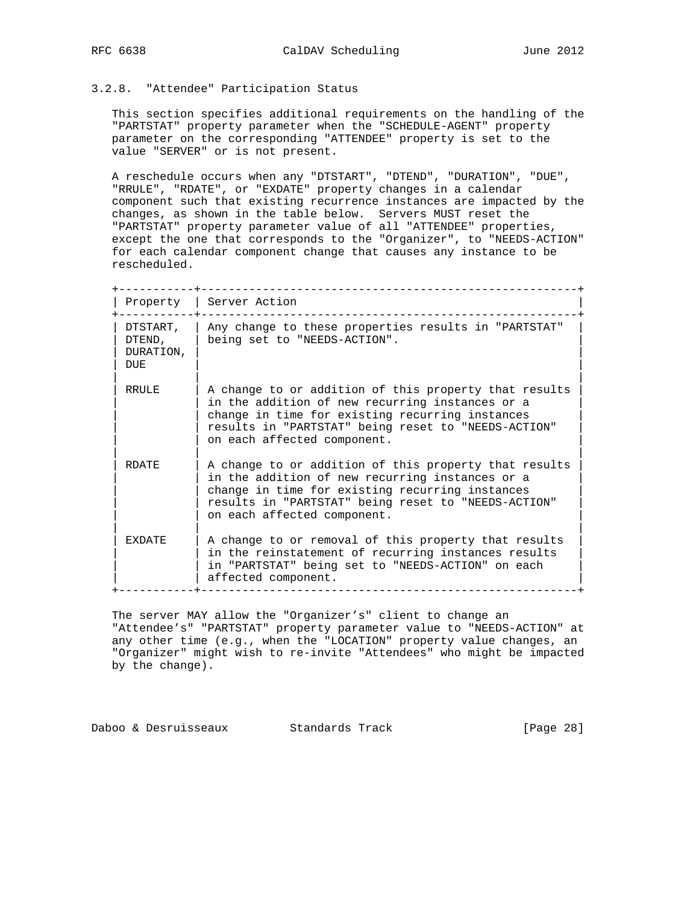### 3.2.8. "Attendee" Participation Status

This section specifies additional requirements on the handling of the "PARTSTAT" property parameter when the "SCHEDULE-AGENT" property parameter on the corresponding "ATTENDEE" property is set to the value "SERVER" or is not present.

A reschedule occurs when any "DTSTART", "DTEND", "DURATION", "DUE", "RRULE", "RDATE", or "EXDATE" property changes in a calendar component such that existing recurrence instances are impacted by the changes, as shown in the table below. Servers MUST reset the "PARTSTAT" property parameter value of all "ATTENDEE" properties, except the one that corresponds to the "Organizer", to "NEEDS-ACTION" for each calendar component change that causes any instance to be rescheduled.

| Property | Server Action |
|---|---|
| DTSTART, DTEND, DURATION, DUE | Any change to these properties results in "PARTSTAT" being set to "NEEDS-ACTION". |
| RRULE | A change to or addition of this property that results in the addition of new recurring instances or a change in time for existing recurring instances results in "PARTSTAT" being reset to "NEEDS-ACTION" on each affected component. |
| RDATE | A change to or addition of this property that results in the addition of new recurring instances or a change in time for existing recurring instances results in "PARTSTAT" being reset to "NEEDS-ACTION" on each affected component. |
| EXDATE | A change to or removal of this property that results in the reinstatement of recurring instances results in "PARTSTAT" being set to "NEEDS-ACTION" on each affected component. |

The server MAY allow the "Organizer's" client to change an "Attendee's" "PARTSTAT" property parameter value to "NEEDS-ACTION" at any other time (e.g., when the "LOCATION" property value changes, an "Organizer" might wish to re-invite "Attendees" who might be impacted by the change).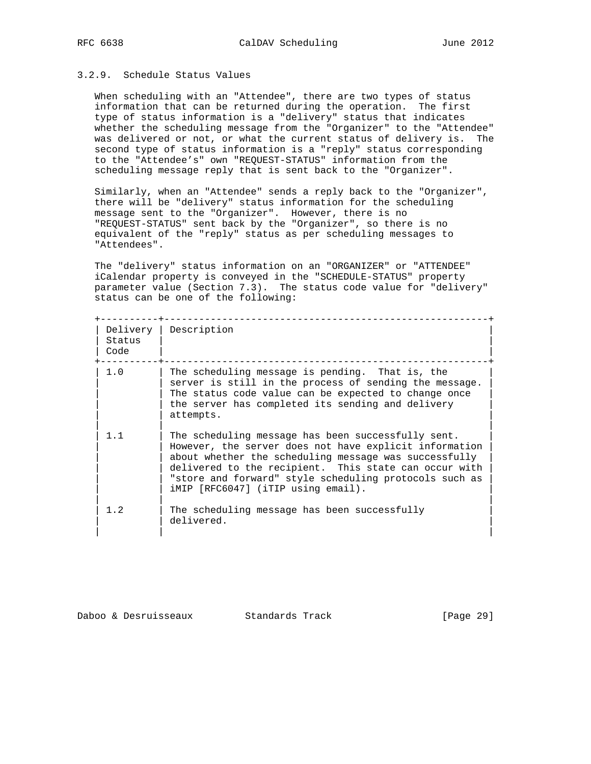### 3.2.9. Schedule Status Values

When scheduling with an "Attendee", there are two types of status information that can be returned during the operation. The first type of status information is a "delivery" status that indicates whether the scheduling message from the "Organizer" to the "Attendee" was delivered or not, or what the current status of delivery is. The second type of status information is a "reply" status corresponding to the "Attendee's" own "REQUEST-STATUS" information from the scheduling message reply that is sent back to the "Organizer".

Similarly, when an "Attendee" sends a reply back to the "Organizer", there will be "delivery" status information for the scheduling message sent to the "Organizer". However, there is no "REQUEST-STATUS" sent back by the "Organizer", so there is no equivalent of the "reply" status as per scheduling messages to "Attendees".

The "delivery" status information on an "ORGANIZER" or "ATTENDEE" iCalendar property is conveyed in the "SCHEDULE-STATUS" property parameter value (Section 7.3). The status code value for "delivery" status can be one of the following:

| Delivery Status Code | Description |
| --- | --- |
| 1.0 | The scheduling message is pending. That is, the server is still in the process of sending the message. The status code value can be expected to change once the server has completed its sending and delivery attempts. |
| 1.1 | The scheduling message has been successfully sent. However, the server does not have explicit information about whether the scheduling message was successfully delivered to the recipient. This state can occur with "store and forward" style scheduling protocols such as iMIP [RFC6047] (iTIP using email). |
| 1.2 | The scheduling message has been successfully delivered. |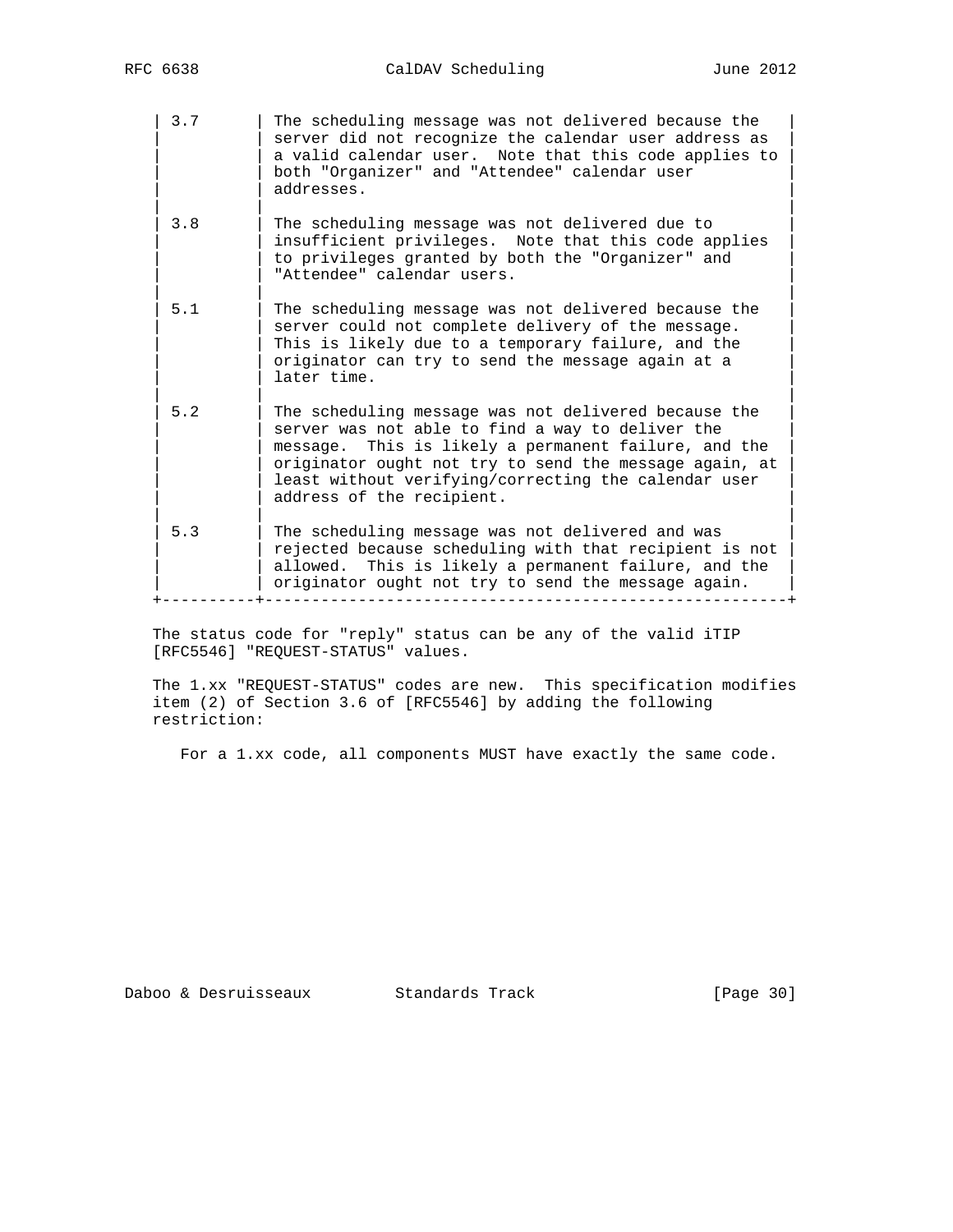| Status | Description |
|---|---|
| 3.7 | The scheduling message was not delivered because the server did not recognize the calendar user address as a valid calendar user. Note that this code applies to both "Organizer" and "Attendee" calendar user addresses. |
| 3.8 | The scheduling message was not delivered due to insufficient privileges. Note that this code applies to privileges granted by both the "Organizer" and "Attendee" calendar users. |
| 5.1 | The scheduling message was not delivered because the server could not complete delivery of the message. This is likely due to a temporary failure, and the originator can try to send the message again at a later time. |
| 5.2 | The scheduling message was not delivered because the server was not able to find a way to deliver the message. This is likely a permanent failure, and the originator ought not try to send the message again, at least without verifying/correcting the calendar user address of the recipient. |
| 5.3 | The scheduling message was not delivered and was rejected because scheduling with that recipient is not allowed. This is likely a permanent failure, and the originator ought not try to send the message again. |

The status code for "reply" status can be any of the valid iTIP [RFC5546] "REQUEST-STATUS" values.

The 1.xx "REQUEST-STATUS" codes are new. This specification modifies item (2) of Section 3.6 of [RFC5546] by adding the following restriction:

> For a 1.xx code, all components MUST have exactly the same code.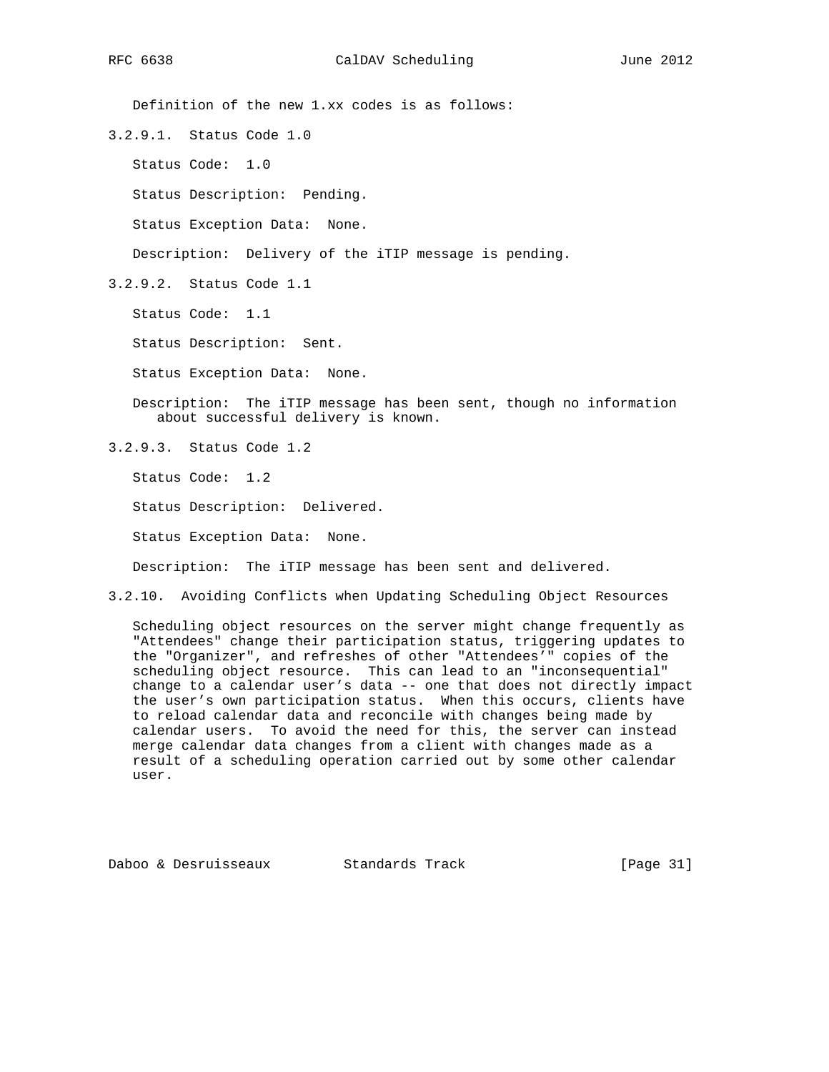Definition of the new 1.xx codes is as follows:

#### 3.2.9.1. Status Code 1.0

Status Code: 1.0

Status Description: Pending.

Status Exception Data: None.

Description: Delivery of the iTIP message is pending.

#### 3.2.9.2. Status Code 1.1

Status Code: 1.1

Status Description: Sent.

Status Exception Data: None.

Description: The iTIP message has been sent, though no information about successful delivery is known.

#### 3.2.9.3. Status Code 1.2

Status Code: 1.2

Status Description: Delivered.

Status Exception Data: None.

Description: The iTIP message has been sent and delivered.

### 3.2.10. Avoiding Conflicts when Updating Scheduling Object Resources

Scheduling object resources on the server might change frequently as "Attendees" change their participation status, triggering updates to the "Organizer", and refreshes of other "Attendees'" copies of the scheduling object resource. This can lead to an "inconsequential" change to a calendar user's data -- one that does not directly impact the user's own participation status. When this occurs, clients have to reload calendar data and reconcile with changes being made by calendar users. To avoid the need for this, the server can instead merge calendar data changes from a client with changes made as a result of a scheduling operation carried out by some other calendar user.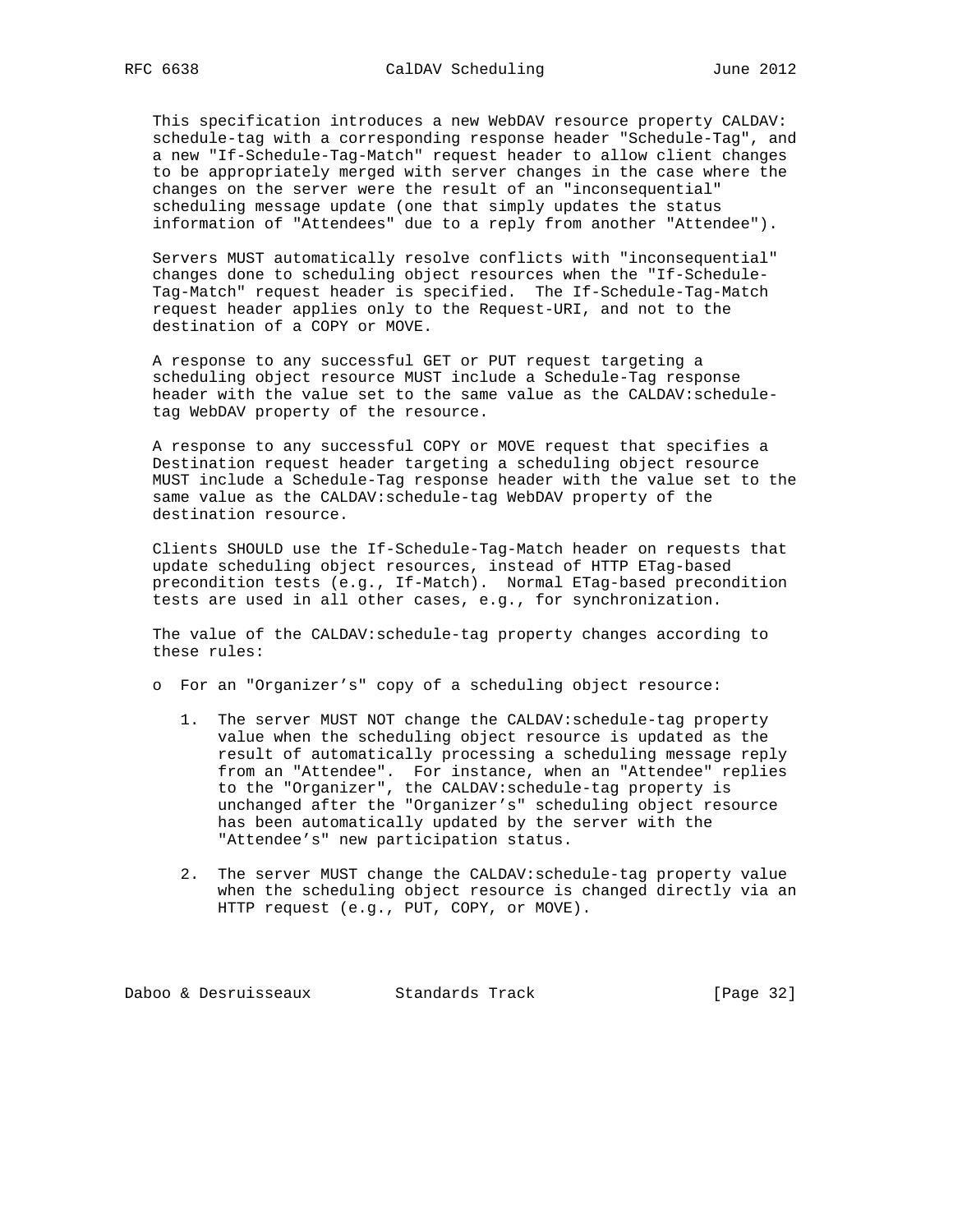This specification introduces a new WebDAV resource property CALDAV:schedule-tag with a corresponding response header "Schedule-Tag", and a new "If-Schedule-Tag-Match" request header to allow client changes to be appropriately merged with server changes in the case where the changes on the server were the result of an "inconsequential" scheduling message update (one that simply updates the status information of "Attendees" due to a reply from another "Attendee").

Servers MUST automatically resolve conflicts with "inconsequential" changes done to scheduling object resources when the "If-Schedule-Tag-Match" request header is specified. The If-Schedule-Tag-Match request header applies only to the Request-URI, and not to the destination of a COPY or MOVE.

A response to any successful GET or PUT request targeting a scheduling object resource MUST include a Schedule-Tag response header with the value set to the same value as the CALDAV:schedule-tag WebDAV property of the resource.

A response to any successful COPY or MOVE request that specifies a Destination request header targeting a scheduling object resource MUST include a Schedule-Tag response header with the value set to the same value as the CALDAV:schedule-tag WebDAV property of the destination resource.

Clients SHOULD use the If-Schedule-Tag-Match header on requests that update scheduling object resources, instead of HTTP ETag-based precondition tests (e.g., If-Match). Normal ETag-based precondition tests are used in all other cases, e.g., for synchronization.

The value of the CALDAV:schedule-tag property changes according to these rules:

- For an "Organizer's" copy of a scheduling object resource:

   1. The server MUST NOT change the CALDAV:schedule-tag property value when the scheduling object resource is updated as the result of automatically processing a scheduling message reply from an "Attendee". For instance, when an "Attendee" replies to the "Organizer", the CALDAV:schedule-tag property is unchanged after the "Organizer's" scheduling object resource has been automatically updated by the server with the "Attendee's" new participation status.

   2. The server MUST change the CALDAV:schedule-tag property value when the scheduling object resource is changed directly via an HTTP request (e.g., PUT, COPY, or MOVE).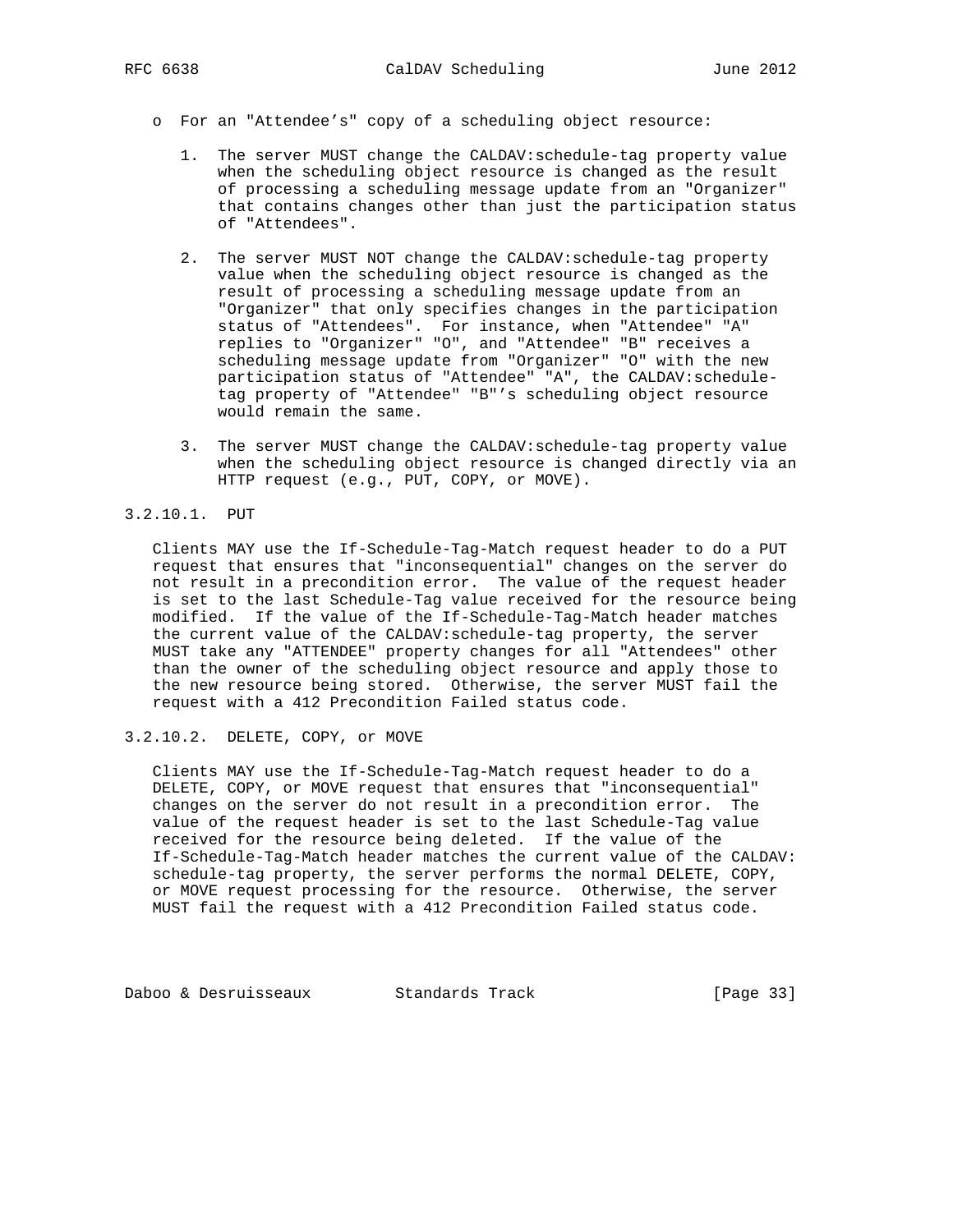- For an "Attendee's" copy of a scheduling object resource:

  1. The server MUST change the CALDAV:schedule-tag property value when the scheduling object resource is changed as the result of processing a scheduling message update from an "Organizer" that contains changes other than just the participation status of "Attendees".

  2. The server MUST NOT change the CALDAV:schedule-tag property value when the scheduling object resource is changed as the result of processing a scheduling message update from an "Organizer" that only specifies changes in the participation status of "Attendees". For instance, when "Attendee" "A" replies to "Organizer" "O", and "Attendee" "B" receives a scheduling message update from "Organizer" "O" with the new participation status of "Attendee" "A", the CALDAV:schedule-tag property of "Attendee" "B"'s scheduling object resource would remain the same.

  3. The server MUST change the CALDAV:schedule-tag property value when the scheduling object resource is changed directly via an HTTP request (e.g., PUT, COPY, or MOVE).

#### 3.2.10.1. PUT

Clients MAY use the If-Schedule-Tag-Match request header to do a PUT request that ensures that "inconsequential" changes on the server do not result in a precondition error. The value of the request header is set to the last Schedule-Tag value received for the resource being modified. If the value of the If-Schedule-Tag-Match header matches the current value of the CALDAV:schedule-tag property, the server MUST take any "ATTENDEE" property changes for all "Attendees" other than the owner of the scheduling object resource and apply those to the new resource being stored. Otherwise, the server MUST fail the request with a 412 Precondition Failed status code.

#### 3.2.10.2. DELETE, COPY, or MOVE

Clients MAY use the If-Schedule-Tag-Match request header to do a DELETE, COPY, or MOVE request that ensures that "inconsequential" changes on the server do not result in a precondition error. The value of the request header is set to the last Schedule-Tag value received for the resource being deleted. If the value of the If-Schedule-Tag-Match header matches the current value of the CALDAV: schedule-tag property, the server performs the normal DELETE, COPY, or MOVE request processing for the resource. Otherwise, the server MUST fail the request with a 412 Precondition Failed status code.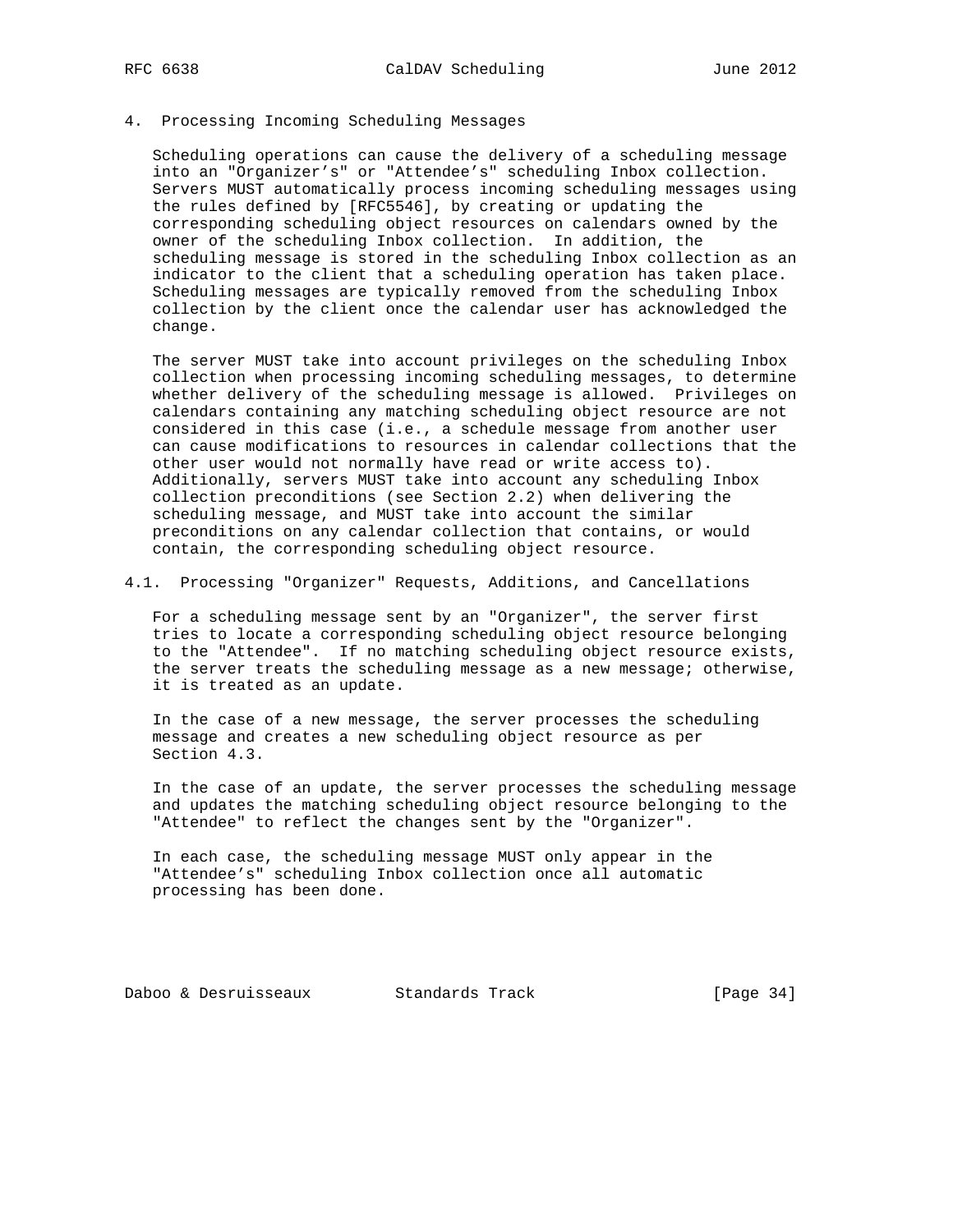# 4. Processing Incoming Scheduling Messages

Scheduling operations can cause the delivery of a scheduling message into an "Organizer's" or "Attendee's" scheduling Inbox collection. Servers MUST automatically process incoming scheduling messages using the rules defined by [RFC5546], by creating or updating the corresponding scheduling object resources on calendars owned by the owner of the scheduling Inbox collection. In addition, the scheduling message is stored in the scheduling Inbox collection as an indicator to the client that a scheduling operation has taken place. Scheduling messages are typically removed from the scheduling Inbox collection by the client once the calendar user has acknowledged the change.

The server MUST take into account privileges on the scheduling Inbox collection when processing incoming scheduling messages, to determine whether delivery of the scheduling message is allowed. Privileges on calendars containing any matching scheduling object resource are not considered in this case (i.e., a schedule message from another user can cause modifications to resources in calendar collections that the other user would not normally have read or write access to). Additionally, servers MUST take into account any scheduling Inbox collection preconditions (see Section 2.2) when delivering the scheduling message, and MUST take into account the similar preconditions on any calendar collection that contains, or would contain, the corresponding scheduling object resource.

## 4.1. Processing "Organizer" Requests, Additions, and Cancellations

For a scheduling message sent by an "Organizer", the server first tries to locate a corresponding scheduling object resource belonging to the "Attendee". If no matching scheduling object resource exists, the server treats the scheduling message as a new message; otherwise, it is treated as an update.

In the case of a new message, the server processes the scheduling message and creates a new scheduling object resource as per Section 4.3.

In the case of an update, the server processes the scheduling message and updates the matching scheduling object resource belonging to the "Attendee" to reflect the changes sent by the "Organizer".

In each case, the scheduling message MUST only appear in the "Attendee's" scheduling Inbox collection once all automatic processing has been done.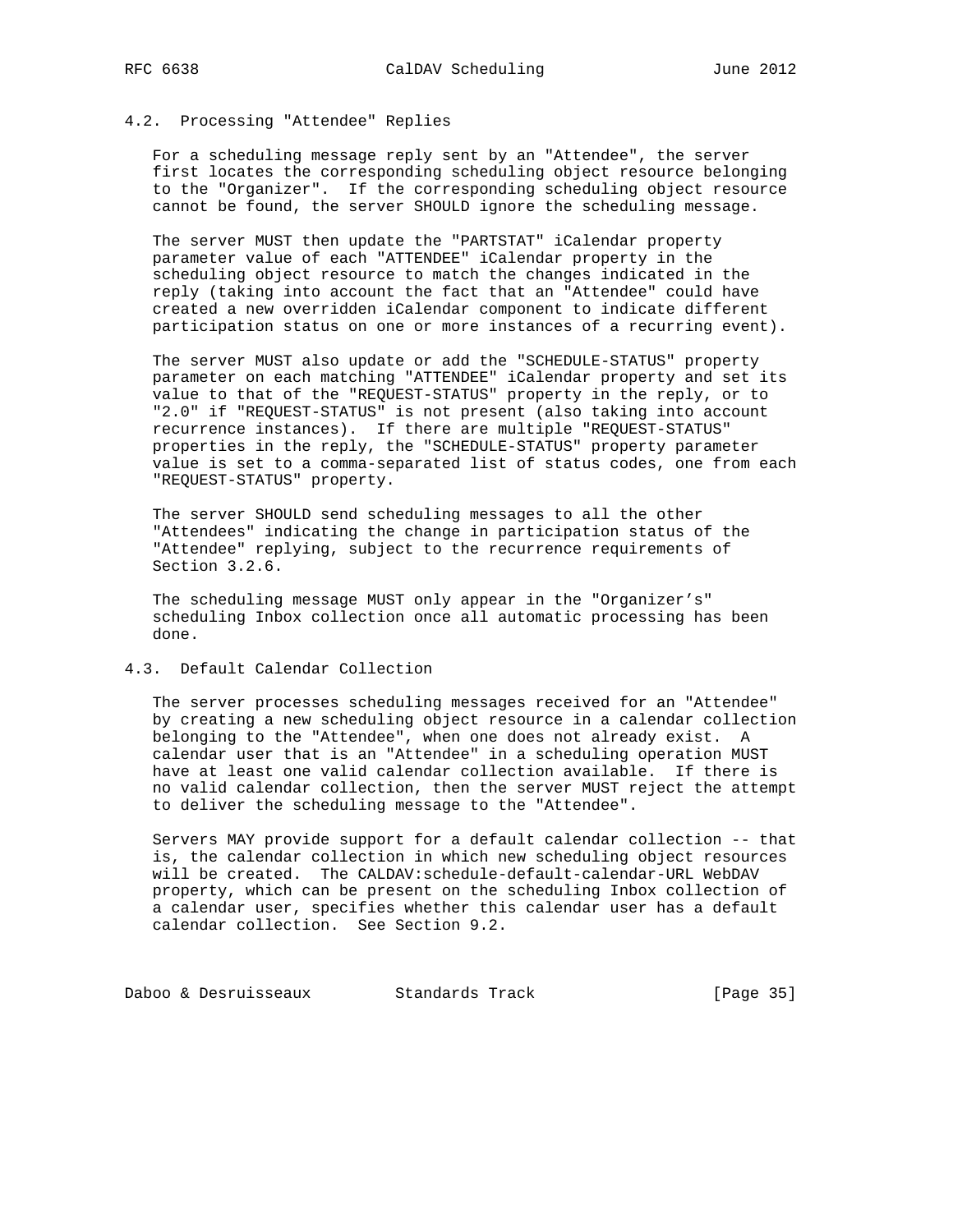### 4.2. Processing "Attendee" Replies

For a scheduling message reply sent by an "Attendee", the server first locates the corresponding scheduling object resource belonging to the "Organizer". If the corresponding scheduling object resource cannot be found, the server SHOULD ignore the scheduling message.

The server MUST then update the "PARTSTAT" iCalendar property parameter value of each "ATTENDEE" iCalendar property in the scheduling object resource to match the changes indicated in the reply (taking into account the fact that an "Attendee" could have created a new overridden iCalendar component to indicate different participation status on one or more instances of a recurring event).

The server MUST also update or add the "SCHEDULE-STATUS" property parameter on each matching "ATTENDEE" iCalendar property and set its value to that of the "REQUEST-STATUS" property in the reply, or to "2.0" if "REQUEST-STATUS" is not present (also taking into account recurrence instances). If there are multiple "REQUEST-STATUS" properties in the reply, the "SCHEDULE-STATUS" property parameter value is set to a comma-separated list of status codes, one from each "REQUEST-STATUS" property.

The server SHOULD send scheduling messages to all the other "Attendees" indicating the change in participation status of the "Attendee" replying, subject to the recurrence requirements of Section 3.2.6.

The scheduling message MUST only appear in the "Organizer's" scheduling Inbox collection once all automatic processing has been done.

### 4.3. Default Calendar Collection

The server processes scheduling messages received for an "Attendee" by creating a new scheduling object resource in a calendar collection belonging to the "Attendee", when one does not already exist. A calendar user that is an "Attendee" in a scheduling operation MUST have at least one valid calendar collection available. If there is no valid calendar collection, then the server MUST reject the attempt to deliver the scheduling message to the "Attendee".

Servers MAY provide support for a default calendar collection -- that is, the calendar collection in which new scheduling object resources will be created. The CALDAV:schedule-default-calendar-URL WebDAV property, which can be present on the scheduling Inbox collection of a calendar user, specifies whether this calendar user has a default calendar collection. See Section 9.2.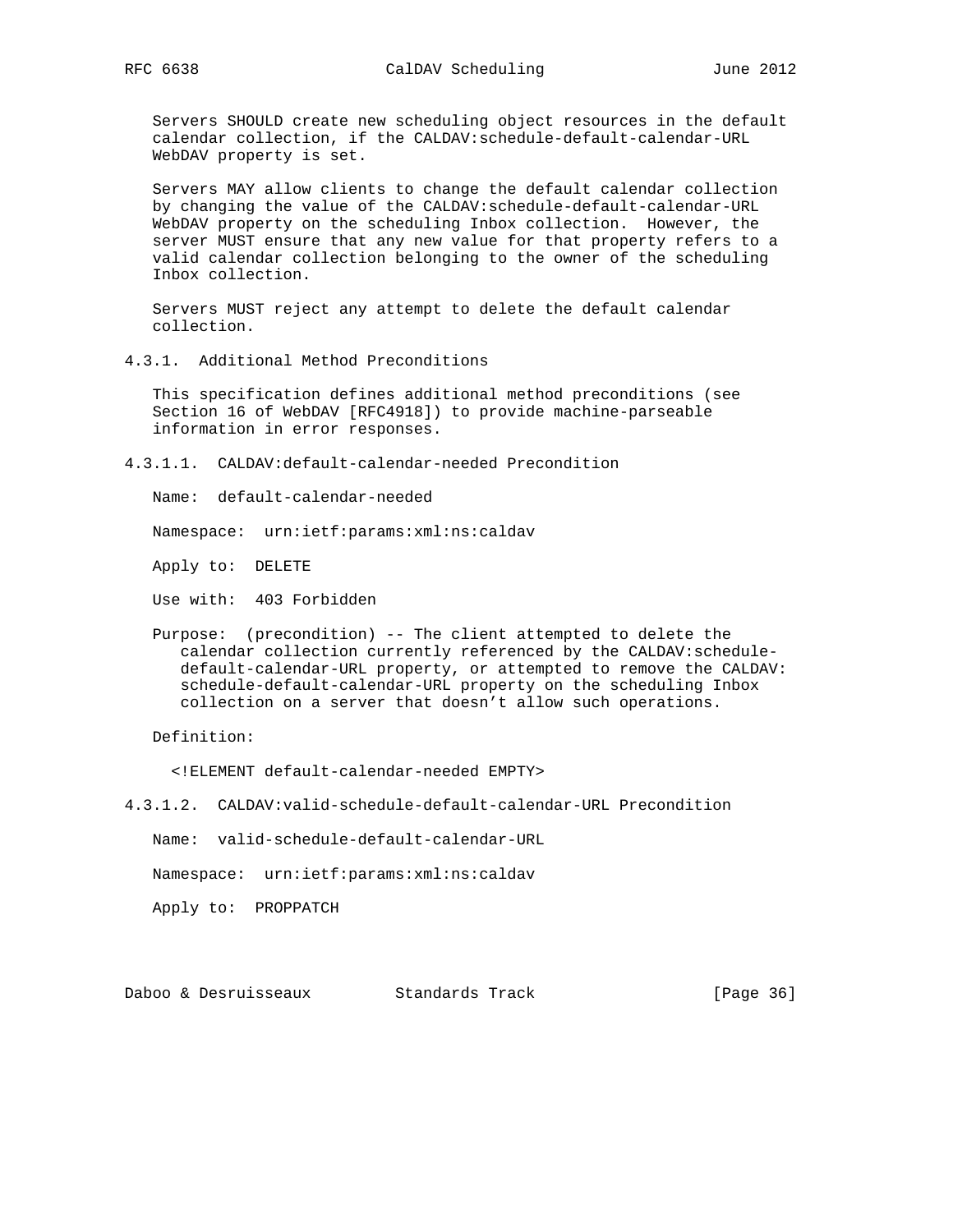Servers SHOULD create new scheduling object resources in the default calendar collection, if the CALDAV:schedule-default-calendar-URL WebDAV property is set.

Servers MAY allow clients to change the default calendar collection by changing the value of the CALDAV:schedule-default-calendar-URL WebDAV property on the scheduling Inbox collection. However, the server MUST ensure that any new value for that property refers to a valid calendar collection belonging to the owner of the scheduling Inbox collection.

Servers MUST reject any attempt to delete the default calendar collection.

### 4.3.1. Additional Method Preconditions

This specification defines additional method preconditions (see Section 16 of WebDAV [RFC4918]) to provide machine-parseable information in error responses.

#### 4.3.1.1. CALDAV:default-calendar-needed Precondition

Name: default-calendar-needed

Namespace: urn:ietf:params:xml:ns:caldav

Apply to: DELETE

Use with: 403 Forbidden

Purpose: (precondition) -- The client attempted to delete the calendar collection currently referenced by the CALDAV:schedule-default-calendar-URL property, or attempted to remove the CALDAV:schedule-default-calendar-URL property on the scheduling Inbox collection on a server that doesn’t allow such operations.

Definition:

```
<!ELEMENT default-calendar-needed EMPTY>
```

#### 4.3.1.2. CALDAV:valid-schedule-default-calendar-URL Precondition

Name: valid-schedule-default-calendar-URL

Namespace: urn:ietf:params:xml:ns:caldav

Apply to: PROPPATCH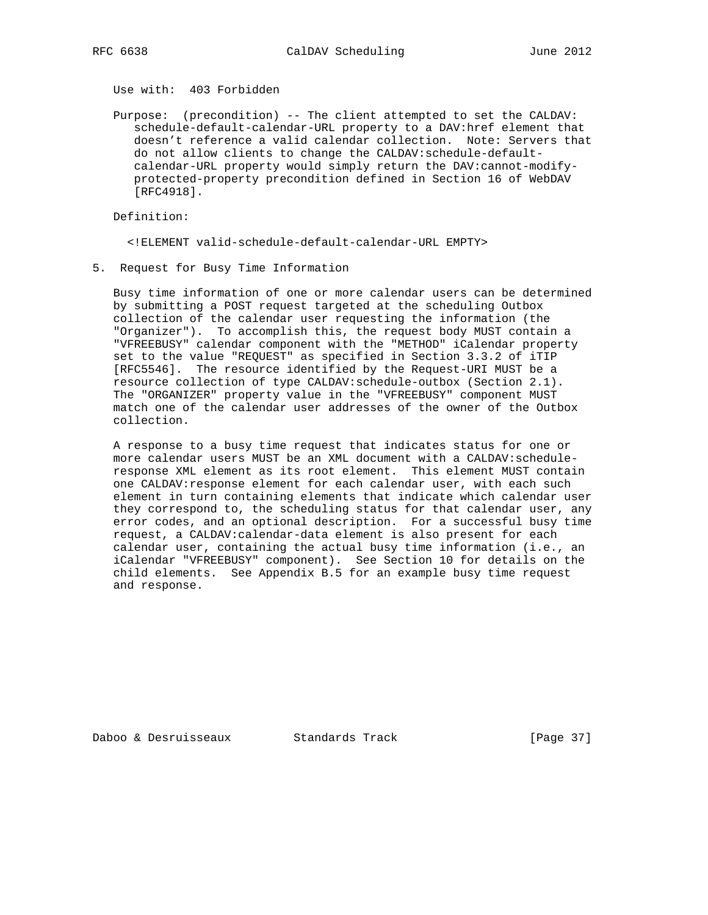Use with: 403 Forbidden

Purpose: (precondition) -- The client attempted to set the CALDAV:schedule-default-calendar-URL property to a DAV:href element that doesn't reference a valid calendar collection. Note: Servers that do not allow clients to change the CALDAV:schedule-default-calendar-URL property would simply return the DAV:cannot-modify-protected-property precondition defined in Section 16 of WebDAV [RFC4918].

Definition:

```
<!ELEMENT valid-schedule-default-calendar-URL EMPTY>
```

## 5. Request for Busy Time Information

Busy time information of one or more calendar users can be determined by submitting a POST request targeted at the scheduling Outbox collection of the calendar user requesting the information (the "Organizer"). To accomplish this, the request body MUST contain a "VFREEBUSY" calendar component with the "METHOD" iCalendar property set to the value "REQUEST" as specified in Section 3.3.2 of iTIP [RFC5546]. The resource identified by the Request-URI MUST be a resource collection of type CALDAV:schedule-outbox (Section 2.1). The "ORGANIZER" property value in the "VFREEBUSY" component MUST match one of the calendar user addresses of the owner of the Outbox collection.

A response to a busy time request that indicates status for one or more calendar users MUST be an XML document with a CALDAV:schedule-response XML element as its root element. This element MUST contain one CALDAV:response element for each calendar user, with each such element in turn containing elements that indicate which calendar user they correspond to, the scheduling status for that calendar user, any error codes, and an optional description. For a successful busy time request, a CALDAV:calendar-data element is also present for each calendar user, containing the actual busy time information (i.e., an iCalendar "VFREEBUSY" component). See Section 10 for details on the child elements. See Appendix B.5 for an example busy time request and response.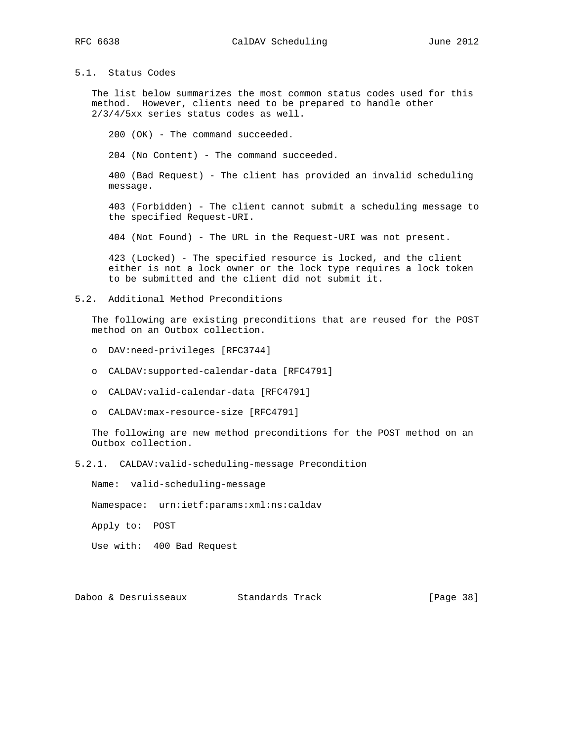### 5.1. Status Codes

The list below summarizes the most common status codes used for this method. However, clients need to be prepared to handle other 2/3/4/5xx series status codes as well.

200 (OK) - The command succeeded.

204 (No Content) - The command succeeded.

400 (Bad Request) - The client has provided an invalid scheduling message.

403 (Forbidden) - The client cannot submit a scheduling message to the specified Request-URI.

404 (Not Found) - The URL in the Request-URI was not present.

423 (Locked) - The specified resource is locked, and the client either is not a lock owner or the lock type requires a lock token to be submitted and the client did not submit it.

### 5.2. Additional Method Preconditions

The following are existing preconditions that are reused for the POST method on an Outbox collection.

- DAV:need-privileges [RFC3744]
- CALDAV:supported-calendar-data [RFC4791]
- CALDAV:valid-calendar-data [RFC4791]
- CALDAV:max-resource-size [RFC4791]

The following are new method preconditions for the POST method on an Outbox collection.

#### 5.2.1. CALDAV:valid-scheduling-message Precondition

Name: valid-scheduling-message

Namespace: urn:ietf:params:xml:ns:caldav

Apply to: POST

Use with: 400 Bad Request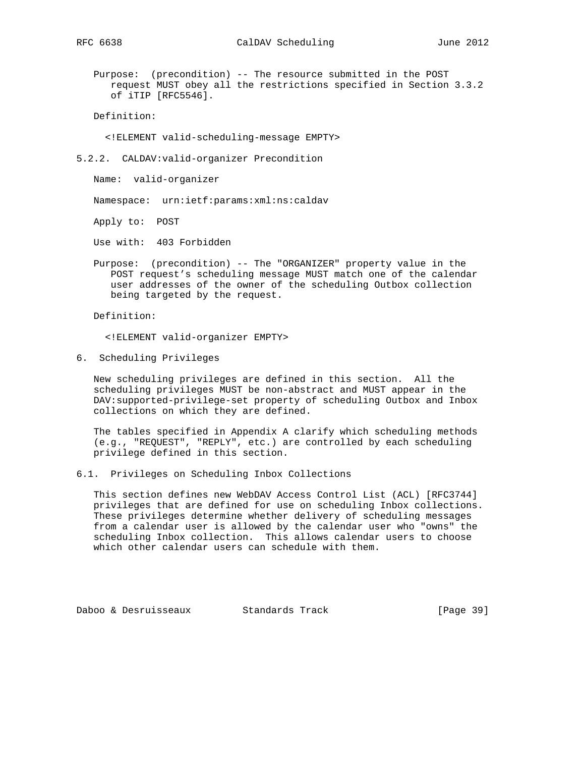Purpose: (precondition) -- The resource submitted in the POST request MUST obey all the restrictions specified in Section 3.3.2 of iTIP [RFC5546].

Definition:

```
<!ELEMENT valid-scheduling-message EMPTY>
```

### 5.2.2. CALDAV:valid-organizer Precondition

Name: valid-organizer

Namespace: urn:ietf:params:xml:ns:caldav

Apply to: POST

Use with: 403 Forbidden

Purpose: (precondition) -- The "ORGANIZER" property value in the POST request's scheduling message MUST match one of the calendar user addresses of the owner of the scheduling Outbox collection being targeted by the request.

Definition:

```
<!ELEMENT valid-organizer EMPTY>
```

# 6. Scheduling Privileges

New scheduling privileges are defined in this section. All the scheduling privileges MUST be non-abstract and MUST appear in the DAV:supported-privilege-set property of scheduling Outbox and Inbox collections on which they are defined.

The tables specified in Appendix A clarify which scheduling methods (e.g., "REQUEST", "REPLY", etc.) are controlled by each scheduling privilege defined in this section.

## 6.1. Privileges on Scheduling Inbox Collections

This section defines new WebDAV Access Control List (ACL) [RFC3744] privileges that are defined for use on scheduling Inbox collections. These privileges determine whether delivery of scheduling messages from a calendar user is allowed by the calendar user who "owns" the scheduling Inbox collection. This allows calendar users to choose which other calendar users can schedule with them.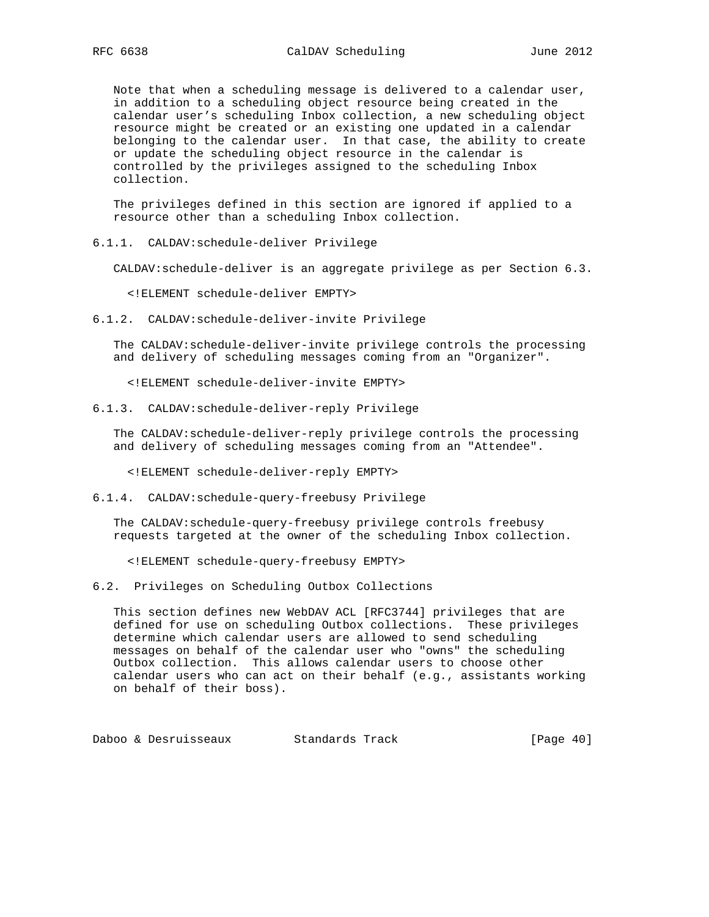Note that when a scheduling message is delivered to a calendar user, in addition to a scheduling object resource being created in the calendar user's scheduling Inbox collection, a new scheduling object resource might be created or an existing one updated in a calendar belonging to the calendar user. In that case, the ability to create or update the scheduling object resource in the calendar is controlled by the privileges assigned to the scheduling Inbox collection.

The privileges defined in this section are ignored if applied to a resource other than a scheduling Inbox collection.

### 6.1.1. CALDAV:schedule-deliver Privilege

CALDAV:schedule-deliver is an aggregate privilege as per Section 6.3.

```
<!ELEMENT schedule-deliver EMPTY>
```

### 6.1.2. CALDAV:schedule-deliver-invite Privilege

The CALDAV:schedule-deliver-invite privilege controls the processing and delivery of scheduling messages coming from an "Organizer".

```
<!ELEMENT schedule-deliver-invite EMPTY>
```

### 6.1.3. CALDAV:schedule-deliver-reply Privilege

The CALDAV:schedule-deliver-reply privilege controls the processing and delivery of scheduling messages coming from an "Attendee".

```
<!ELEMENT schedule-deliver-reply EMPTY>
```

### 6.1.4. CALDAV:schedule-query-freebusy Privilege

The CALDAV:schedule-query-freebusy privilege controls freebusy requests targeted at the owner of the scheduling Inbox collection.

```
<!ELEMENT schedule-query-freebusy EMPTY>
```

## 6.2. Privileges on Scheduling Outbox Collections

This section defines new WebDAV ACL [RFC3744] privileges that are defined for use on scheduling Outbox collections. These privileges determine which calendar users are allowed to send scheduling messages on behalf of the calendar user who "owns" the scheduling Outbox collection. This allows calendar users to choose other calendar users who can act on their behalf (e.g., assistants working on behalf of their boss).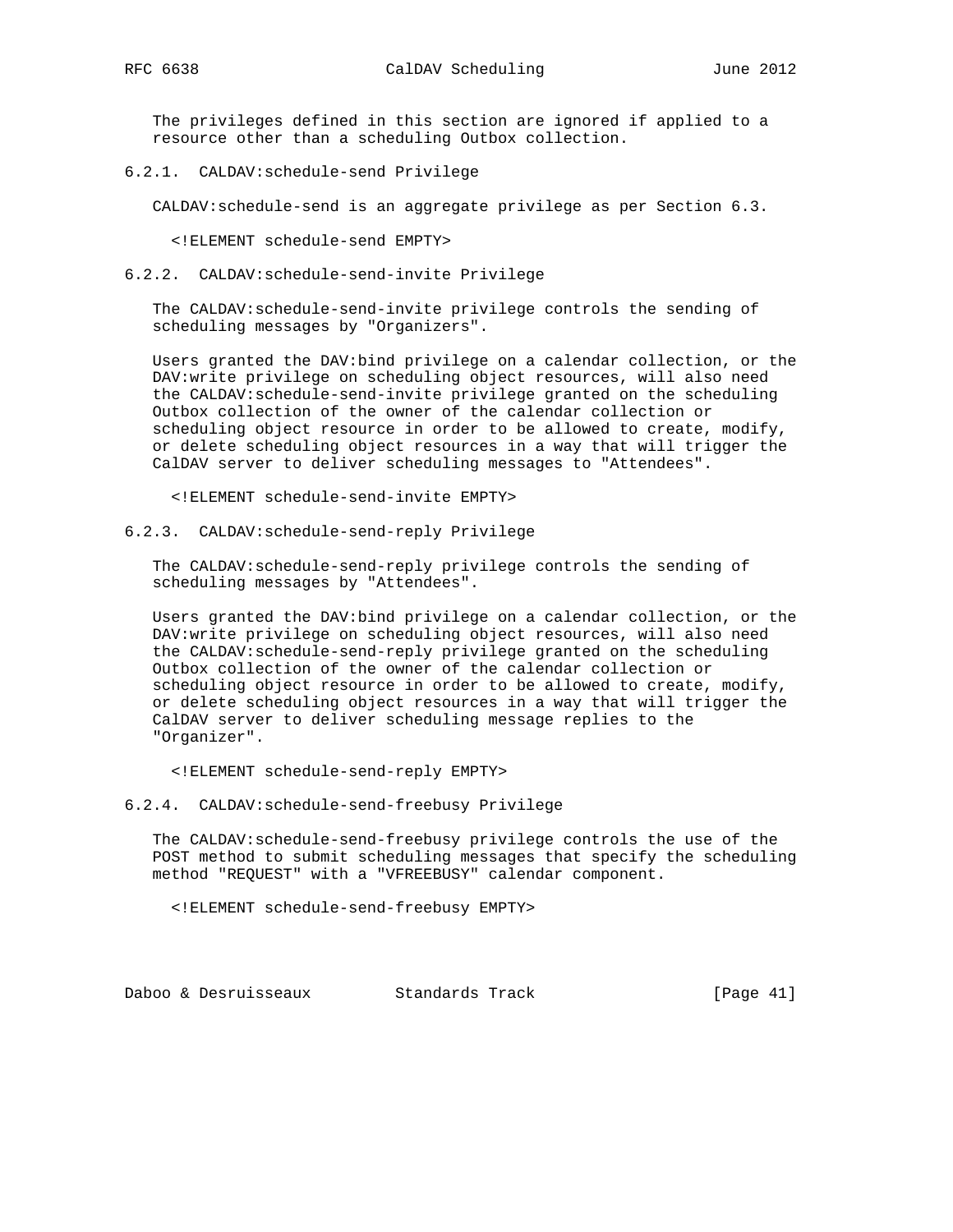The privileges defined in this section are ignored if applied to a resource other than a scheduling Outbox collection.

#### 6.2.1. CALDAV:schedule-send Privilege

CALDAV:schedule-send is an aggregate privilege as per Section 6.3.

```
<!ELEMENT schedule-send EMPTY>
```

#### 6.2.2. CALDAV:schedule-send-invite Privilege

The CALDAV:schedule-send-invite privilege controls the sending of scheduling messages by "Organizers".

Users granted the DAV:bind privilege on a calendar collection, or the DAV:write privilege on scheduling object resources, will also need the CALDAV:schedule-send-invite privilege granted on the scheduling Outbox collection of the owner of the calendar collection or scheduling object resource in order to be allowed to create, modify, or delete scheduling object resources in a way that will trigger the CalDAV server to deliver scheduling messages to "Attendees".

```
<!ELEMENT schedule-send-invite EMPTY>
```

#### 6.2.3. CALDAV:schedule-send-reply Privilege

The CALDAV:schedule-send-reply privilege controls the sending of scheduling messages by "Attendees".

Users granted the DAV:bind privilege on a calendar collection, or the DAV:write privilege on scheduling object resources, will also need the CALDAV:schedule-send-reply privilege granted on the scheduling Outbox collection of the owner of the calendar collection or scheduling object resource in order to be allowed to create, modify, or delete scheduling object resources in a way that will trigger the CalDAV server to deliver scheduling message replies to the "Organizer".

```
<!ELEMENT schedule-send-reply EMPTY>
```

#### 6.2.4. CALDAV:schedule-send-freebusy Privilege

The CALDAV:schedule-send-freebusy privilege controls the use of the POST method to submit scheduling messages that specify the scheduling method "REQUEST" with a "VFREEBUSY" calendar component.

```
<!ELEMENT schedule-send-freebusy EMPTY>
```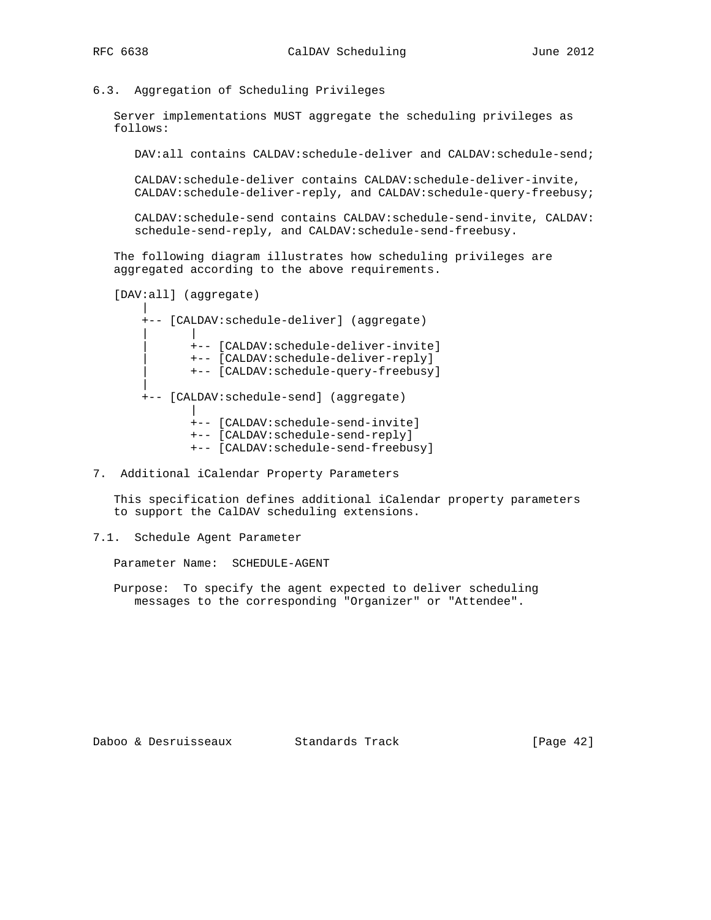### 6.3. Aggregation of Scheduling Privileges

Server implementations MUST aggregate the scheduling privileges as follows:

DAV:all contains CALDAV:schedule-deliver and CALDAV:schedule-send;

CALDAV:schedule-deliver contains CALDAV:schedule-deliver-invite, CALDAV:schedule-deliver-reply, and CALDAV:schedule-query-freebusy;

CALDAV:schedule-send contains CALDAV:schedule-send-invite, CALDAV:schedule-send-reply, and CALDAV:schedule-send-freebusy.

The following diagram illustrates how scheduling privileges are aggregated according to the above requirements.

```
[DAV:all] (aggregate)
    |
    +-- [CALDAV:schedule-deliver] (aggregate)
    |      |
    |      +-- [CALDAV:schedule-deliver-invite]
    |      +-- [CALDAV:schedule-deliver-reply]
    |      +-- [CALDAV:schedule-query-freebusy]
    |
    +-- [CALDAV:schedule-send] (aggregate)
           |
           +-- [CALDAV:schedule-send-invite]
           +-- [CALDAV:schedule-send-reply]
           +-- [CALDAV:schedule-send-freebusy]
```

## 7. Additional iCalendar Property Parameters

This specification defines additional iCalendar property parameters to support the CalDAV scheduling extensions.

### 7.1. Schedule Agent Parameter

Parameter Name: SCHEDULE-AGENT

Purpose: To specify the agent expected to deliver scheduling messages to the corresponding "Organizer" or "Attendee".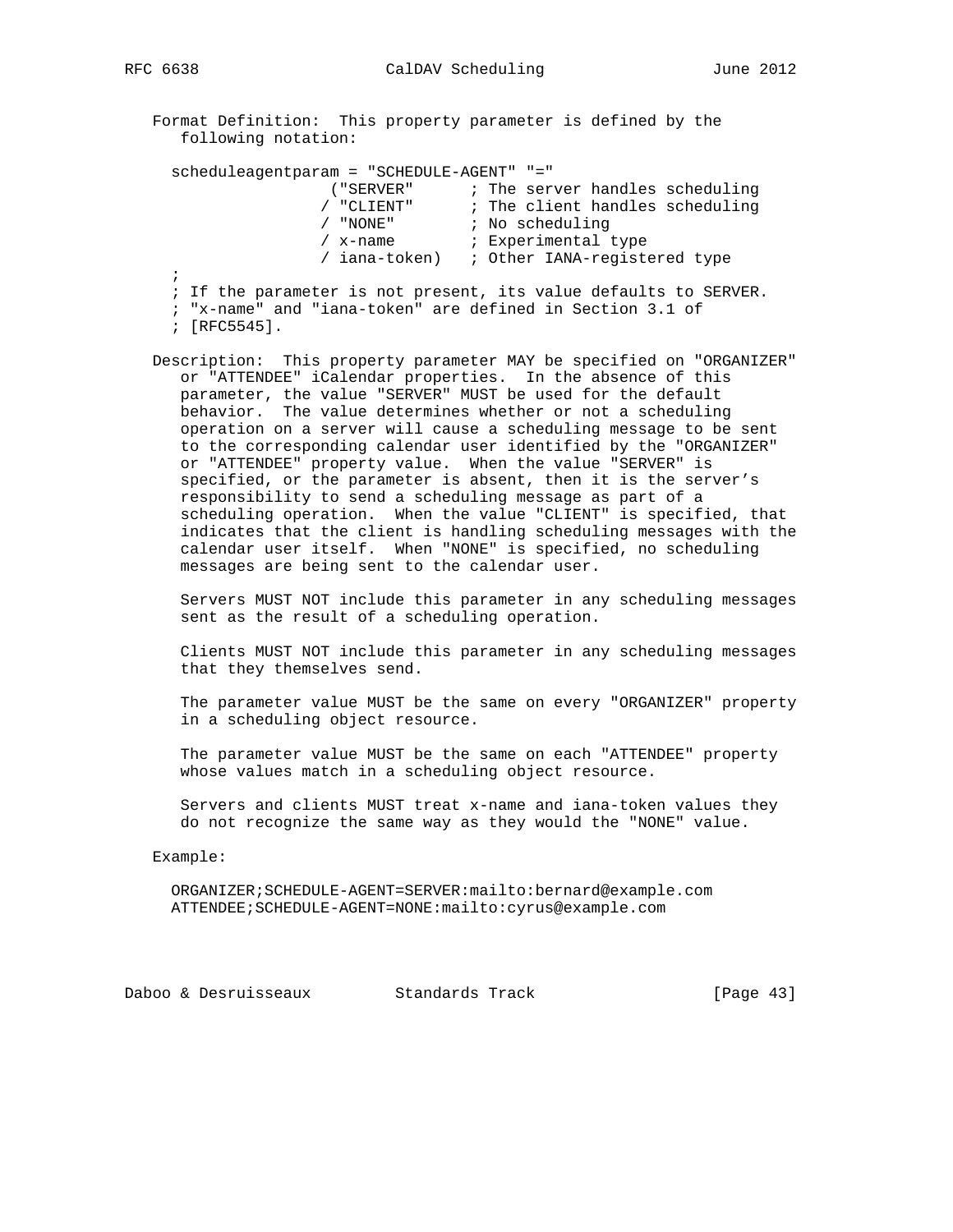Format Definition: This property parameter is defined by the following notation:

```
scheduleagentparam = "SCHEDULE-AGENT" "="
                 ("SERVER"      ; The server handles scheduling
                / "CLIENT"      ; The client handles scheduling
                / "NONE"        ; No scheduling
                / x-name        ; Experimental type
                / iana-token)   ; Other IANA-registered type
;
; If the parameter is not present, its value defaults to SERVER.
; "x-name" and "iana-token" are defined in Section 3.1 of
; [RFC5545].
```

Description: This property parameter MAY be specified on "ORGANIZER" or "ATTENDEE" iCalendar properties. In the absence of this parameter, the value "SERVER" MUST be used for the default behavior. The value determines whether or not a scheduling operation on a server will cause a scheduling message to be sent to the corresponding calendar user identified by the "ORGANIZER" or "ATTENDEE" property value. When the value "SERVER" is specified, or the parameter is absent, then it is the server's responsibility to send a scheduling message as part of a scheduling operation. When the value "CLIENT" is specified, that indicates that the client is handling scheduling messages with the calendar user itself. When "NONE" is specified, no scheduling messages are being sent to the calendar user.

Servers MUST NOT include this parameter in any scheduling messages sent as the result of a scheduling operation.

Clients MUST NOT include this parameter in any scheduling messages that they themselves send.

The parameter value MUST be the same on every "ORGANIZER" property in a scheduling object resource.

The parameter value MUST be the same on each "ATTENDEE" property whose values match in a scheduling object resource.

Servers and clients MUST treat x-name and iana-token values they do not recognize the same way as they would the "NONE" value.

Example:

```
ORGANIZER;SCHEDULE-AGENT=SERVER:mailto:bernard@example.com
ATTENDEE;SCHEDULE-AGENT=NONE:mailto:cyrus@example.com
```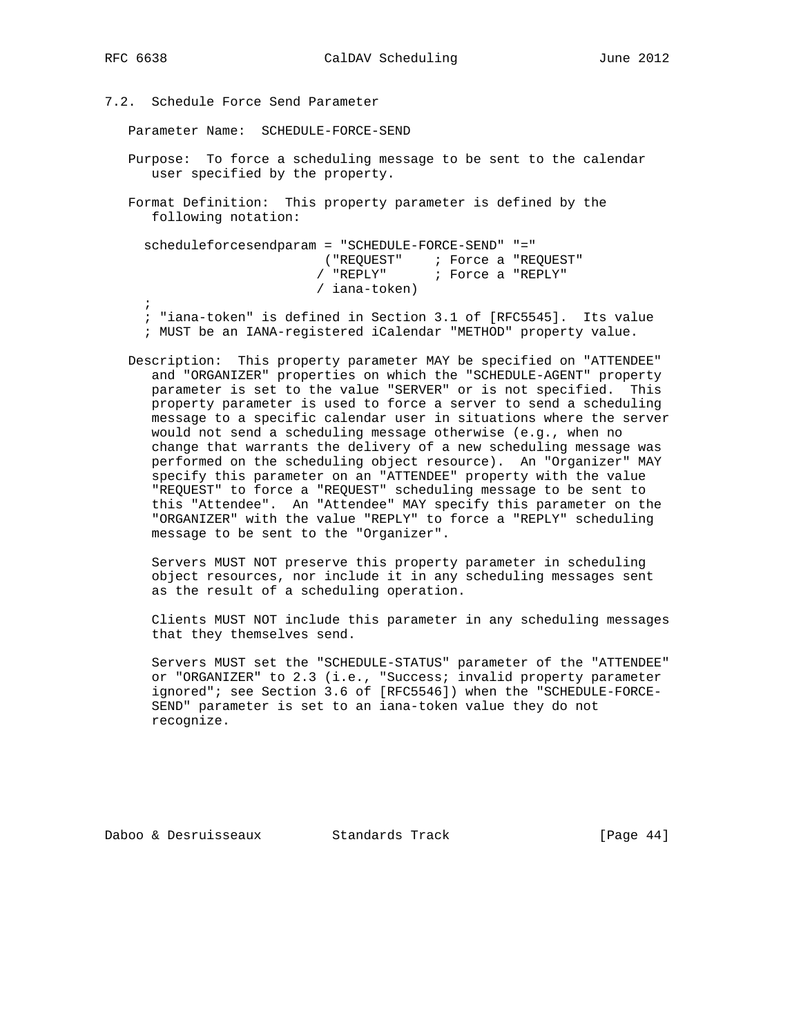### 7.2. Schedule Force Send Parameter

Parameter Name: SCHEDULE-FORCE-SEND

Purpose: To force a scheduling message to be sent to the calendar user specified by the property.

Format Definition: This property parameter is defined by the following notation:

```
  scheduleforcesendparam = "SCHEDULE-FORCE-SEND" "="
                           ("REQUEST"    ; Force a "REQUEST"
                          / "REPLY"      ; Force a "REPLY"
                          / iana-token)
  ;
  ; "iana-token" is defined in Section 3.1 of [RFC5545].  Its value
  ; MUST be an IANA-registered iCalendar "METHOD" property value.
```

Description: This property parameter MAY be specified on "ATTENDEE" and "ORGANIZER" properties on which the "SCHEDULE-AGENT" property parameter is set to the value "SERVER" or is not specified. This property parameter is used to force a server to send a scheduling message to a specific calendar user in situations where the server would not send a scheduling message otherwise (e.g., when no change that warrants the delivery of a new scheduling message was performed on the scheduling object resource). An "Organizer" MAY specify this parameter on an "ATTENDEE" property with the value "REQUEST" to force a "REQUEST" scheduling message to be sent to this "Attendee". An "Attendee" MAY specify this parameter on the "ORGANIZER" with the value "REPLY" to force a "REPLY" scheduling message to be sent to the "Organizer".

Servers MUST NOT preserve this property parameter in scheduling object resources, nor include it in any scheduling messages sent as the result of a scheduling operation.

Clients MUST NOT include this parameter in any scheduling messages that they themselves send.

Servers MUST set the "SCHEDULE-STATUS" parameter of the "ATTENDEE" or "ORGANIZER" to 2.3 (i.e., "Success; invalid property parameter ignored"; see Section 3.6 of [RFC5546]) when the "SCHEDULE-FORCE-SEND" parameter is set to an iana-token value they do not recognize.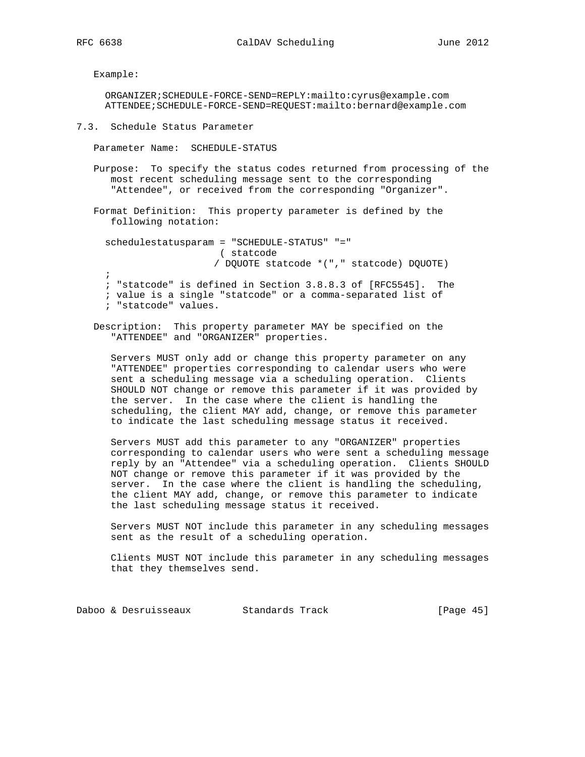Example:

```
ORGANIZER;SCHEDULE-FORCE-SEND=REPLY:mailto:cyrus@example.com
ATTENDEE;SCHEDULE-FORCE-SEND=REQUEST:mailto:bernard@example.com
```

### 7.3. Schedule Status Parameter

Parameter Name: SCHEDULE-STATUS

Purpose: To specify the status codes returned from processing of the most recent scheduling message sent to the corresponding "Attendee", or received from the corresponding "Organizer".

Format Definition: This property parameter is defined by the following notation:

```
schedulestatusparam = "SCHEDULE-STATUS" "="
                      ( statcode
                     / DQUOTE statcode *("," statcode) DQUOTE)
;
; "statcode" is defined in Section 3.8.8.3 of [RFC5545].  The
; value is a single "statcode" or a comma-separated list of
; "statcode" values.
```

Description: This property parameter MAY be specified on the "ATTENDEE" and "ORGANIZER" properties.

Servers MUST only add or change this property parameter on any "ATTENDEE" properties corresponding to calendar users who were sent a scheduling message via a scheduling operation. Clients SHOULD NOT change or remove this parameter if it was provided by the server. In the case where the client is handling the scheduling, the client MAY add, change, or remove this parameter to indicate the last scheduling message status it received.

Servers MUST add this parameter to any "ORGANIZER" properties corresponding to calendar users who were sent a scheduling message reply by an "Attendee" via a scheduling operation. Clients SHOULD NOT change or remove this parameter if it was provided by the server. In the case where the client is handling the scheduling, the client MAY add, change, or remove this parameter to indicate the last scheduling message status it received.

Servers MUST NOT include this parameter in any scheduling messages sent as the result of a scheduling operation.

Clients MUST NOT include this parameter in any scheduling messages that they themselves send.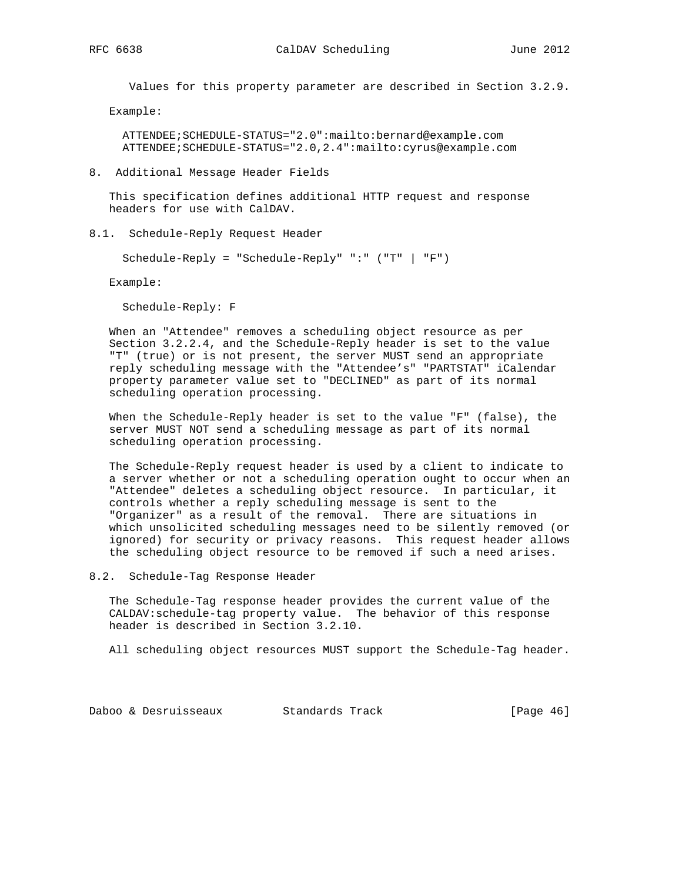Values for this property parameter are described in Section 3.2.9.

Example:

```
ATTENDEE;SCHEDULE-STATUS="2.0":mailto:bernard@example.com
ATTENDEE;SCHEDULE-STATUS="2.0,2.4":mailto:cyrus@example.com
```

## 8. Additional Message Header Fields

This specification defines additional HTTP request and response headers for use with CalDAV.

### 8.1. Schedule-Reply Request Header

```
Schedule-Reply = "Schedule-Reply" ":" ("T" | "F")
```

Example:

```
Schedule-Reply: F
```

When an "Attendee" removes a scheduling object resource as per Section 3.2.2.4, and the Schedule-Reply header is set to the value "T" (true) or is not present, the server MUST send an appropriate reply scheduling message with the "Attendee's" "PARTSTAT" iCalendar property parameter value set to "DECLINED" as part of its normal scheduling operation processing.

When the Schedule-Reply header is set to the value "F" (false), the server MUST NOT send a scheduling message as part of its normal scheduling operation processing.

The Schedule-Reply request header is used by a client to indicate to a server whether or not a scheduling operation ought to occur when an "Attendee" deletes a scheduling object resource. In particular, it controls whether a reply scheduling message is sent to the "Organizer" as a result of the removal. There are situations in which unsolicited scheduling messages need to be silently removed (or ignored) for security or privacy reasons. This request header allows the scheduling object resource to be removed if such a need arises.

### 8.2. Schedule-Tag Response Header

The Schedule-Tag response header provides the current value of the CALDAV:schedule-tag property value. The behavior of this response header is described in Section 3.2.10.

All scheduling object resources MUST support the Schedule-Tag header.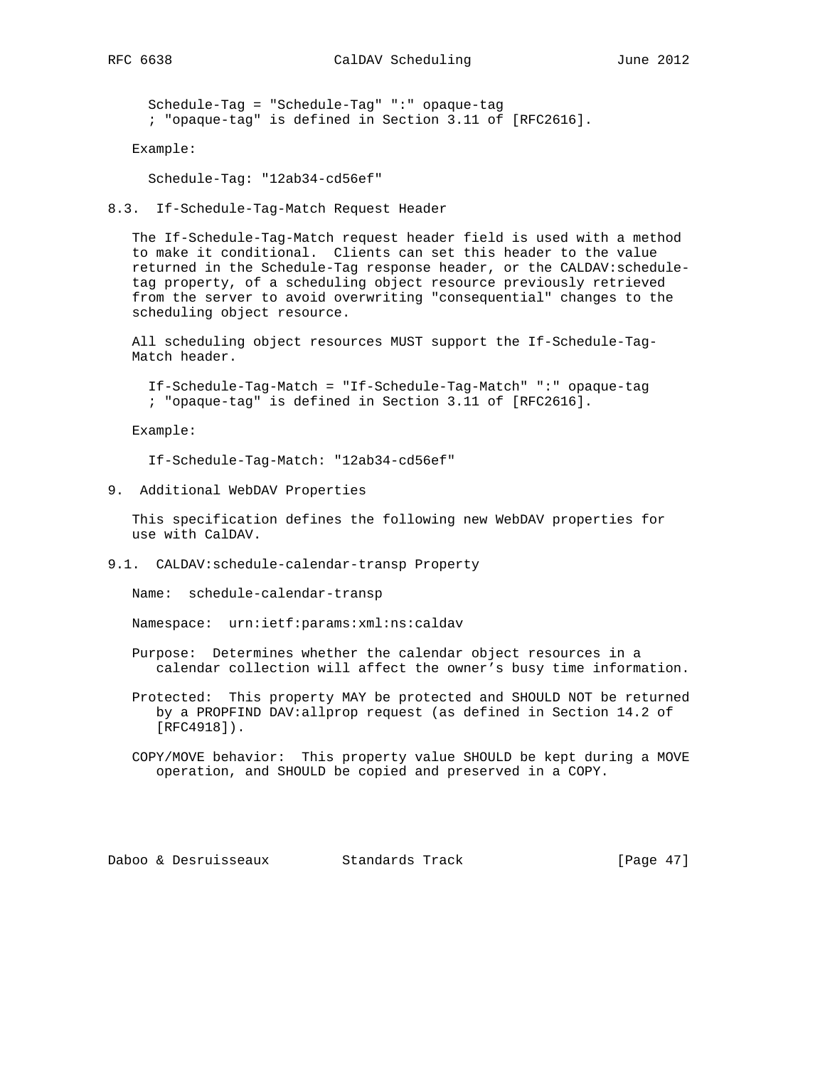```
Schedule-Tag = "Schedule-Tag" ":" opaque-tag
; "opaque-tag" is defined in Section 3.11 of [RFC2616].
```

Example:

```
Schedule-Tag: "12ab34-cd56ef"
```

### 8.3. If-Schedule-Tag-Match Request Header

The If-Schedule-Tag-Match request header field is used with a method to make it conditional. Clients can set this header to the value returned in the Schedule-Tag response header, or the CALDAV:schedule-tag property, of a scheduling object resource previously retrieved from the server to avoid overwriting "consequential" changes to the scheduling object resource.

All scheduling object resources MUST support the If-Schedule-Tag-Match header.

```
If-Schedule-Tag-Match = "If-Schedule-Tag-Match" ":" opaque-tag
; "opaque-tag" is defined in Section 3.11 of [RFC2616].
```

Example:

```
If-Schedule-Tag-Match: "12ab34-cd56ef"
```

## 9. Additional WebDAV Properties

This specification defines the following new WebDAV properties for use with CalDAV.

### 9.1. CALDAV:schedule-calendar-transp Property

Name: schedule-calendar-transp

Namespace: urn:ietf:params:xml:ns:caldav

Purpose: Determines whether the calendar object resources in a calendar collection will affect the owner's busy time information.

Protected: This property MAY be protected and SHOULD NOT be returned by a PROPFIND DAV:allprop request (as defined in Section 14.2 of [RFC4918]).

COPY/MOVE behavior: This property value SHOULD be kept during a MOVE operation, and SHOULD be copied and preserved in a COPY.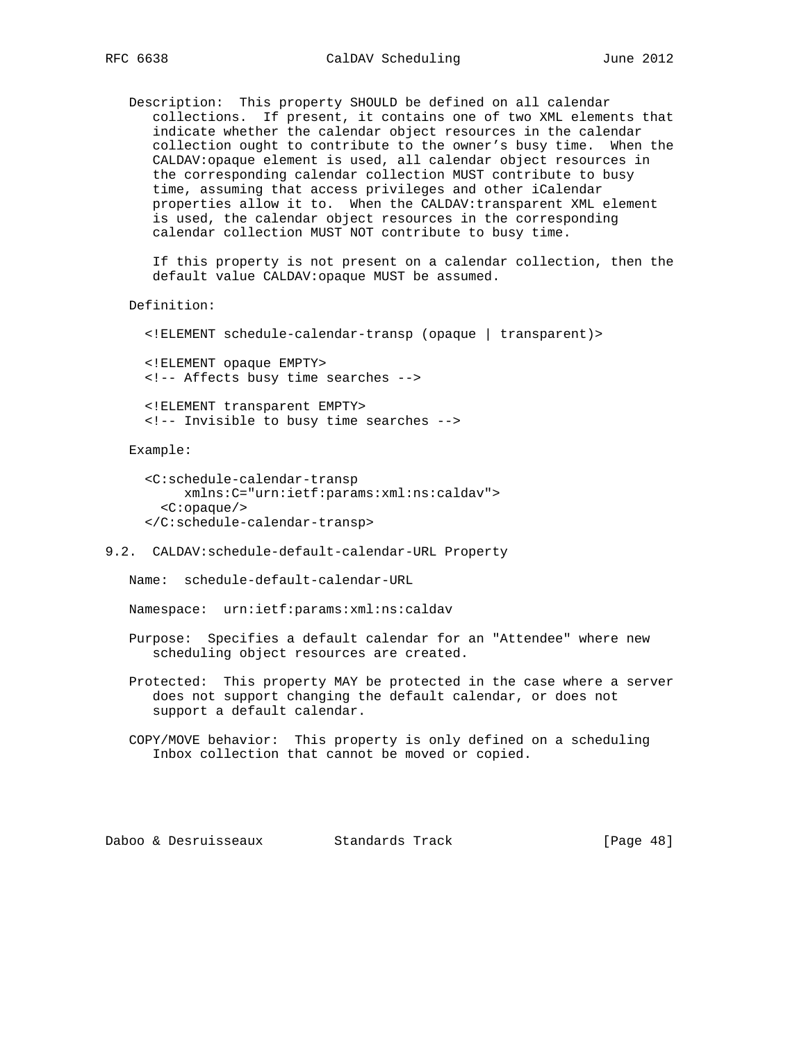Description: This property SHOULD be defined on all calendar collections. If present, it contains one of two XML elements that indicate whether the calendar object resources in the calendar collection ought to contribute to the owner's busy time. When the CALDAV:opaque element is used, all calendar object resources in the corresponding calendar collection MUST contribute to busy time, assuming that access privileges and other iCalendar properties allow it to. When the CALDAV:transparent XML element is used, the calendar object resources in the corresponding calendar collection MUST NOT contribute to busy time.

If this property is not present on a calendar collection, then the default value CALDAV:opaque MUST be assumed.

Definition:

```
<!ELEMENT schedule-calendar-transp (opaque | transparent)>

<!ELEMENT opaque EMPTY>
<!-- Affects busy time searches -->

<!ELEMENT transparent EMPTY>
<!-- Invisible to busy time searches -->
```

Example:

```
<C:schedule-calendar-transp
     xmlns:C="urn:ietf:params:xml:ns:caldav">
  <C:opaque/>
</C:schedule-calendar-transp>
```

### 9.2. CALDAV:schedule-default-calendar-URL Property

Name: schedule-default-calendar-URL

Namespace: urn:ietf:params:xml:ns:caldav

Purpose: Specifies a default calendar for an "Attendee" where new scheduling object resources are created.

Protected: This property MAY be protected in the case where a server does not support changing the default calendar, or does not support a default calendar.

COPY/MOVE behavior: This property is only defined on a scheduling Inbox collection that cannot be moved or copied.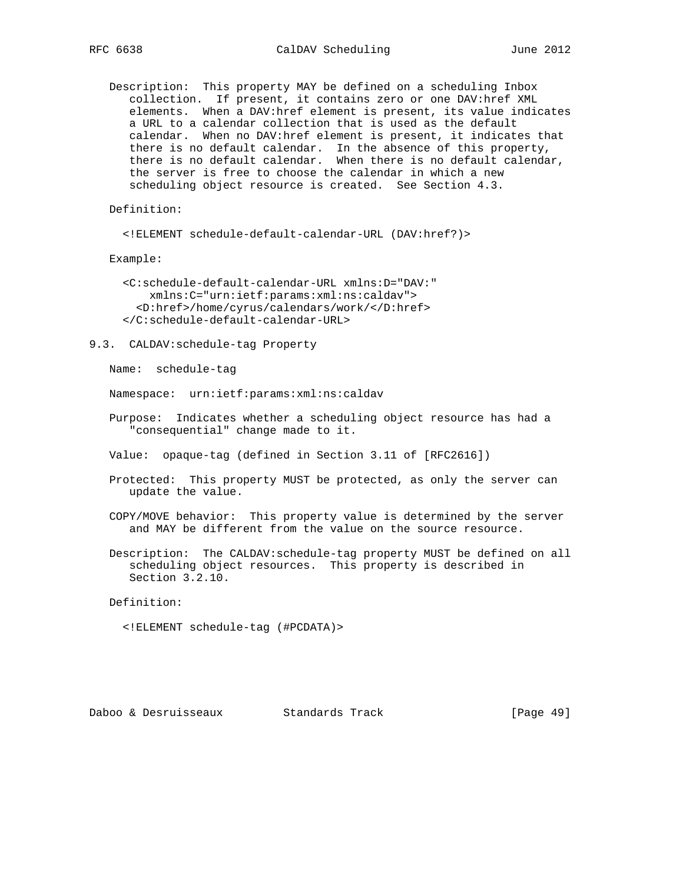Description: This property MAY be defined on a scheduling Inbox collection. If present, it contains zero or one DAV:href XML elements. When a DAV:href element is present, its value indicates a URL to a calendar collection that is used as the default calendar. When no DAV:href element is present, it indicates that there is no default calendar. In the absence of this property, there is no default calendar. When there is no default calendar, the server is free to choose the calendar in which a new scheduling object resource is created. See Section 4.3.

Definition:

```
<!ELEMENT schedule-default-calendar-URL (DAV:href?)>
```

Example:

```
<C:schedule-default-calendar-URL xmlns:D="DAV:"
    xmlns:C="urn:ietf:params:xml:ns:caldav">
  <D:href>/home/cyrus/calendars/work/</D:href>
</C:schedule-default-calendar-URL>
```

### 9.3. CALDAV:schedule-tag Property

Name: schedule-tag

Namespace: urn:ietf:params:xml:ns:caldav

Purpose: Indicates whether a scheduling object resource has had a "consequential" change made to it.

Value: opaque-tag (defined in Section 3.11 of [RFC2616])

Protected: This property MUST be protected, as only the server can update the value.

COPY/MOVE behavior: This property value is determined by the server and MAY be different from the value on the source resource.

Description: The CALDAV:schedule-tag property MUST be defined on all scheduling object resources. This property is described in Section 3.2.10.

Definition:

```
<!ELEMENT schedule-tag (#PCDATA)>
```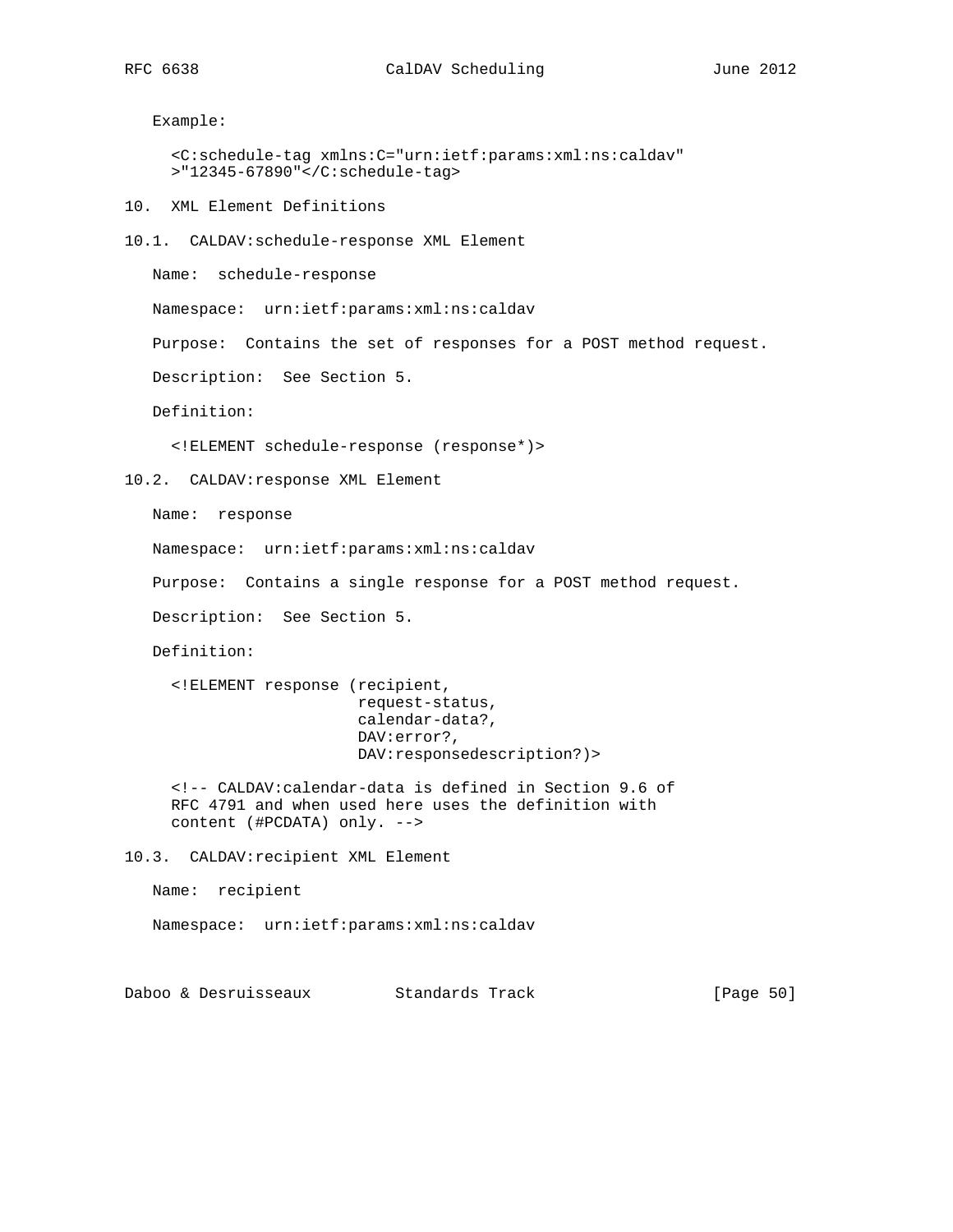Example:

```
<C:schedule-tag xmlns:C="urn:ietf:params:xml:ns:caldav"
>"12345-67890"</C:schedule-tag>
```

# 10. XML Element Definitions

## 10.1. CALDAV:schedule-response XML Element

Name: schedule-response

Namespace: urn:ietf:params:xml:ns:caldav

Purpose: Contains the set of responses for a POST method request.

Description: See Section 5.

Definition:

```
<!ELEMENT schedule-response (response*)>
```

## 10.2. CALDAV:response XML Element

Name: response

Namespace: urn:ietf:params:xml:ns:caldav

Purpose: Contains a single response for a POST method request.

Description: See Section 5.

Definition:

```
<!ELEMENT response (recipient,
                    request-status,
                    calendar-data?,
                    DAV:error?,
                    DAV:responsedescription?)>

<!-- CALDAV:calendar-data is defined in Section 9.6 of
RFC 4791 and when used here uses the definition with
content (#PCDATA) only. -->
```

## 10.3. CALDAV:recipient XML Element

Name: recipient

Namespace: urn:ietf:params:xml:ns:caldav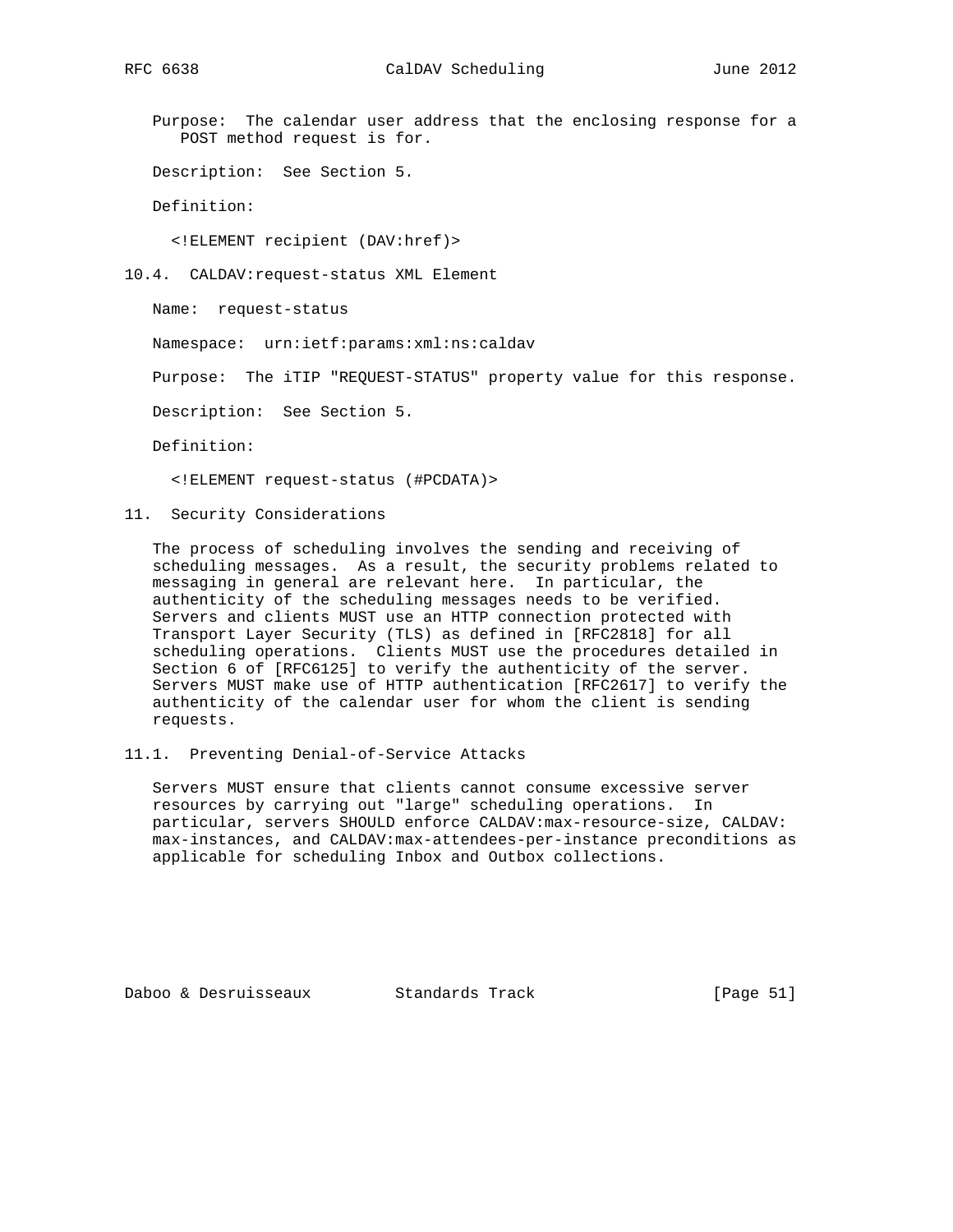Purpose: The calendar user address that the enclosing response for a POST method request is for.

Description: See Section 5.

Definition:

```
<!ELEMENT recipient (DAV:href)>
```

### 10.4. CALDAV:request-status XML Element

Name: request-status

Namespace: urn:ietf:params:xml:ns:caldav

Purpose: The iTIP "REQUEST-STATUS" property value for this response.

Description: See Section 5.

Definition:

```
<!ELEMENT request-status (#PCDATA)>
```

## 11. Security Considerations

The process of scheduling involves the sending and receiving of scheduling messages. As a result, the security problems related to messaging in general are relevant here. In particular, the authenticity of the scheduling messages needs to be verified. Servers and clients MUST use an HTTP connection protected with Transport Layer Security (TLS) as defined in [RFC2818] for all scheduling operations. Clients MUST use the procedures detailed in Section 6 of [RFC6125] to verify the authenticity of the server. Servers MUST make use of HTTP authentication [RFC2617] to verify the authenticity of the calendar user for whom the client is sending requests.

### 11.1. Preventing Denial-of-Service Attacks

Servers MUST ensure that clients cannot consume excessive server resources by carrying out "large" scheduling operations. In particular, servers SHOULD enforce CALDAV:max-resource-size, CALDAV:max-instances, and CALDAV:max-attendees-per-instance preconditions as applicable for scheduling Inbox and Outbox collections.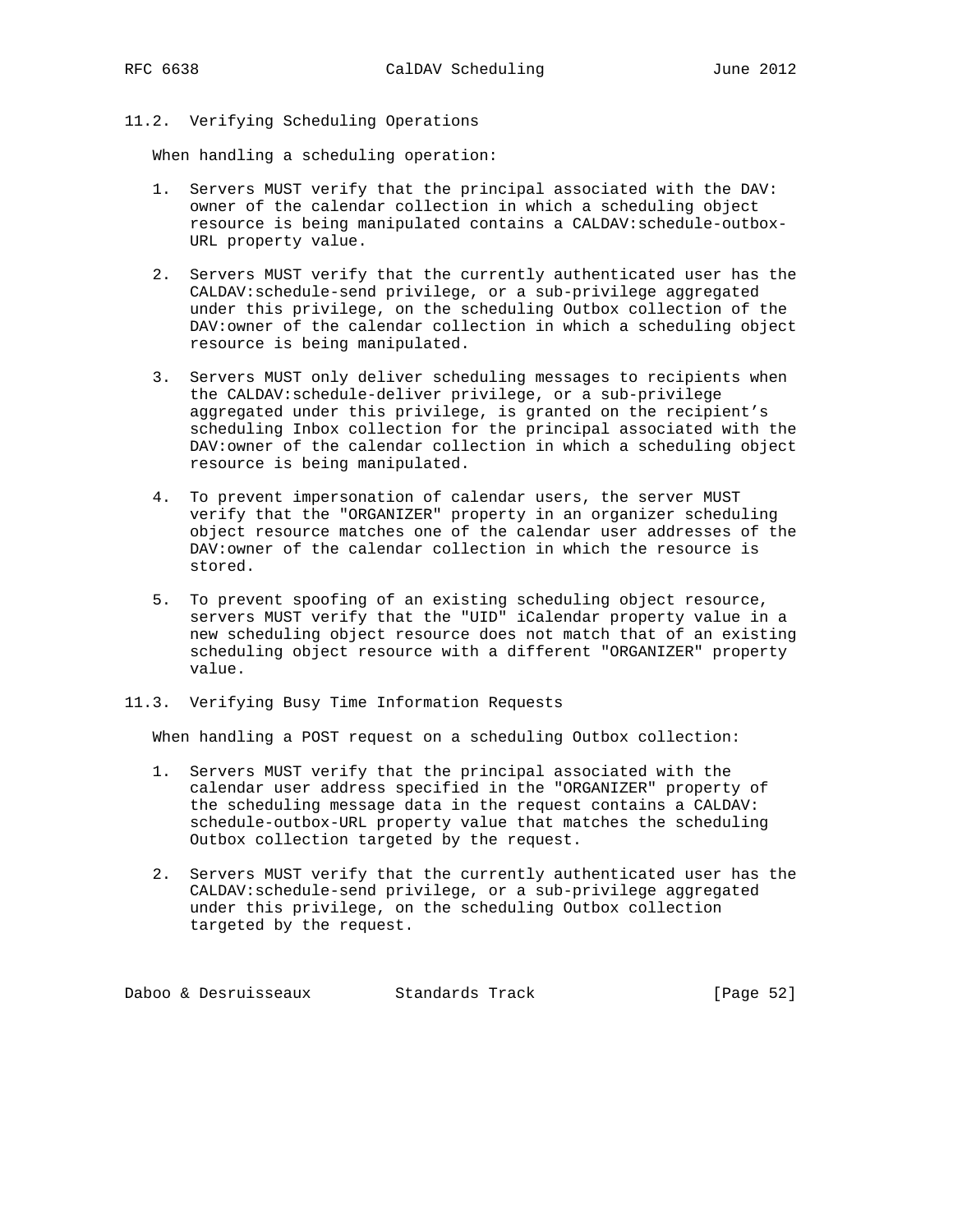### 11.2. Verifying Scheduling Operations

When handling a scheduling operation:

1. Servers MUST verify that the principal associated with the DAV:owner of the calendar collection in which a scheduling object resource is being manipulated contains a CALDAV:schedule-outbox-URL property value.

2. Servers MUST verify that the currently authenticated user has the CALDAV:schedule-send privilege, or a sub-privilege aggregated under this privilege, on the scheduling Outbox collection of the DAV:owner of the calendar collection in which a scheduling object resource is being manipulated.

3. Servers MUST only deliver scheduling messages to recipients when the CALDAV:schedule-deliver privilege, or a sub-privilege aggregated under this privilege, is granted on the recipient's scheduling Inbox collection for the principal associated with the DAV:owner of the calendar collection in which a scheduling object resource is being manipulated.

4. To prevent impersonation of calendar users, the server MUST verify that the "ORGANIZER" property in an organizer scheduling object resource matches one of the calendar user addresses of the DAV:owner of the calendar collection in which the resource is stored.

5. To prevent spoofing of an existing scheduling object resource, servers MUST verify that the "UID" iCalendar property value in a new scheduling object resource does not match that of an existing scheduling object resource with a different "ORGANIZER" property value.

### 11.3. Verifying Busy Time Information Requests

When handling a POST request on a scheduling Outbox collection:

1. Servers MUST verify that the principal associated with the calendar user address specified in the "ORGANIZER" property of the scheduling message data in the request contains a CALDAV:schedule-outbox-URL property value that matches the scheduling Outbox collection targeted by the request.

2. Servers MUST verify that the currently authenticated user has the CALDAV:schedule-send privilege, or a sub-privilege aggregated under this privilege, on the scheduling Outbox collection targeted by the request.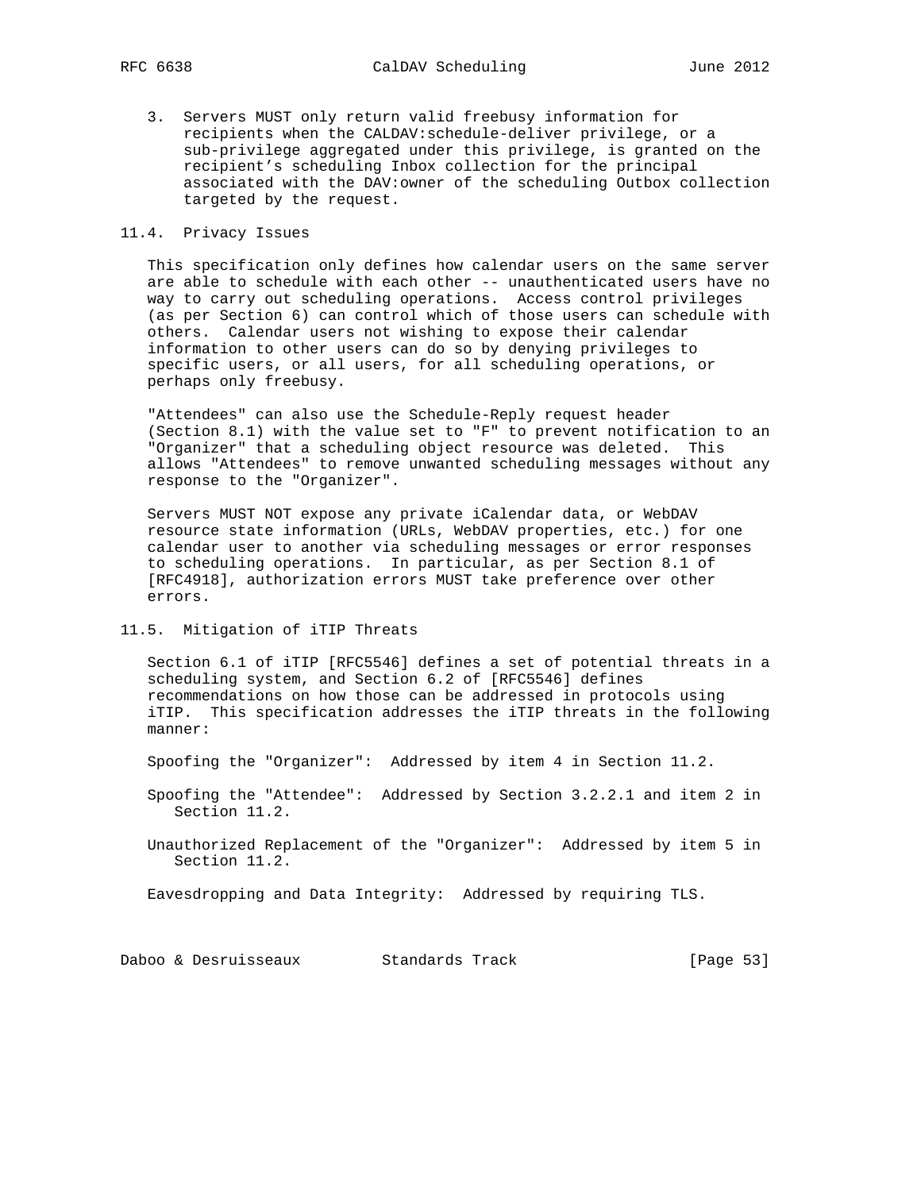3. Servers MUST only return valid freebusy information for recipients when the CALDAV:schedule-deliver privilege, or a sub-privilege aggregated under this privilege, is granted on the recipient's scheduling Inbox collection for the principal associated with the DAV:owner of the scheduling Outbox collection targeted by the request.

## 11.4. Privacy Issues

This specification only defines how calendar users on the same server are able to schedule with each other -- unauthenticated users have no way to carry out scheduling operations. Access control privileges (as per Section 6) can control which of those users can schedule with others. Calendar users not wishing to expose their calendar information to other users can do so by denying privileges to specific users, or all users, for all scheduling operations, or perhaps only freebusy.

"Attendees" can also use the Schedule-Reply request header (Section 8.1) with the value set to "F" to prevent notification to an "Organizer" that a scheduling object resource was deleted. This allows "Attendees" to remove unwanted scheduling messages without any response to the "Organizer".

Servers MUST NOT expose any private iCalendar data, or WebDAV resource state information (URLs, WebDAV properties, etc.) for one calendar user to another via scheduling messages or error responses to scheduling operations. In particular, as per Section 8.1 of [RFC4918], authorization errors MUST take preference over other errors.

## 11.5. Mitigation of iTIP Threats

Section 6.1 of iTIP [RFC5546] defines a set of potential threats in a scheduling system, and Section 6.2 of [RFC5546] defines recommendations on how those can be addressed in protocols using iTIP. This specification addresses the iTIP threats in the following manner:

Spoofing the "Organizer": Addressed by item 4 in Section 11.2.

Spoofing the "Attendee": Addressed by Section 3.2.2.1 and item 2 in Section 11.2.

Unauthorized Replacement of the "Organizer": Addressed by item 5 in Section 11.2.

Eavesdropping and Data Integrity: Addressed by requiring TLS.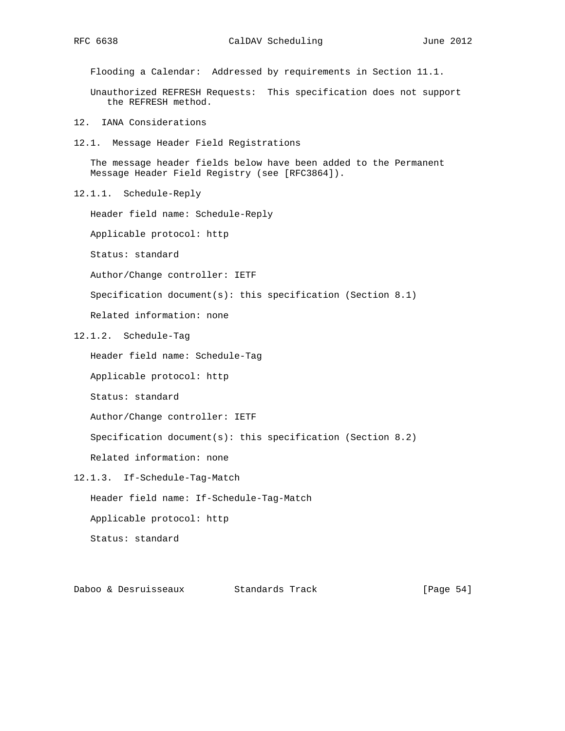Flooding a Calendar: Addressed by requirements in Section 11.1.

Unauthorized REFRESH Requests: This specification does not support the REFRESH method.

# 12. IANA Considerations

## 12.1. Message Header Field Registrations

The message header fields below have been added to the Permanent Message Header Field Registry (see [RFC3864]).

### 12.1.1. Schedule-Reply

Header field name: Schedule-Reply

Applicable protocol: http

Status: standard

Author/Change controller: IETF

Specification document(s): this specification (Section 8.1)

Related information: none

### 12.1.2. Schedule-Tag

Header field name: Schedule-Tag

Applicable protocol: http

Status: standard

Author/Change controller: IETF

Specification document(s): this specification (Section 8.2)

Related information: none

### 12.1.3. If-Schedule-Tag-Match

Header field name: If-Schedule-Tag-Match

Applicable protocol: http

Status: standard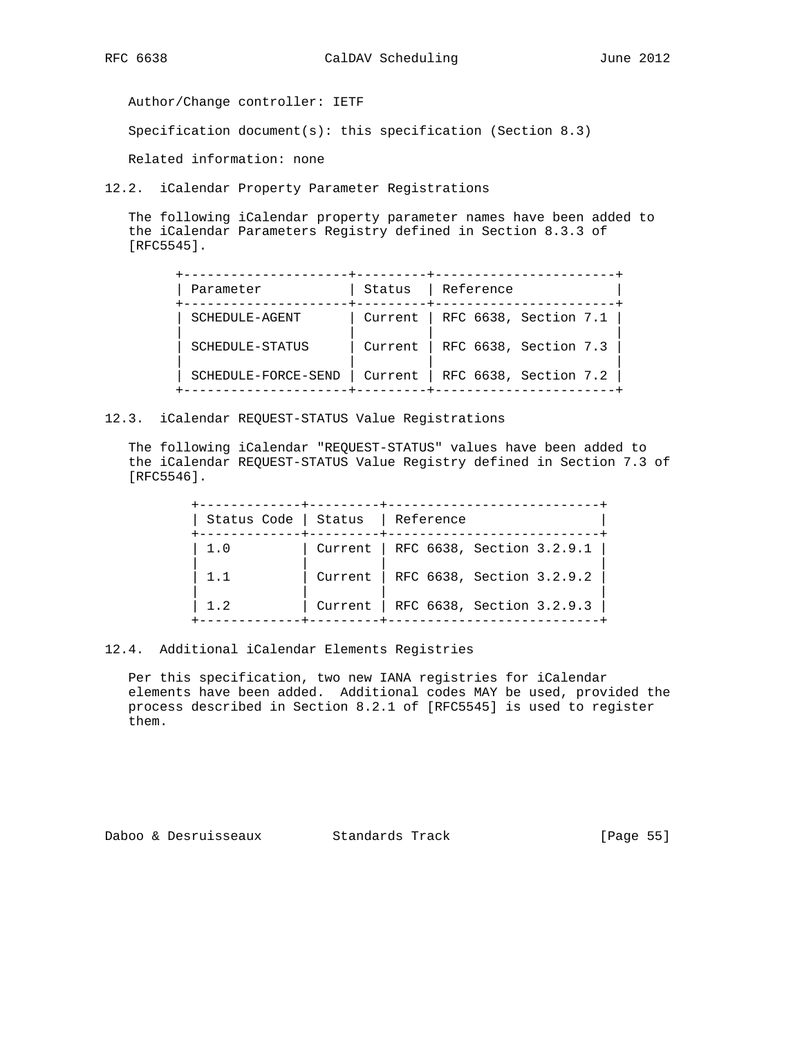Author/Change controller: IETF

Specification document(s): this specification (Section 8.3)

Related information: none

## 12.2. iCalendar Property Parameter Registrations

The following iCalendar property parameter names have been added to the iCalendar Parameters Registry defined in Section 8.3.3 of [RFC5545].

| Parameter | Status | Reference |
|---|---|---|
| SCHEDULE-AGENT | Current | RFC 6638, Section 7.1 |
| SCHEDULE-STATUS | Current | RFC 6638, Section 7.3 |
| SCHEDULE-FORCE-SEND | Current | RFC 6638, Section 7.2 |

## 12.3. iCalendar REQUEST-STATUS Value Registrations

The following iCalendar "REQUEST-STATUS" values have been added to the iCalendar REQUEST-STATUS Value Registry defined in Section 7.3 of [RFC5546].

| Status Code | Status | Reference |
|---|---|---|
| 1.0 | Current | RFC 6638, Section 3.2.9.1 |
| 1.1 | Current | RFC 6638, Section 3.2.9.2 |
| 1.2 | Current | RFC 6638, Section 3.2.9.3 |

## 12.4. Additional iCalendar Elements Registries

Per this specification, two new IANA registries for iCalendar elements have been added. Additional codes MAY be used, provided the process described in Section 8.2.1 of [RFC5545] is used to register them.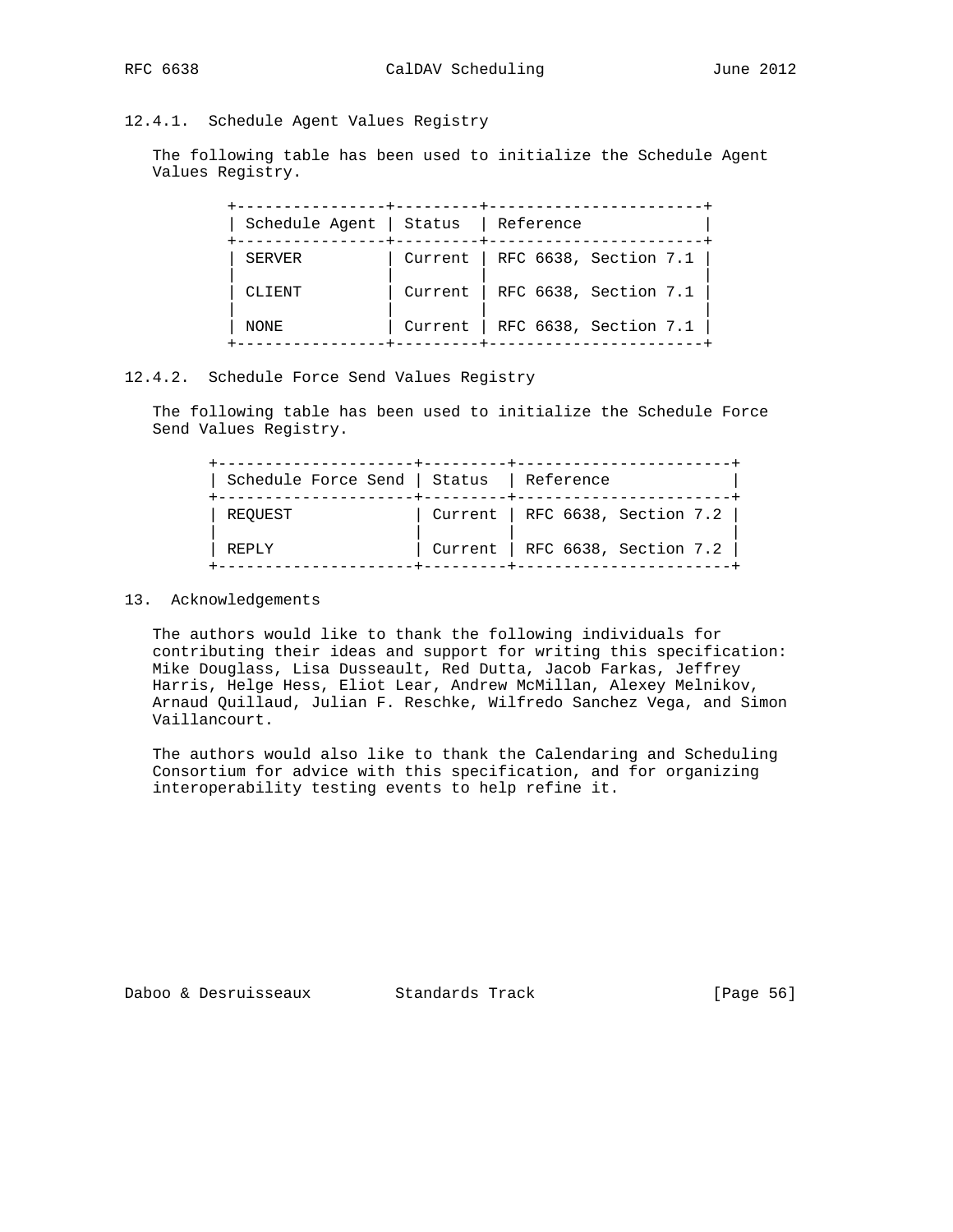#### 12.4.1. Schedule Agent Values Registry

The following table has been used to initialize the Schedule Agent Values Registry.

| Schedule Agent | Status | Reference |
|---|---|---|
| SERVER | Current | RFC 6638, Section 7.1 |
| CLIENT | Current | RFC 6638, Section 7.1 |
| NONE | Current | RFC 6638, Section 7.1 |

#### 12.4.2. Schedule Force Send Values Registry

The following table has been used to initialize the Schedule Force Send Values Registry.

| Schedule Force Send | Status | Reference |
|---|---|---|
| REQUEST | Current | RFC 6638, Section 7.2 |
| REPLY | Current | RFC 6638, Section 7.2 |

## 13. Acknowledgements

The authors would like to thank the following individuals for contributing their ideas and support for writing this specification: Mike Douglass, Lisa Dusseault, Red Dutta, Jacob Farkas, Jeffrey Harris, Helge Hess, Eliot Lear, Andrew McMillan, Alexey Melnikov, Arnaud Quillaud, Julian F. Reschke, Wilfredo Sanchez Vega, and Simon Vaillancourt.

The authors would also like to thank the Calendaring and Scheduling Consortium for advice with this specification, and for organizing interoperability testing events to help refine it.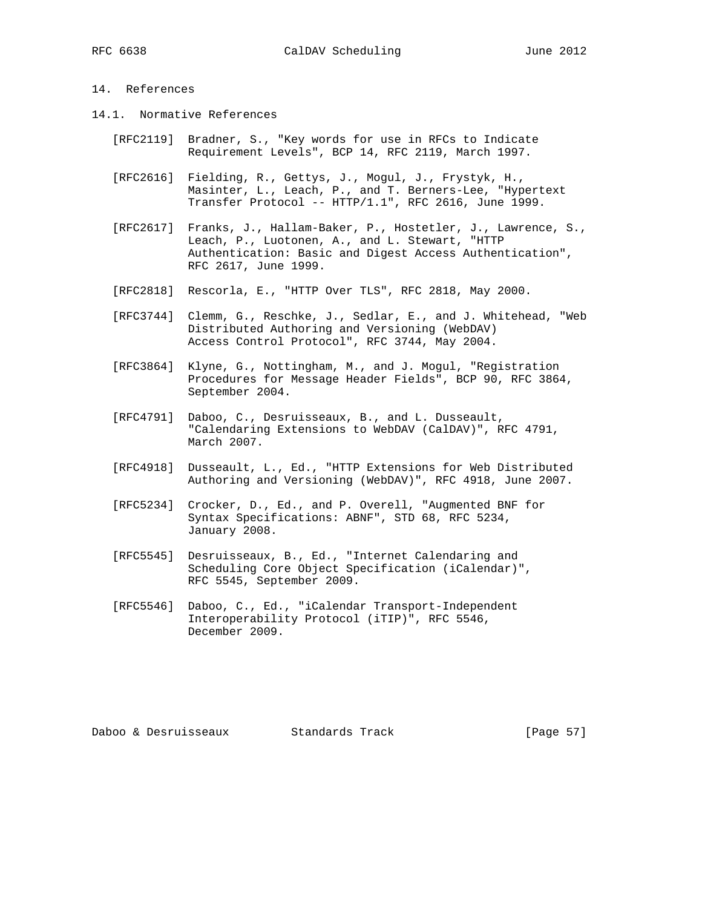## 14. References

### 14.1. Normative References

[RFC2119] Bradner, S., "Key words for use in RFCs to Indicate Requirement Levels", BCP 14, RFC 2119, March 1997.

[RFC2616] Fielding, R., Gettys, J., Mogul, J., Frystyk, H., Masinter, L., Leach, P., and T. Berners-Lee, "Hypertext Transfer Protocol -- HTTP/1.1", RFC 2616, June 1999.

[RFC2617] Franks, J., Hallam-Baker, P., Hostetler, J., Lawrence, S., Leach, P., Luotonen, A., and L. Stewart, "HTTP Authentication: Basic and Digest Access Authentication", RFC 2617, June 1999.

[RFC2818] Rescorla, E., "HTTP Over TLS", RFC 2818, May 2000.

[RFC3744] Clemm, G., Reschke, J., Sedlar, E., and J. Whitehead, "Web Distributed Authoring and Versioning (WebDAV) Access Control Protocol", RFC 3744, May 2004.

[RFC3864] Klyne, G., Nottingham, M., and J. Mogul, "Registration Procedures for Message Header Fields", BCP 90, RFC 3864, September 2004.

[RFC4791] Daboo, C., Desruisseaux, B., and L. Dusseault, "Calendaring Extensions to WebDAV (CalDAV)", RFC 4791, March 2007.

[RFC4918] Dusseault, L., Ed., "HTTP Extensions for Web Distributed Authoring and Versioning (WebDAV)", RFC 4918, June 2007.

[RFC5234] Crocker, D., Ed., and P. Overell, "Augmented BNF for Syntax Specifications: ABNF", STD 68, RFC 5234, January 2008.

[RFC5545] Desruisseaux, B., Ed., "Internet Calendaring and Scheduling Core Object Specification (iCalendar)", RFC 5545, September 2009.

[RFC5546] Daboo, C., Ed., "iCalendar Transport-Independent Interoperability Protocol (iTIP)", RFC 5546, December 2009.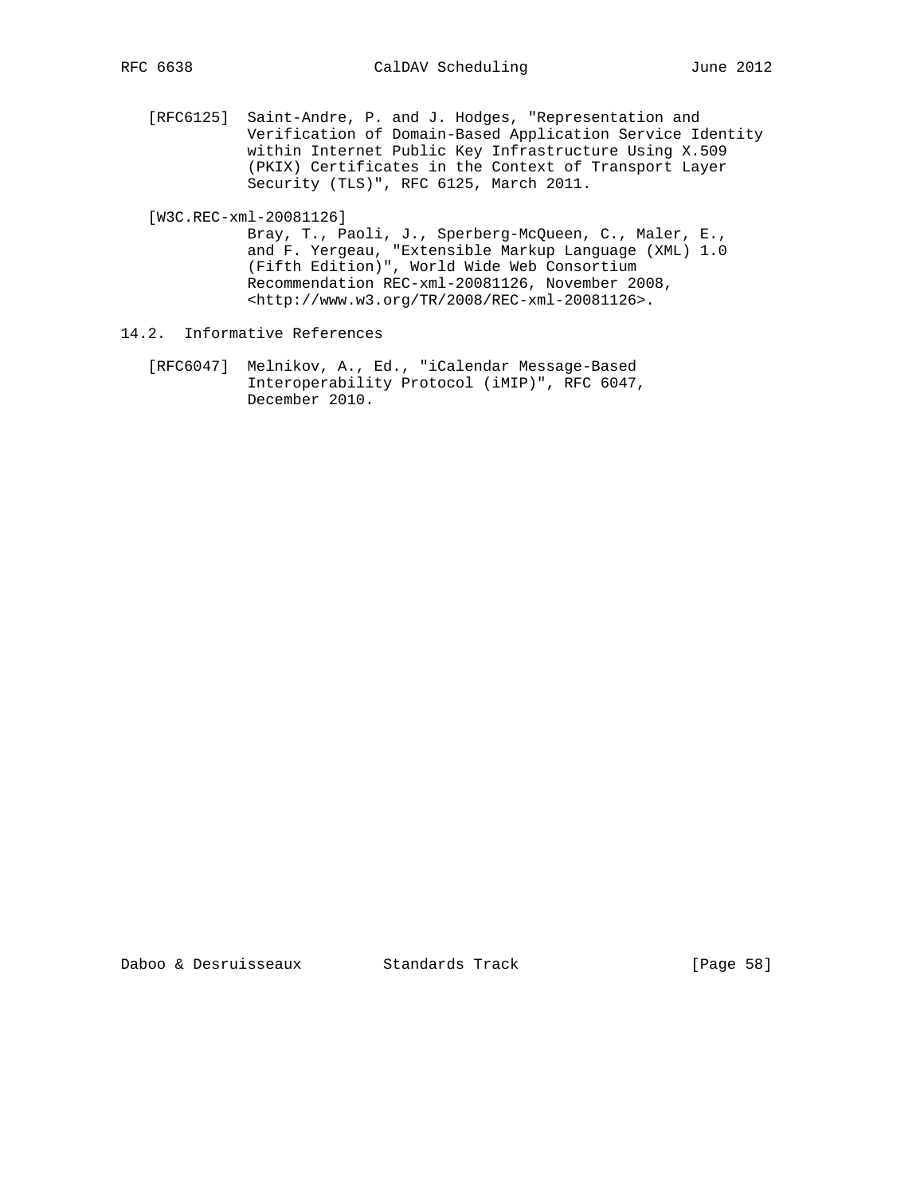[RFC6125] Saint-Andre, P. and J. Hodges, "Representation and Verification of Domain-Based Application Service Identity within Internet Public Key Infrastructure Using X.509 (PKIX) Certificates in the Context of Transport Layer Security (TLS)", RFC 6125, March 2011.

[W3C.REC-xml-20081126] Bray, T., Paoli, J., Sperberg-McQueen, C., Maler, E., and F. Yergeau, "Extensible Markup Language (XML) 1.0 (Fifth Edition)", World Wide Web Consortium Recommendation REC-xml-20081126, November 2008, <http://www.w3.org/TR/2008/REC-xml-20081126>.

## 14.2. Informative References

[RFC6047] Melnikov, A., Ed., "iCalendar Message-Based Interoperability Protocol (iMIP)", RFC 6047, December 2010.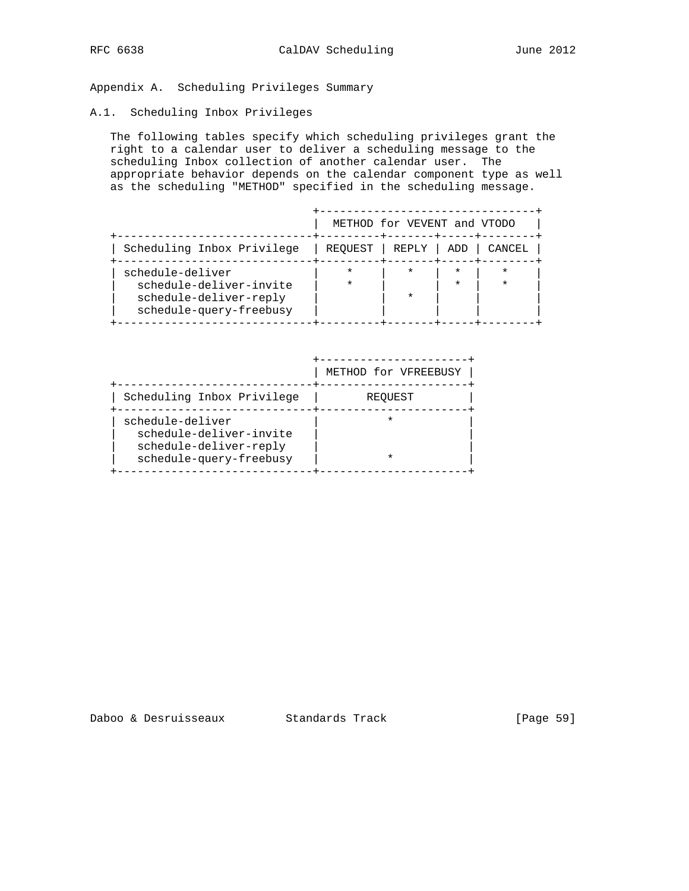# Appendix A. Scheduling Privileges Summary

## A.1. Scheduling Inbox Privileges

The following tables specify which scheduling privileges grant the right to a calendar user to deliver a scheduling message to the scheduling Inbox collection of another calendar user. The appropriate behavior depends on the calendar component type as well as the scheduling "METHOD" specified in the scheduling message.

| | METHOD for VEVENT and VTODO | | | |
|---|---|---|---|---|
| Scheduling Inbox Privilege | REQUEST | REPLY | ADD | CANCEL |
| schedule-deliver | * | * | * | * |
| schedule-deliver-invite | * | | * | * |
| schedule-deliver-reply | | * | | |
| schedule-query-freebusy | | | | |

| | METHOD for VFREEBUSY |
|---|---|
| Scheduling Inbox Privilege | REQUEST |
| schedule-deliver | * |
| schedule-deliver-invite | |
| schedule-deliver-reply | |
| schedule-query-freebusy | * |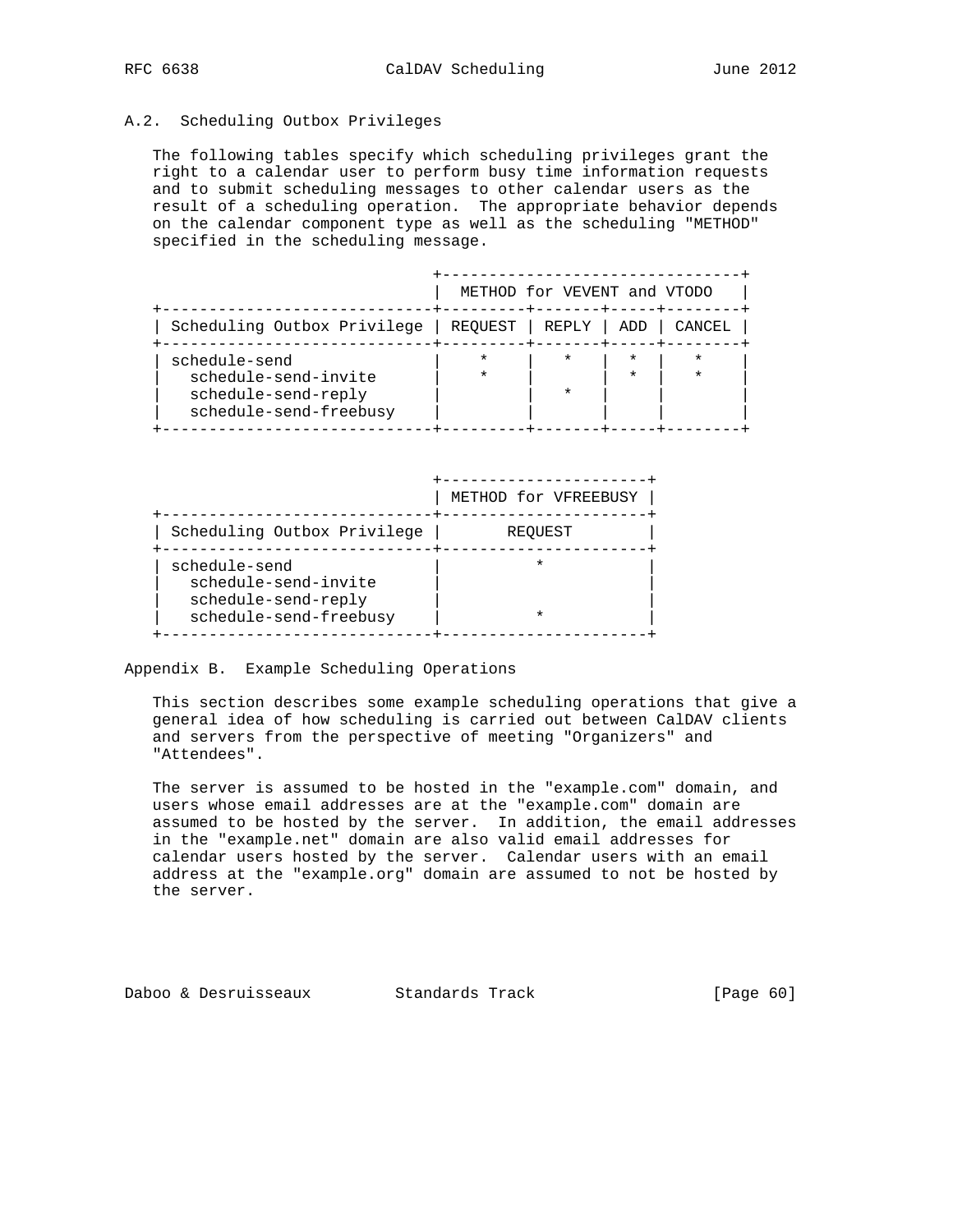### A.2. Scheduling Outbox Privileges

The following tables specify which scheduling privileges grant the right to a calendar user to perform busy time information requests and to submit scheduling messages to other calendar users as the result of a scheduling operation. The appropriate behavior depends on the calendar component type as well as the scheduling "METHOD" specified in the scheduling message.

| | METHOD for VEVENT and VTODO | | | |
|---|---|---|---|---|
| Scheduling Outbox Privilege | REQUEST | REPLY | ADD | CANCEL |
| schedule-send | * | * | * | * |
| schedule-send-invite | * | | * | * |
| schedule-send-reply | | * | | |
| schedule-send-freebusy | | | | |

| | METHOD for VFREEBUSY |
|---|---|
| Scheduling Outbox Privilege | REQUEST |
| schedule-send | * |
| schedule-send-invite | |
| schedule-send-reply | |
| schedule-send-freebusy | * |

## Appendix B. Example Scheduling Operations

This section describes some example scheduling operations that give a general idea of how scheduling is carried out between CalDAV clients and servers from the perspective of meeting "Organizers" and "Attendees".

The server is assumed to be hosted in the "example.com" domain, and users whose email addresses are at the "example.com" domain are assumed to be hosted by the server. In addition, the email addresses in the "example.net" domain are also valid email addresses for calendar users hosted by the server. Calendar users with an email address at the "example.org" domain are assumed to not be hosted by the server.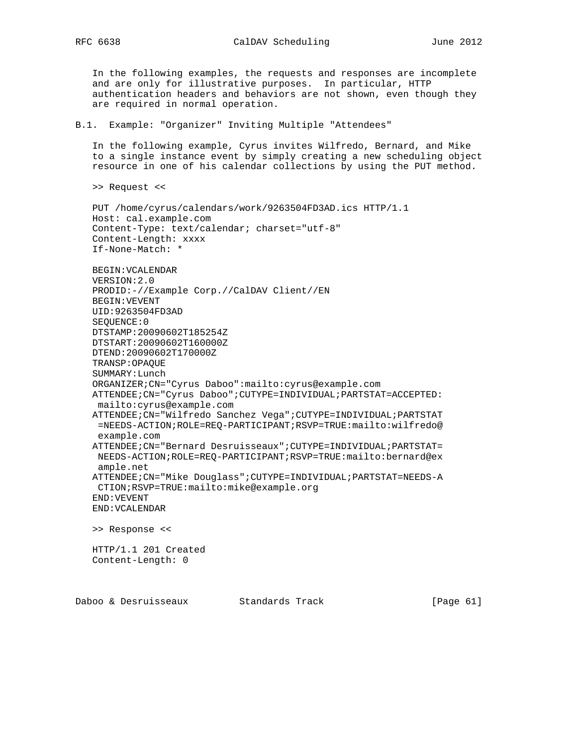In the following examples, the requests and responses are incomplete and are only for illustrative purposes. In particular, HTTP authentication headers and behaviors are not shown, even though they are required in normal operation.

## B.1. Example: "Organizer" Inviting Multiple "Attendees"

In the following example, Cyrus invites Wilfredo, Bernard, and Mike to a single instance event by simply creating a new scheduling object resource in one of his calendar collections by using the PUT method.

>> Request <<

```
PUT /home/cyrus/calendars/work/9263504FD3AD.ics HTTP/1.1
Host: cal.example.com
Content-Type: text/calendar; charset="utf-8"
Content-Length: xxxx
If-None-Match: *

BEGIN:VCALENDAR
VERSION:2.0
PRODID:-//Example Corp.//CalDAV Client//EN
BEGIN:VEVENT
UID:9263504FD3AD
SEQUENCE:0
DTSTAMP:20090602T185254Z
DTSTART:20090602T160000Z
DTEND:20090602T170000Z
TRANSP:OPAQUE
SUMMARY:Lunch
ORGANIZER;CN="Cyrus Daboo":mailto:cyrus@example.com
ATTENDEE;CN="Cyrus Daboo";CUTYPE=INDIVIDUAL;PARTSTAT=ACCEPTED:
 mailto:cyrus@example.com
ATTENDEE;CN="Wilfredo Sanchez Vega";CUTYPE=INDIVIDUAL;PARTSTAT
 =NEEDS-ACTION;ROLE=REQ-PARTICIPANT;RSVP=TRUE:mailto:wilfredo@
 example.com
ATTENDEE;CN="Bernard Desruisseaux";CUTYPE=INDIVIDUAL;PARTSTAT=
 NEEDS-ACTION;ROLE=REQ-PARTICIPANT;RSVP=TRUE:mailto:bernard@ex
 ample.net
ATTENDEE;CN="Mike Douglass";CUTYPE=INDIVIDUAL;PARTSTAT=NEEDS-A
 CTION;RSVP=TRUE:mailto:mike@example.org
END:VEVENT
END:VCALENDAR
```

>> Response <<

```
HTTP/1.1 201 Created
Content-Length: 0
```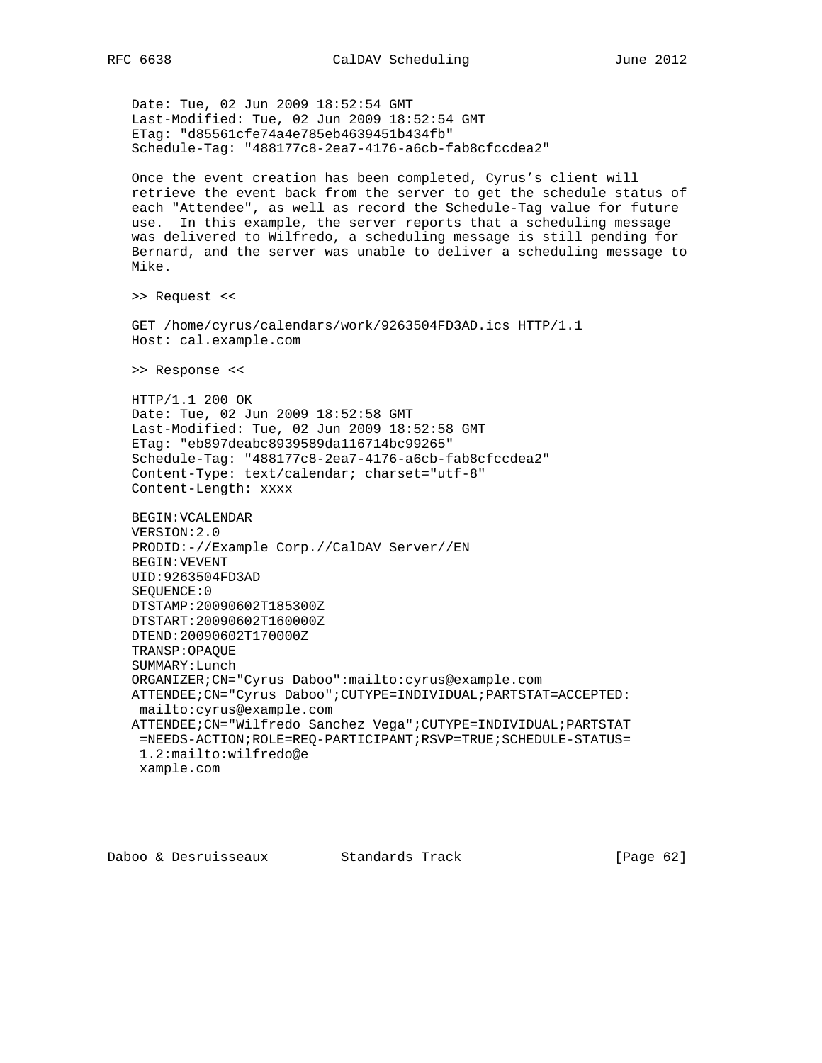```
Date: Tue, 02 Jun 2009 18:52:54 GMT
Last-Modified: Tue, 02 Jun 2009 18:52:54 GMT
ETag: "d85561cfe74a4e785eb4639451b434fb"
Schedule-Tag: "488177c8-2ea7-4176-a6cb-fab8cfccdea2"
```

Once the event creation has been completed, Cyrus's client will retrieve the event back from the server to get the schedule status of each "Attendee", as well as record the Schedule-Tag value for future use. In this example, the server reports that a scheduling message was delivered to Wilfredo, a scheduling message is still pending for Bernard, and the server was unable to deliver a scheduling message to Mike.

>> Request <<

```
GET /home/cyrus/calendars/work/9263504FD3AD.ics HTTP/1.1
Host: cal.example.com
```

>> Response <<

```
HTTP/1.1 200 OK
Date: Tue, 02 Jun 2009 18:52:58 GMT
Last-Modified: Tue, 02 Jun 2009 18:52:58 GMT
ETag: "eb897deabc8939589da116714bc99265"
Schedule-Tag: "488177c8-2ea7-4176-a6cb-fab8cfccdea2"
Content-Type: text/calendar; charset="utf-8"
Content-Length: xxxx

BEGIN:VCALENDAR
VERSION:2.0
PRODID:-//Example Corp.//CalDAV Server//EN
BEGIN:VEVENT
UID:9263504FD3AD
SEQUENCE:0
DTSTAMP:20090602T185300Z
DTSTART:20090602T160000Z
DTEND:20090602T170000Z
TRANSP:OPAQUE
SUMMARY:Lunch
ORGANIZER;CN="Cyrus Daboo":mailto:cyrus@example.com
ATTENDEE;CN="Cyrus Daboo";CUTYPE=INDIVIDUAL;PARTSTAT=ACCEPTED:
 mailto:cyrus@example.com
ATTENDEE;CN="Wilfredo Sanchez Vega";CUTYPE=INDIVIDUAL;PARTSTAT
 =NEEDS-ACTION;ROLE=REQ-PARTICIPANT;RSVP=TRUE;SCHEDULE-STATUS=
 1.2:mailto:wilfredo@e
 xample.com
```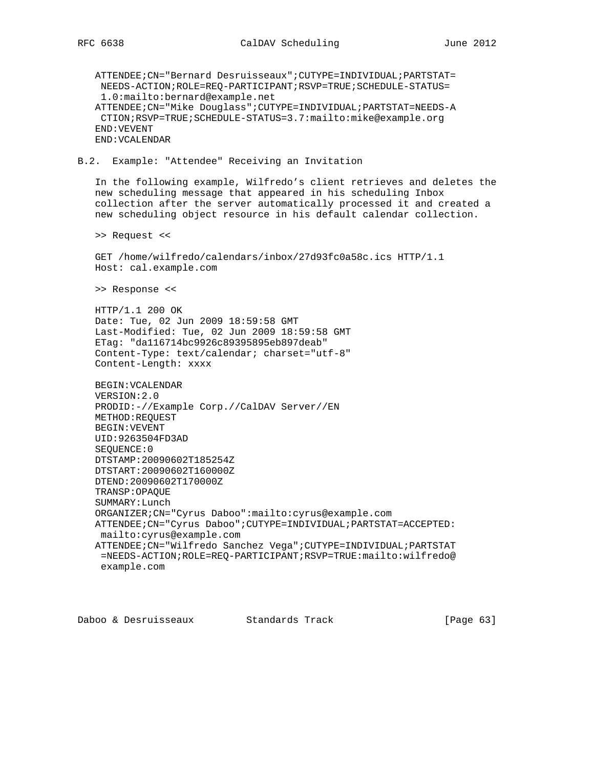```
ATTENDEE;CN="Bernard Desruisseaux";CUTYPE=INDIVIDUAL;PARTSTAT=
 NEEDS-ACTION;ROLE=REQ-PARTICIPANT;RSVP=TRUE;SCHEDULE-STATUS=
 1.0:mailto:bernard@example.net
ATTENDEE;CN="Mike Douglass";CUTYPE=INDIVIDUAL;PARTSTAT=NEEDS-A
 CTION;RSVP=TRUE;SCHEDULE-STATUS=3.7:mailto:mike@example.org
END:VEVENT
END:VCALENDAR
```

### B.2. Example: "Attendee" Receiving an Invitation

In the following example, Wilfredo's client retrieves and deletes the new scheduling message that appeared in his scheduling Inbox collection after the server automatically processed it and created a new scheduling object resource in his default calendar collection.

>> Request <<

```
GET /home/wilfredo/calendars/inbox/27d93fc0a58c.ics HTTP/1.1
Host: cal.example.com
```

>> Response <<

```
HTTP/1.1 200 OK
Date: Tue, 02 Jun 2009 18:59:58 GMT
Last-Modified: Tue, 02 Jun 2009 18:59:58 GMT
ETag: "da116714bc9926c89395895eb897deab"
Content-Type: text/calendar; charset="utf-8"
Content-Length: xxxx

BEGIN:VCALENDAR
VERSION:2.0
PRODID:-//Example Corp.//CalDAV Server//EN
METHOD:REQUEST
BEGIN:VEVENT
UID:9263504FD3AD
SEQUENCE:0
DTSTAMP:20090602T185254Z
DTSTART:20090602T160000Z
DTEND:20090602T170000Z
TRANSP:OPAQUE
SUMMARY:Lunch
ORGANIZER;CN="Cyrus Daboo":mailto:cyrus@example.com
ATTENDEE;CN="Cyrus Daboo";CUTYPE=INDIVIDUAL;PARTSTAT=ACCEPTED:
 mailto:cyrus@example.com
ATTENDEE;CN="Wilfredo Sanchez Vega";CUTYPE=INDIVIDUAL;PARTSTAT
 =NEEDS-ACTION;ROLE=REQ-PARTICIPANT;RSVP=TRUE:mailto:wilfredo@
 example.com
```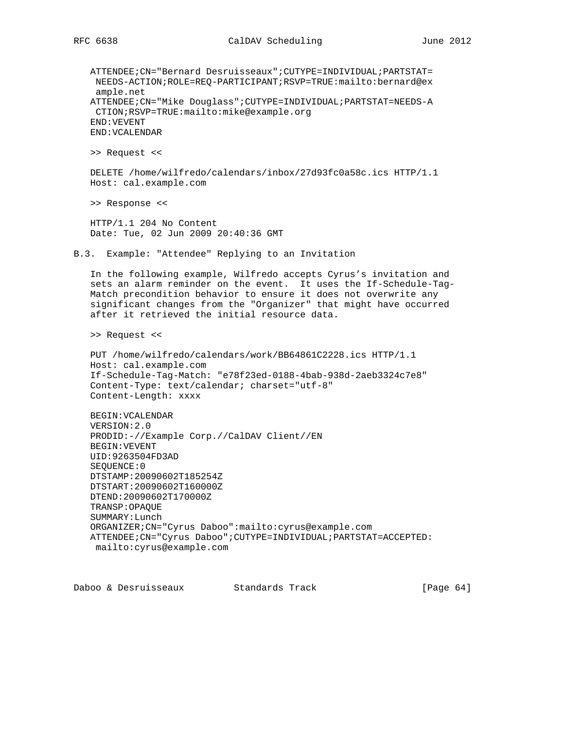```
ATTENDEE;CN="Bernard Desruisseaux";CUTYPE=INDIVIDUAL;PARTSTAT=
 NEEDS-ACTION;ROLE=REQ-PARTICIPANT;RSVP=TRUE:mailto:bernard@ex
 ample.net
ATTENDEE;CN="Mike Douglass";CUTYPE=INDIVIDUAL;PARTSTAT=NEEDS-A
 CTION;RSVP=TRUE:mailto:mike@example.org
END:VEVENT
END:VCALENDAR
```

```
>> Request <<

DELETE /home/wilfredo/calendars/inbox/27d93fc0a58c.ics HTTP/1.1
Host: cal.example.com

>> Response <<

HTTP/1.1 204 No Content
Date: Tue, 02 Jun 2009 20:40:36 GMT
```

## B.3. Example: "Attendee" Replying to an Invitation

In the following example, Wilfredo accepts Cyrus's invitation and sets an alarm reminder on the event. It uses the If-Schedule-Tag-Match precondition behavior to ensure it does not overwrite any significant changes from the "Organizer" that might have occurred after it retrieved the initial resource data.

```
>> Request <<

PUT /home/wilfredo/calendars/work/BB64861C2228.ics HTTP/1.1
Host: cal.example.com
If-Schedule-Tag-Match: "e78f23ed-0188-4bab-938d-2aeb3324c7e8"
Content-Type: text/calendar; charset="utf-8"
Content-Length: xxxx

BEGIN:VCALENDAR
VERSION:2.0
PRODID:-//Example Corp.//CalDAV Client//EN
BEGIN:VEVENT
UID:9263504FD3AD
SEQUENCE:0
DTSTAMP:20090602T185254Z
DTSTART:20090602T160000Z
DTEND:20090602T170000Z
TRANSP:OPAQUE
SUMMARY:Lunch
ORGANIZER;CN="Cyrus Daboo":mailto:cyrus@example.com
ATTENDEE;CN="Cyrus Daboo";CUTYPE=INDIVIDUAL;PARTSTAT=ACCEPTED:
 mailto:cyrus@example.com
```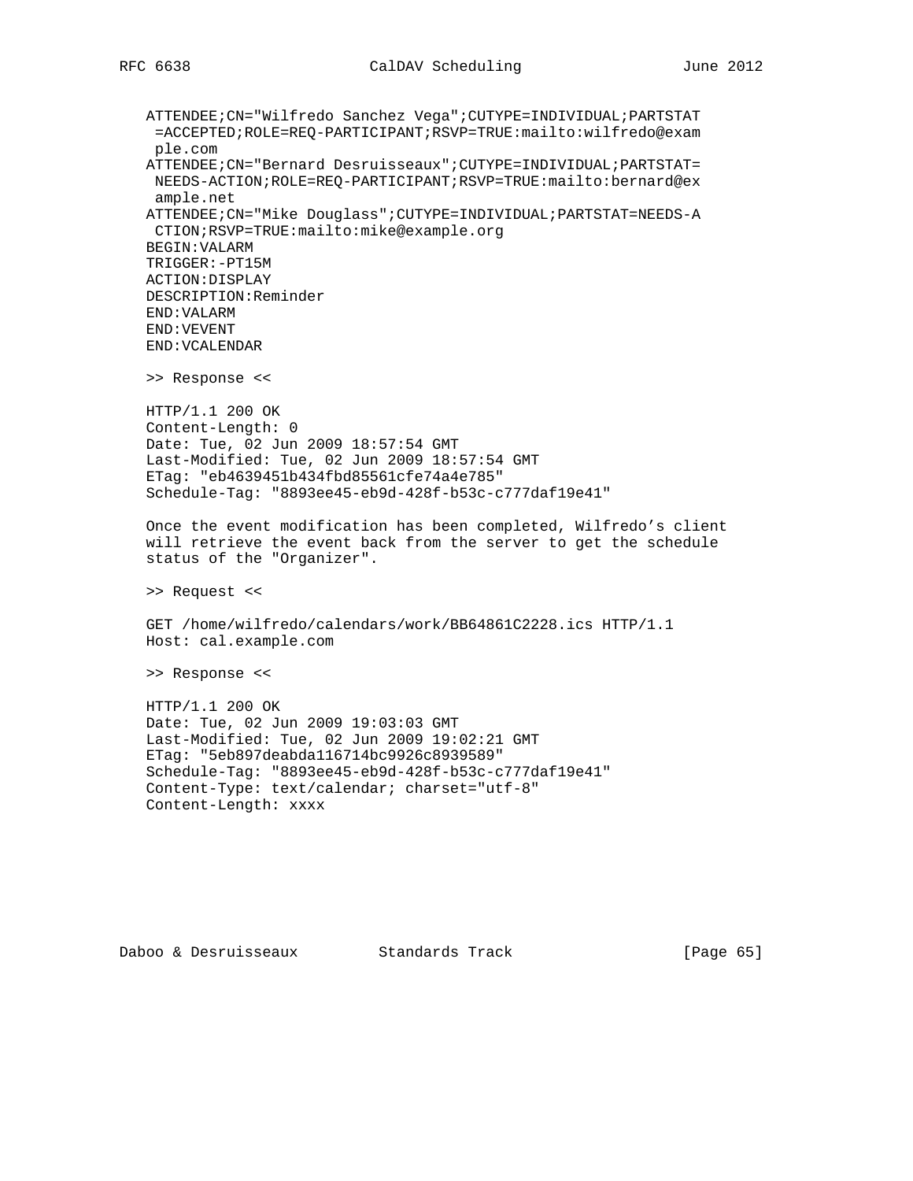```
   ATTENDEE;CN="Wilfredo Sanchez Vega";CUTYPE=INDIVIDUAL;PARTSTAT
    =ACCEPTED;ROLE=REQ-PARTICIPANT;RSVP=TRUE:mailto:wilfredo@exam
    ple.com
   ATTENDEE;CN="Bernard Desruisseaux";CUTYPE=INDIVIDUAL;PARTSTAT=
    NEEDS-ACTION;ROLE=REQ-PARTICIPANT;RSVP=TRUE:mailto:bernard@ex
    ample.net
   ATTENDEE;CN="Mike Douglass";CUTYPE=INDIVIDUAL;PARTSTAT=NEEDS-A
    CTION;RSVP=TRUE:mailto:mike@example.org
   BEGIN:VALARM
   TRIGGER:-PT15M
   ACTION:DISPLAY
   DESCRIPTION:Reminder
   END:VALARM
   END:VEVENT
   END:VCALENDAR

   >> Response <<

   HTTP/1.1 200 OK
   Content-Length: 0
   Date: Tue, 02 Jun 2009 18:57:54 GMT
   Last-Modified: Tue, 02 Jun 2009 18:57:54 GMT
   ETag: "eb4639451b434fbd85561cfe74a4e785"
   Schedule-Tag: "8893ee45-eb9d-428f-b53c-c777daf19e41"
```

Once the event modification has been completed, Wilfredo's client will retrieve the event back from the server to get the schedule status of the "Organizer".

```
   >> Request <<

   GET /home/wilfredo/calendars/work/BB64861C2228.ics HTTP/1.1
   Host: cal.example.com

   >> Response <<

   HTTP/1.1 200 OK
   Date: Tue, 02 Jun 2009 19:03:03 GMT
   Last-Modified: Tue, 02 Jun 2009 19:02:21 GMT
   ETag: "5eb897deabda116714bc9926c8939589"
   Schedule-Tag: "8893ee45-eb9d-428f-b53c-c777daf19e41"
   Content-Type: text/calendar; charset="utf-8"
   Content-Length: xxxx
```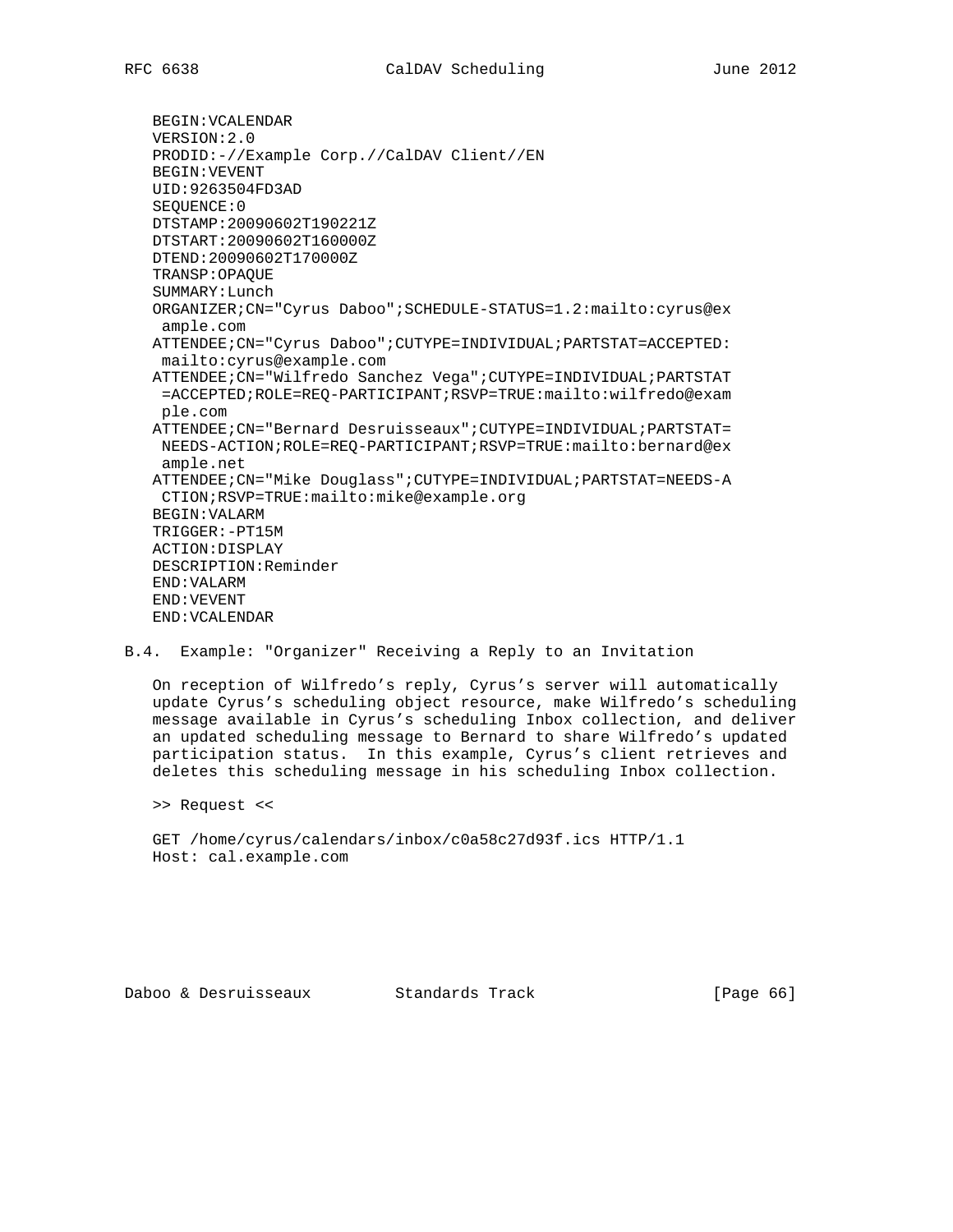```
BEGIN:VCALENDAR
VERSION:2.0
PRODID:-//Example Corp.//CalDAV Client//EN
BEGIN:VEVENT
UID:9263504FD3AD
SEQUENCE:0
DTSTAMP:20090602T190221Z
DTSTART:20090602T160000Z
DTEND:20090602T170000Z
TRANSP:OPAQUE
SUMMARY:Lunch
ORGANIZER;CN="Cyrus Daboo";SCHEDULE-STATUS=1.2:mailto:cyrus@ex
 ample.com
ATTENDEE;CN="Cyrus Daboo";CUTYPE=INDIVIDUAL;PARTSTAT=ACCEPTED:
 mailto:cyrus@example.com
ATTENDEE;CN="Wilfredo Sanchez Vega";CUTYPE=INDIVIDUAL;PARTSTAT
 =ACCEPTED;ROLE=REQ-PARTICIPANT;RSVP=TRUE:mailto:wilfredo@exam
 ple.com
ATTENDEE;CN="Bernard Desruisseaux";CUTYPE=INDIVIDUAL;PARTSTAT=
 NEEDS-ACTION;ROLE=REQ-PARTICIPANT;RSVP=TRUE:mailto:bernard@ex
 ample.net
ATTENDEE;CN="Mike Douglass";CUTYPE=INDIVIDUAL;PARTSTAT=NEEDS-A
 CTION;RSVP=TRUE:mailto:mike@example.org
BEGIN:VALARM
TRIGGER:-PT15M
ACTION:DISPLAY
DESCRIPTION:Reminder
END:VALARM
END:VEVENT
END:VCALENDAR
```

## B.4. Example: "Organizer" Receiving a Reply to an Invitation

On reception of Wilfredo's reply, Cyrus's server will automatically update Cyrus's scheduling object resource, make Wilfredo's scheduling message available in Cyrus's scheduling Inbox collection, and deliver an updated scheduling message to Bernard to share Wilfredo's updated participation status. In this example, Cyrus's client retrieves and deletes this scheduling message in his scheduling Inbox collection.

>> Request <<

```
GET /home/cyrus/calendars/inbox/c0a58c27d93f.ics HTTP/1.1
Host: cal.example.com
```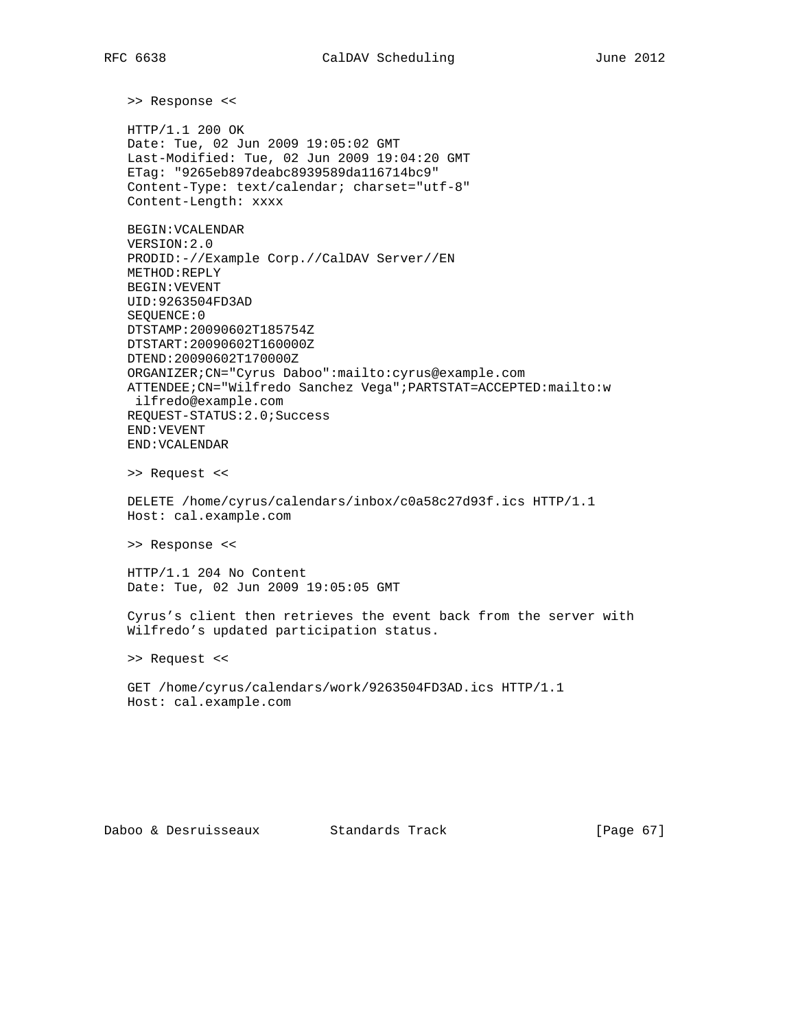>> Response <<

```
HTTP/1.1 200 OK
Date: Tue, 02 Jun 2009 19:05:02 GMT
Last-Modified: Tue, 02 Jun 2009 19:04:20 GMT
ETag: "9265eb897deabc8939589da116714bc9"
Content-Type: text/calendar; charset="utf-8"
Content-Length: xxxx

BEGIN:VCALENDAR
VERSION:2.0
PRODID:-//Example Corp.//CalDAV Server//EN
METHOD:REPLY
BEGIN:VEVENT
UID:9263504FD3AD
SEQUENCE:0
DTSTAMP:20090602T185754Z
DTSTART:20090602T160000Z
DTEND:20090602T170000Z
ORGANIZER;CN="Cyrus Daboo":mailto:cyrus@example.com
ATTENDEE;CN="Wilfredo Sanchez Vega";PARTSTAT=ACCEPTED:mailto:w
 ilfredo@example.com
REQUEST-STATUS:2.0;Success
END:VEVENT
END:VCALENDAR
```

>> Request <<

```
DELETE /home/cyrus/calendars/inbox/c0a58c27d93f.ics HTTP/1.1
Host: cal.example.com
```

>> Response <<

```
HTTP/1.1 204 No Content
Date: Tue, 02 Jun 2009 19:05:05 GMT
```

Cyrus’s client then retrieves the event back from the server with Wilfredo’s updated participation status.

>> Request <<

```
GET /home/cyrus/calendars/work/9263504FD3AD.ics HTTP/1.1
Host: cal.example.com
```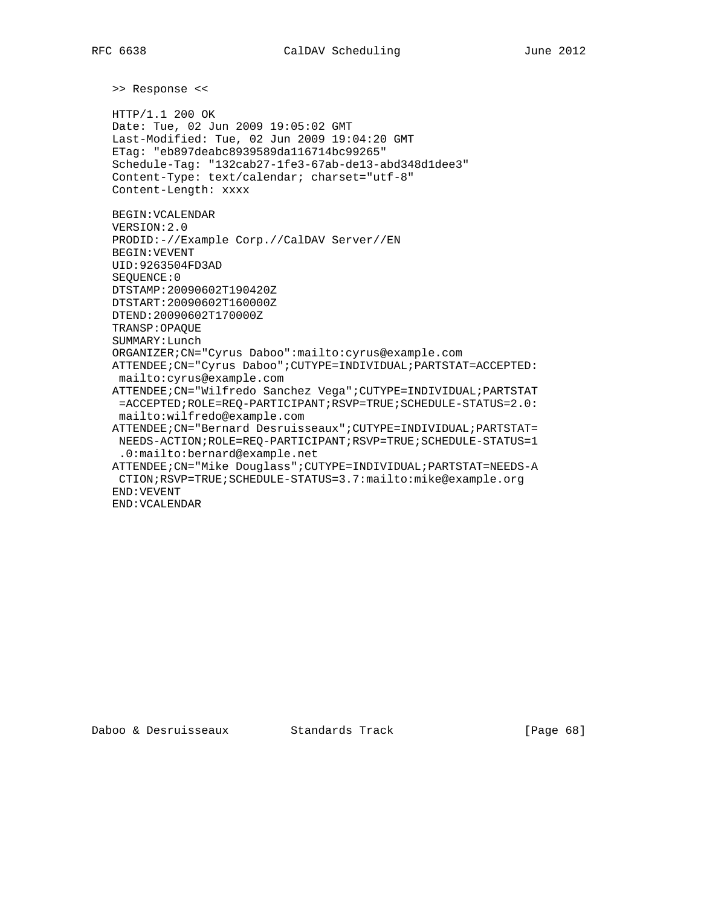>> Response <<

```
HTTP/1.1 200 OK
Date: Tue, 02 Jun 2009 19:05:02 GMT
Last-Modified: Tue, 02 Jun 2009 19:04:20 GMT
ETag: "eb897deabc8939589da116714bc99265"
Schedule-Tag: "132cab27-1fe3-67ab-de13-abd348d1dee3"
Content-Type: text/calendar; charset="utf-8"
Content-Length: xxxx

BEGIN:VCALENDAR
VERSION:2.0
PRODID:-//Example Corp.//CalDAV Server//EN
BEGIN:VEVENT
UID:9263504FD3AD
SEQUENCE:0
DTSTAMP:20090602T190420Z
DTSTART:20090602T160000Z
DTEND:20090602T170000Z
TRANSP:OPAQUE
SUMMARY:Lunch
ORGANIZER;CN="Cyrus Daboo":mailto:cyrus@example.com
ATTENDEE;CN="Cyrus Daboo";CUTYPE=INDIVIDUAL;PARTSTAT=ACCEPTED:
 mailto:cyrus@example.com
ATTENDEE;CN="Wilfredo Sanchez Vega";CUTYPE=INDIVIDUAL;PARTSTAT
 =ACCEPTED;ROLE=REQ-PARTICIPANT;RSVP=TRUE;SCHEDULE-STATUS=2.0:
 mailto:wilfredo@example.com
ATTENDEE;CN="Bernard Desruisseaux";CUTYPE=INDIVIDUAL;PARTSTAT=
 NEEDS-ACTION;ROLE=REQ-PARTICIPANT;RSVP=TRUE;SCHEDULE-STATUS=1
 .0:mailto:bernard@example.net
ATTENDEE;CN="Mike Douglass";CUTYPE=INDIVIDUAL;PARTSTAT=NEEDS-A
 CTION;RSVP=TRUE;SCHEDULE-STATUS=3.7:mailto:mike@example.org
END:VEVENT
END:VCALENDAR
```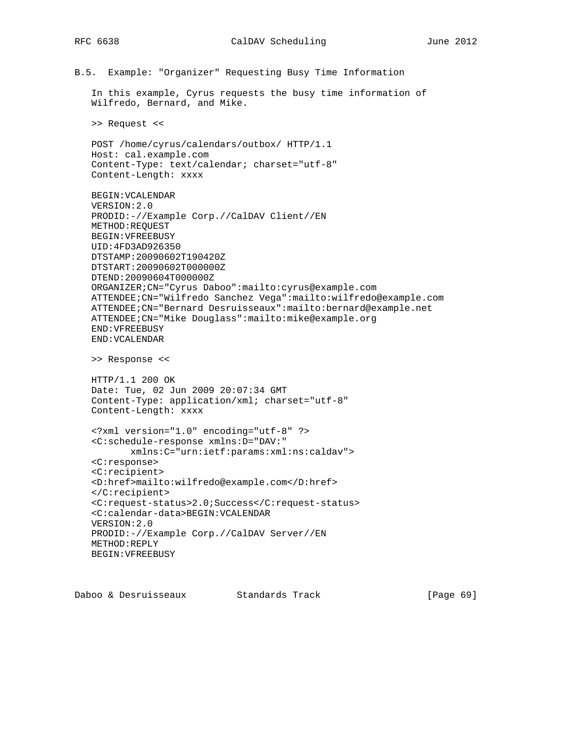### B.5. Example: "Organizer" Requesting Busy Time Information

In this example, Cyrus requests the busy time information of Wilfredo, Bernard, and Mike.

>> Request <<

```
POST /home/cyrus/calendars/outbox/ HTTP/1.1
Host: cal.example.com
Content-Type: text/calendar; charset="utf-8"
Content-Length: xxxx

BEGIN:VCALENDAR
VERSION:2.0
PRODID:-//Example Corp.//CalDAV Client//EN
METHOD:REQUEST
BEGIN:VFREEBUSY
UID:4FD3AD926350
DTSTAMP:20090602T190420Z
DTSTART:20090602T000000Z
DTEND:20090604T000000Z
ORGANIZER;CN="Cyrus Daboo":mailto:cyrus@example.com
ATTENDEE;CN="Wilfredo Sanchez Vega":mailto:wilfredo@example.com
ATTENDEE;CN="Bernard Desruisseaux":mailto:bernard@example.net
ATTENDEE;CN="Mike Douglass":mailto:mike@example.org
END:VFREEBUSY
END:VCALENDAR
```

>> Response <<

```
HTTP/1.1 200 OK
Date: Tue, 02 Jun 2009 20:07:34 GMT
Content-Type: application/xml; charset="utf-8"
Content-Length: xxxx

<?xml version="1.0" encoding="utf-8" ?>
<C:schedule-response xmlns:D="DAV:"
       xmlns:C="urn:ietf:params:xml:ns:caldav">
<C:response>
<C:recipient>
<D:href>mailto:wilfredo@example.com</D:href>
</C:recipient>
<C:request-status>2.0;Success</C:request-status>
<C:calendar-data>BEGIN:VCALENDAR
VERSION:2.0
PRODID:-//Example Corp.//CalDAV Server//EN
METHOD:REPLY
BEGIN:VFREEBUSY
```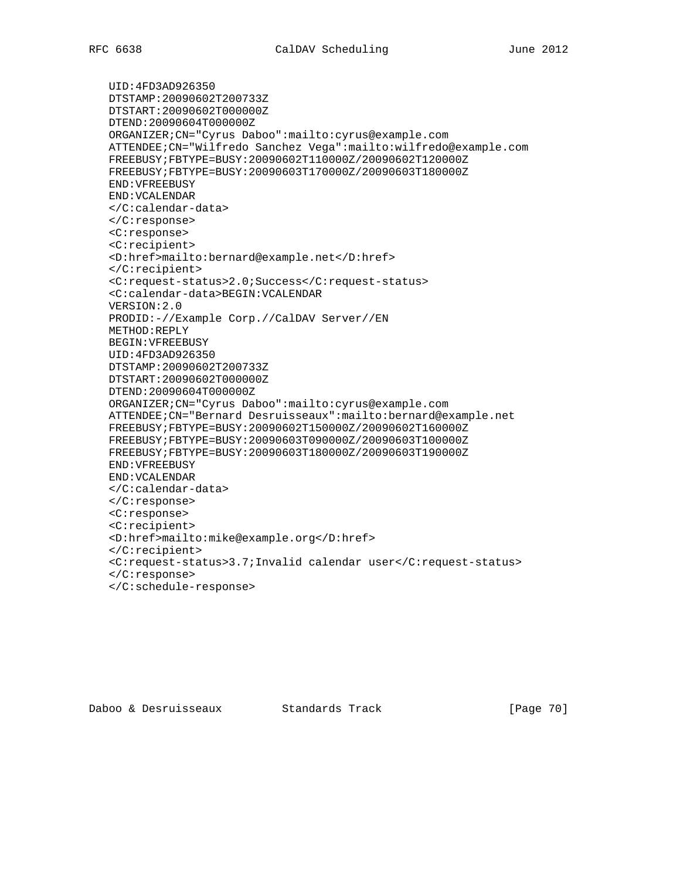```
UID:4FD3AD926350
DTSTAMP:20090602T200733Z
DTSTART:20090602T000000Z
DTEND:20090604T000000Z
ORGANIZER;CN="Cyrus Daboo":mailto:cyrus@example.com
ATTENDEE;CN="Wilfredo Sanchez Vega":mailto:wilfredo@example.com
FREEBUSY;FBTYPE=BUSY:20090602T110000Z/20090602T120000Z
FREEBUSY;FBTYPE=BUSY:20090603T170000Z/20090603T180000Z
END:VFREEBUSY
END:VCALENDAR
</C:calendar-data>
</C:response>
<C:response>
<C:recipient>
<D:href>mailto:bernard@example.net</D:href>
</C:recipient>
<C:request-status>2.0;Success</C:request-status>
<C:calendar-data>BEGIN:VCALENDAR
VERSION:2.0
PRODID:-//Example Corp.//CalDAV Server//EN
METHOD:REPLY
BEGIN:VFREEBUSY
UID:4FD3AD926350
DTSTAMP:20090602T200733Z
DTSTART:20090602T000000Z
DTEND:20090604T000000Z
ORGANIZER;CN="Cyrus Daboo":mailto:cyrus@example.com
ATTENDEE;CN="Bernard Desruisseaux":mailto:bernard@example.net
FREEBUSY;FBTYPE=BUSY:20090602T150000Z/20090602T160000Z
FREEBUSY;FBTYPE=BUSY:20090603T090000Z/20090603T100000Z
FREEBUSY;FBTYPE=BUSY:20090603T180000Z/20090603T190000Z
END:VFREEBUSY
END:VCALENDAR
</C:calendar-data>
</C:response>
<C:response>
<C:recipient>
<D:href>mailto:mike@example.org</D:href>
</C:recipient>
<C:request-status>3.7;Invalid calendar user</C:request-status>
</C:response>
</C:schedule-response>
```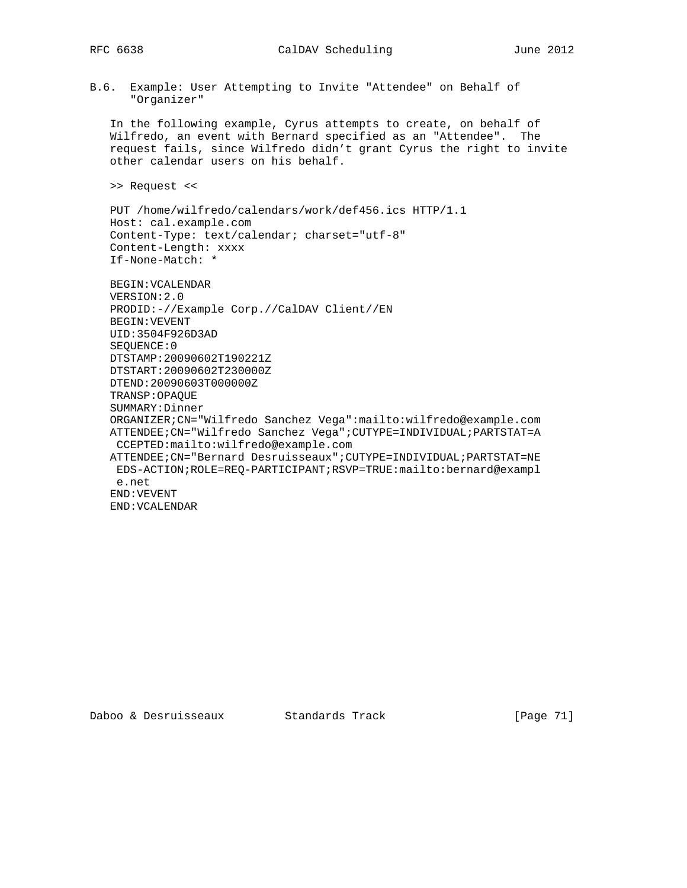### B.6. Example: User Attempting to Invite "Attendee" on Behalf of "Organizer"

In the following example, Cyrus attempts to create, on behalf of Wilfredo, an event with Bernard specified as an "Attendee". The request fails, since Wilfredo didn't grant Cyrus the right to invite other calendar users on his behalf.

>> Request <<

```
PUT /home/wilfredo/calendars/work/def456.ics HTTP/1.1
Host: cal.example.com
Content-Type: text/calendar; charset="utf-8"
Content-Length: xxxx
If-None-Match: *

BEGIN:VCALENDAR
VERSION:2.0
PRODID:-//Example Corp.//CalDAV Client//EN
BEGIN:VEVENT
UID:3504F926D3AD
SEQUENCE:0
DTSTAMP:20090602T190221Z
DTSTART:20090602T230000Z
DTEND:20090603T000000Z
TRANSP:OPAQUE
SUMMARY:Dinner
ORGANIZER;CN="Wilfredo Sanchez Vega":mailto:wilfredo@example.com
ATTENDEE;CN="Wilfredo Sanchez Vega";CUTYPE=INDIVIDUAL;PARTSTAT=A
 CCEPTED:mailto:wilfredo@example.com
ATTENDEE;CN="Bernard Desruisseaux";CUTYPE=INDIVIDUAL;PARTSTAT=NE
 EDS-ACTION;ROLE=REQ-PARTICIPANT;RSVP=TRUE:mailto:bernard@exampl
 e.net
END:VEVENT
END:VCALENDAR
```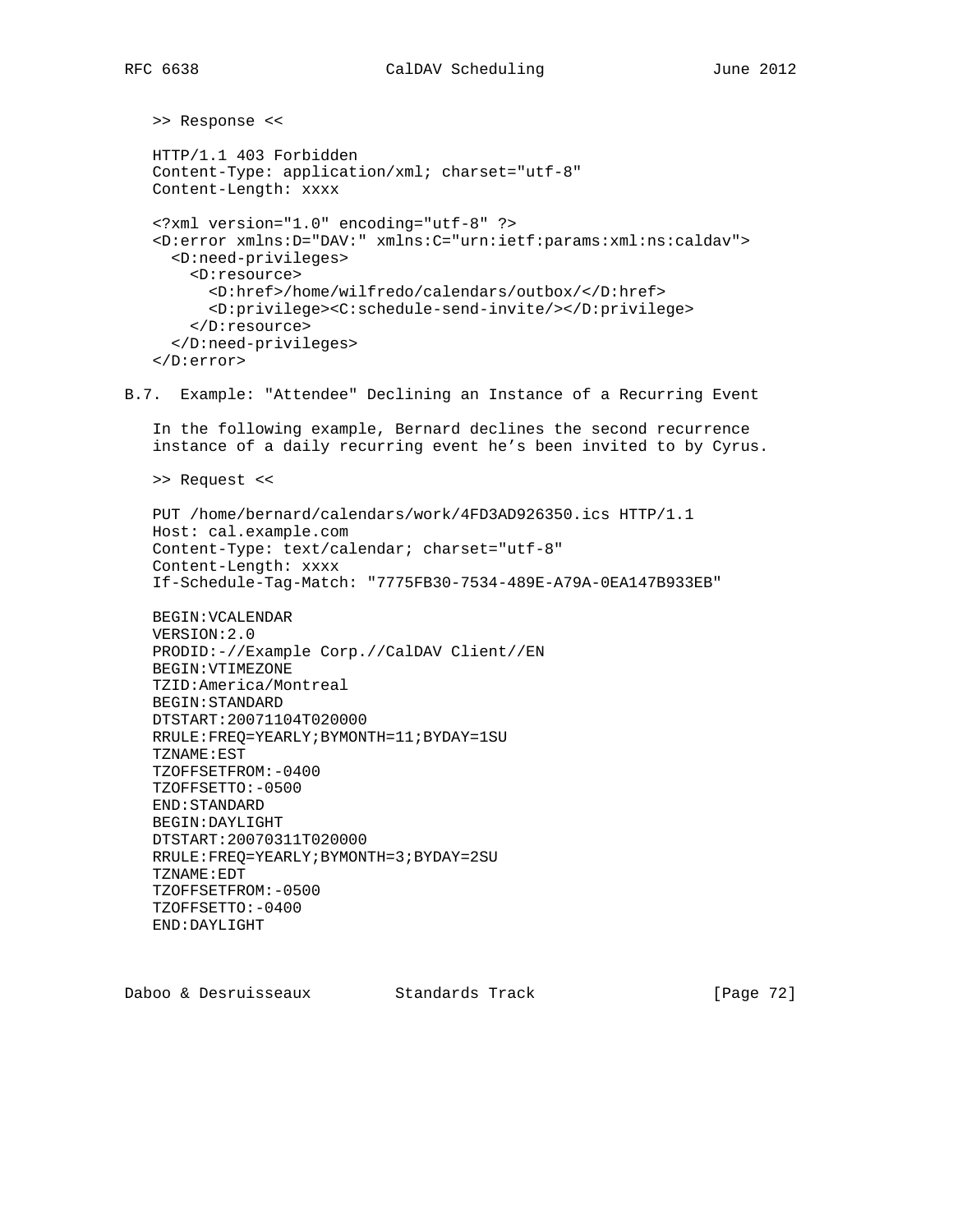```
>> Response <<

HTTP/1.1 403 Forbidden
Content-Type: application/xml; charset="utf-8"
Content-Length: xxxx

<?xml version="1.0" encoding="utf-8" ?>
<D:error xmlns:D="DAV:" xmlns:C="urn:ietf:params:xml:ns:caldav">
  <D:need-privileges>
    <D:resource>
      <D:href>/home/wilfredo/calendars/outbox/</D:href>
      <D:privilege><C:schedule-send-invite/></D:privilege>
    </D:resource>
  </D:need-privileges>
</D:error>
```

### B.7. Example: "Attendee" Declining an Instance of a Recurring Event

In the following example, Bernard declines the second recurrence instance of a daily recurring event he's been invited to by Cyrus.

```
>> Request <<

PUT /home/bernard/calendars/work/4FD3AD926350.ics HTTP/1.1
Host: cal.example.com
Content-Type: text/calendar; charset="utf-8"
Content-Length: xxxx
If-Schedule-Tag-Match: "7775FB30-7534-489E-A79A-0EA147B933EB"

BEGIN:VCALENDAR
VERSION:2.0
PRODID:-//Example Corp.//CalDAV Client//EN
BEGIN:VTIMEZONE
TZID:America/Montreal
BEGIN:STANDARD
DTSTART:20071104T020000
RRULE:FREQ=YEARLY;BYMONTH=11;BYDAY=1SU
TZNAME:EST
TZOFFSETFROM:-0400
TZOFFSETTO:-0500
END:STANDARD
BEGIN:DAYLIGHT
DTSTART:20070311T020000
RRULE:FREQ=YEARLY;BYMONTH=3;BYDAY=2SU
TZNAME:EDT
TZOFFSETFROM:-0500
TZOFFSETTO:-0400
END:DAYLIGHT
```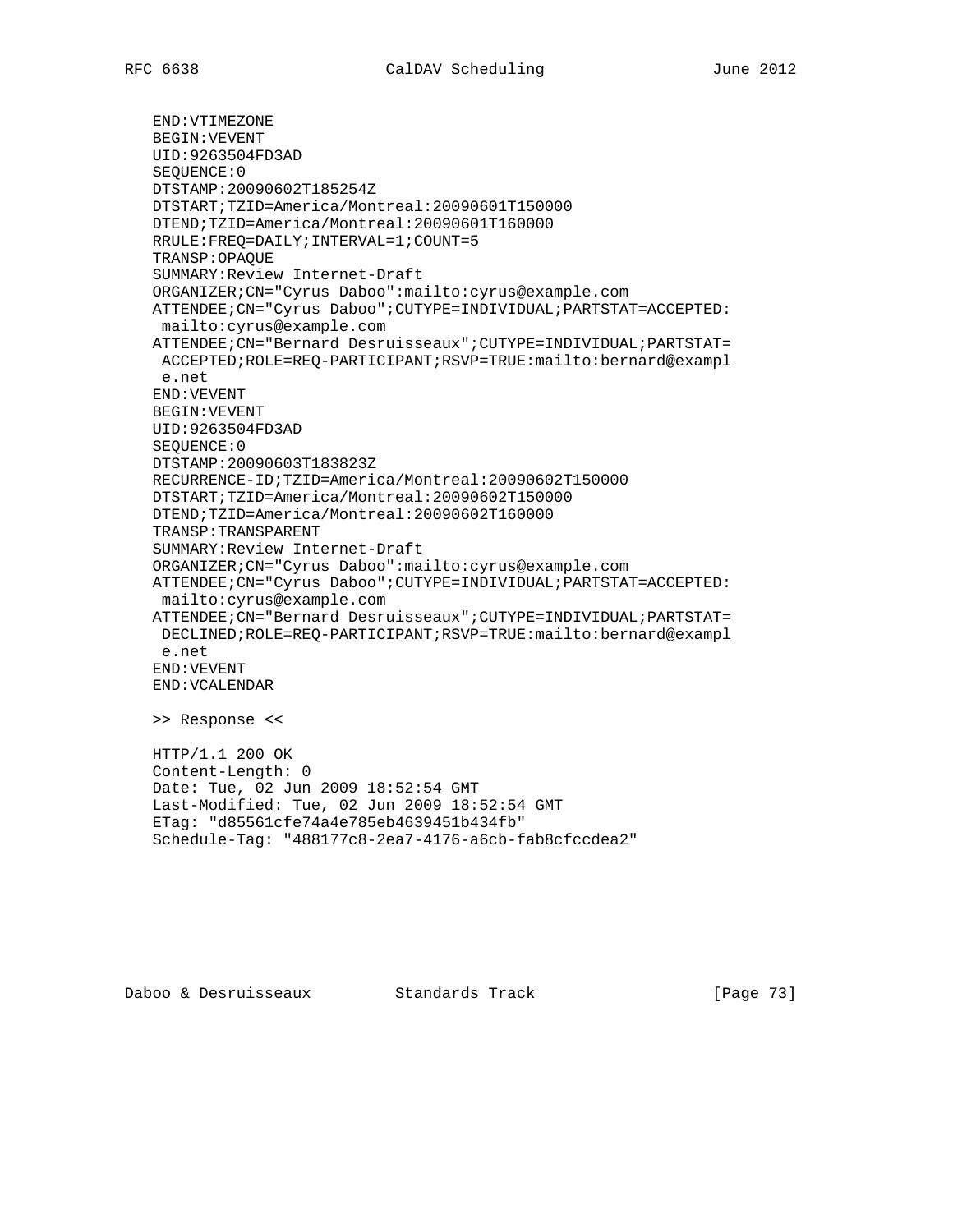```
END:VTIMEZONE
BEGIN:VEVENT
UID:9263504FD3AD
SEQUENCE:0
DTSTAMP:20090602T185254Z
DTSTART;TZID=America/Montreal:20090601T150000
DTEND;TZID=America/Montreal:20090601T160000
RRULE:FREQ=DAILY;INTERVAL=1;COUNT=5
TRANSP:OPAQUE
SUMMARY:Review Internet-Draft
ORGANIZER;CN="Cyrus Daboo":mailto:cyrus@example.com
ATTENDEE;CN="Cyrus Daboo";CUTYPE=INDIVIDUAL;PARTSTAT=ACCEPTED:
 mailto:cyrus@example.com
ATTENDEE;CN="Bernard Desruisseaux";CUTYPE=INDIVIDUAL;PARTSTAT=
 ACCEPTED;ROLE=REQ-PARTICIPANT;RSVP=TRUE:mailto:bernard@exampl
 e.net
END:VEVENT
BEGIN:VEVENT
UID:9263504FD3AD
SEQUENCE:0
DTSTAMP:20090603T183823Z
RECURRENCE-ID;TZID=America/Montreal:20090602T150000
DTSTART;TZID=America/Montreal:20090602T150000
DTEND;TZID=America/Montreal:20090602T160000
TRANSP:TRANSPARENT
SUMMARY:Review Internet-Draft
ORGANIZER;CN="Cyrus Daboo":mailto:cyrus@example.com
ATTENDEE;CN="Cyrus Daboo";CUTYPE=INDIVIDUAL;PARTSTAT=ACCEPTED:
 mailto:cyrus@example.com
ATTENDEE;CN="Bernard Desruisseaux";CUTYPE=INDIVIDUAL;PARTSTAT=
 DECLINED;ROLE=REQ-PARTICIPANT;RSVP=TRUE:mailto:bernard@exampl
 e.net
END:VEVENT
END:VCALENDAR

>> Response <<

HTTP/1.1 200 OK
Content-Length: 0
Date: Tue, 02 Jun 2009 18:52:54 GMT
Last-Modified: Tue, 02 Jun 2009 18:52:54 GMT
ETag: "d85561cfe74a4e785eb4639451b434fb"
Schedule-Tag: "488177c8-2ea7-4176-a6cb-fab8cfccdea2"
```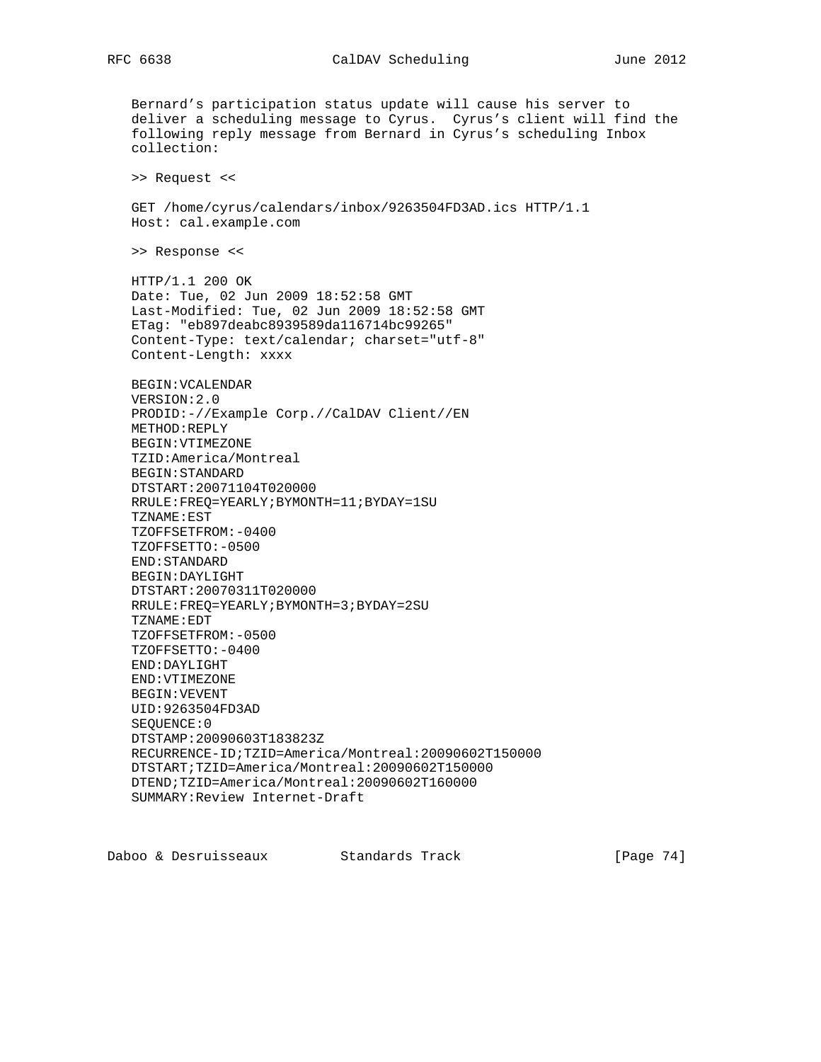Bernard's participation status update will cause his server to deliver a scheduling message to Cyrus. Cyrus's client will find the following reply message from Bernard in Cyrus's scheduling Inbox collection:

```
>> Request <<

GET /home/cyrus/calendars/inbox/9263504FD3AD.ics HTTP/1.1
Host: cal.example.com

>> Response <<

HTTP/1.1 200 OK
Date: Tue, 02 Jun 2009 18:52:58 GMT
Last-Modified: Tue, 02 Jun 2009 18:52:58 GMT
ETag: "eb897deabc8939589da116714bc99265"
Content-Type: text/calendar; charset="utf-8"
Content-Length: xxxx

BEGIN:VCALENDAR
VERSION:2.0
PRODID:-//Example Corp.//CalDAV Client//EN
METHOD:REPLY
BEGIN:VTIMEZONE
TZID:America/Montreal
BEGIN:STANDARD
DTSTART:20071104T020000
RRULE:FREQ=YEARLY;BYMONTH=11;BYDAY=1SU
TZNAME:EST
TZOFFSETFROM:-0400
TZOFFSETTO:-0500
END:STANDARD
BEGIN:DAYLIGHT
DTSTART:20070311T020000
RRULE:FREQ=YEARLY;BYMONTH=3;BYDAY=2SU
TZNAME:EDT
TZOFFSETFROM:-0500
TZOFFSETTO:-0400
END:DAYLIGHT
END:VTIMEZONE
BEGIN:VEVENT
UID:9263504FD3AD
SEQUENCE:0
DTSTAMP:20090603T183823Z
RECURRENCE-ID;TZID=America/Montreal:20090602T150000
DTSTART;TZID=America/Montreal:20090602T150000
DTEND;TZID=America/Montreal:20090602T160000
SUMMARY:Review Internet-Draft
```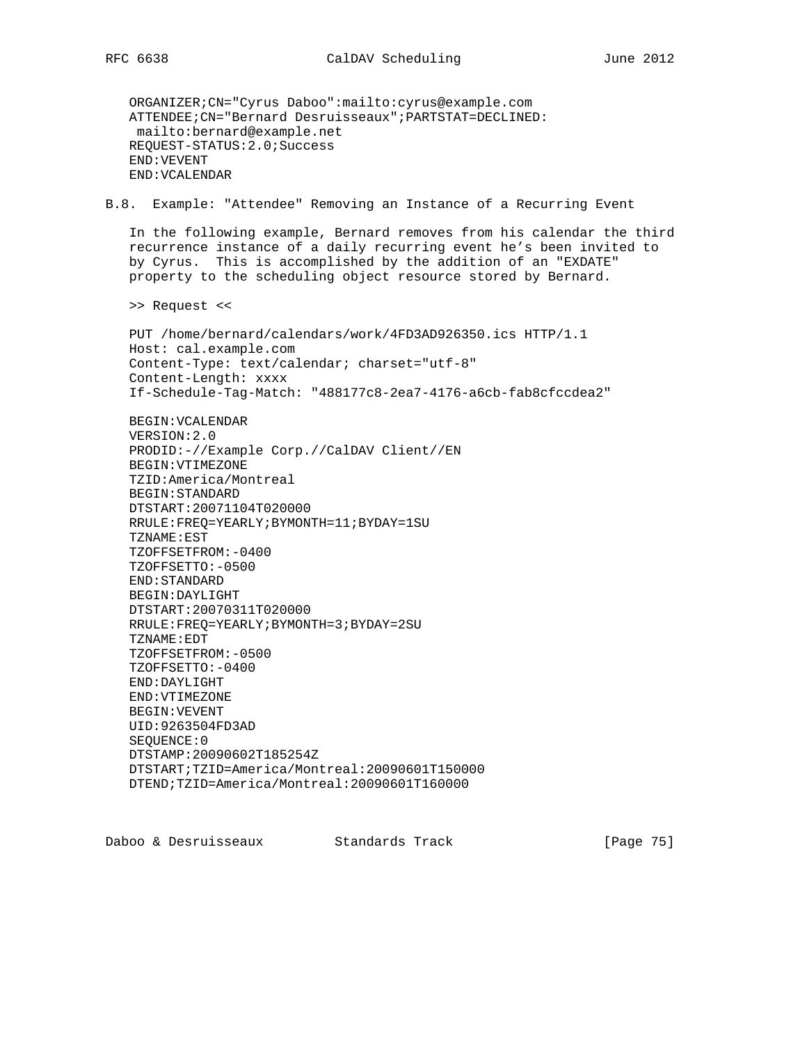```
ORGANIZER;CN="Cyrus Daboo":mailto:cyrus@example.com
ATTENDEE;CN="Bernard Desruisseaux";PARTSTAT=DECLINED:
 mailto:bernard@example.net
REQUEST-STATUS:2.0;Success
END:VEVENT
END:VCALENDAR
```

## B.8. Example: "Attendee" Removing an Instance of a Recurring Event

In the following example, Bernard removes from his calendar the third recurrence instance of a daily recurring event he's been invited to by Cyrus. This is accomplished by the addition of an "EXDATE" property to the scheduling object resource stored by Bernard.

>> Request <<

```
PUT /home/bernard/calendars/work/4FD3AD926350.ics HTTP/1.1
Host: cal.example.com
Content-Type: text/calendar; charset="utf-8"
Content-Length: xxxx
If-Schedule-Tag-Match: "488177c8-2ea7-4176-a6cb-fab8cfccdea2"

BEGIN:VCALENDAR
VERSION:2.0
PRODID:-//Example Corp.//CalDAV Client//EN
BEGIN:VTIMEZONE
TZID:America/Montreal
BEGIN:STANDARD
DTSTART:20071104T020000
RRULE:FREQ=YEARLY;BYMONTH=11;BYDAY=1SU
TZNAME:EST
TZOFFSETFROM:-0400
TZOFFSETTO:-0500
END:STANDARD
BEGIN:DAYLIGHT
DTSTART:20070311T020000
RRULE:FREQ=YEARLY;BYMONTH=3;BYDAY=2SU
TZNAME:EDT
TZOFFSETFROM:-0500
TZOFFSETTO:-0400
END:DAYLIGHT
END:VTIMEZONE
BEGIN:VEVENT
UID:9263504FD3AD
SEQUENCE:0
DTSTAMP:20090602T185254Z
DTSTART;TZID=America/Montreal:20090601T150000
DTEND;TZID=America/Montreal:20090601T160000
```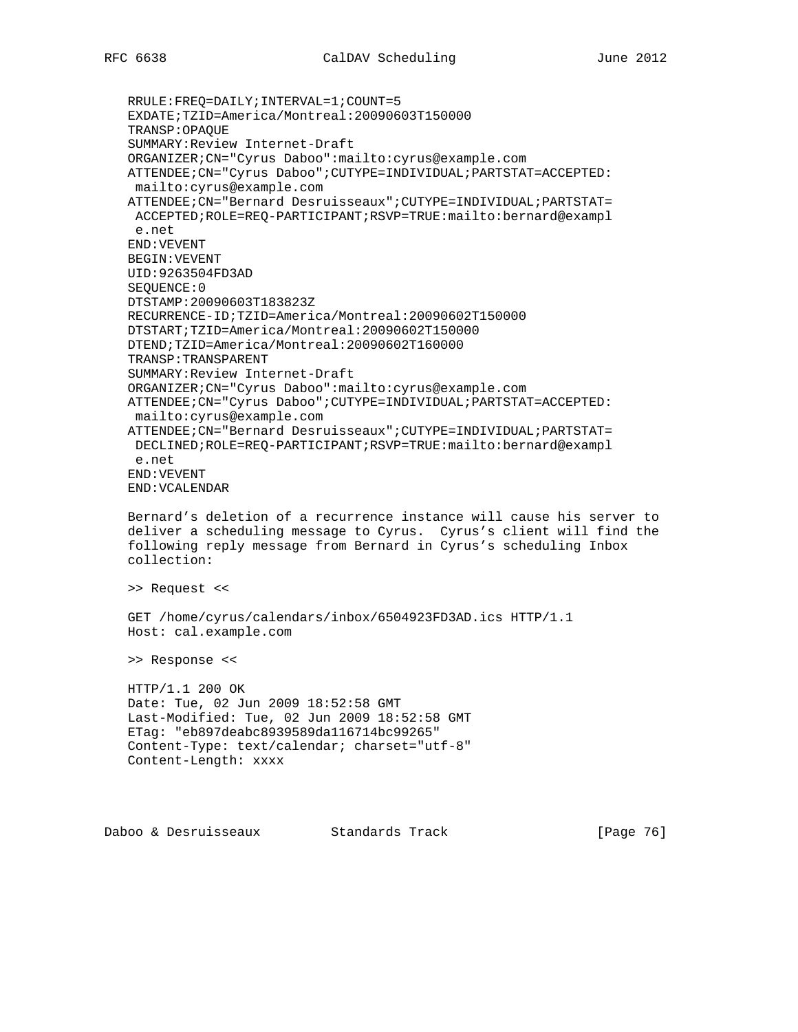```
RRULE:FREQ=DAILY;INTERVAL=1;COUNT=5
EXDATE;TZID=America/Montreal:20090603T150000
TRANSP:OPAQUE
SUMMARY:Review Internet-Draft
ORGANIZER;CN="Cyrus Daboo":mailto:cyrus@example.com
ATTENDEE;CN="Cyrus Daboo";CUTYPE=INDIVIDUAL;PARTSTAT=ACCEPTED:
 mailto:cyrus@example.com
ATTENDEE;CN="Bernard Desruisseaux";CUTYPE=INDIVIDUAL;PARTSTAT=
 ACCEPTED;ROLE=REQ-PARTICIPANT;RSVP=TRUE:mailto:bernard@exampl
 e.net
END:VEVENT
BEGIN:VEVENT
UID:9263504FD3AD
SEQUENCE:0
DTSTAMP:20090603T183823Z
RECURRENCE-ID;TZID=America/Montreal:20090602T150000
DTSTART;TZID=America/Montreal:20090602T150000
DTEND;TZID=America/Montreal:20090602T160000
TRANSP:TRANSPARENT
SUMMARY:Review Internet-Draft
ORGANIZER;CN="Cyrus Daboo":mailto:cyrus@example.com
ATTENDEE;CN="Cyrus Daboo";CUTYPE=INDIVIDUAL;PARTSTAT=ACCEPTED:
 mailto:cyrus@example.com
ATTENDEE;CN="Bernard Desruisseaux";CUTYPE=INDIVIDUAL;PARTSTAT=
 DECLINED;ROLE=REQ-PARTICIPANT;RSVP=TRUE:mailto:bernard@exampl
 e.net
END:VEVENT
END:VCALENDAR
```

Bernard's deletion of a recurrence instance will cause his server to deliver a scheduling message to Cyrus. Cyrus's client will find the following reply message from Bernard in Cyrus's scheduling Inbox collection:

```
>> Request <<

GET /home/cyrus/calendars/inbox/6504923FD3AD.ics HTTP/1.1
Host: cal.example.com

>> Response <<

HTTP/1.1 200 OK
Date: Tue, 02 Jun 2009 18:52:58 GMT
Last-Modified: Tue, 02 Jun 2009 18:52:58 GMT
ETag: "eb897deabc8939589da116714bc99265"
Content-Type: text/calendar; charset="utf-8"
Content-Length: xxxx
```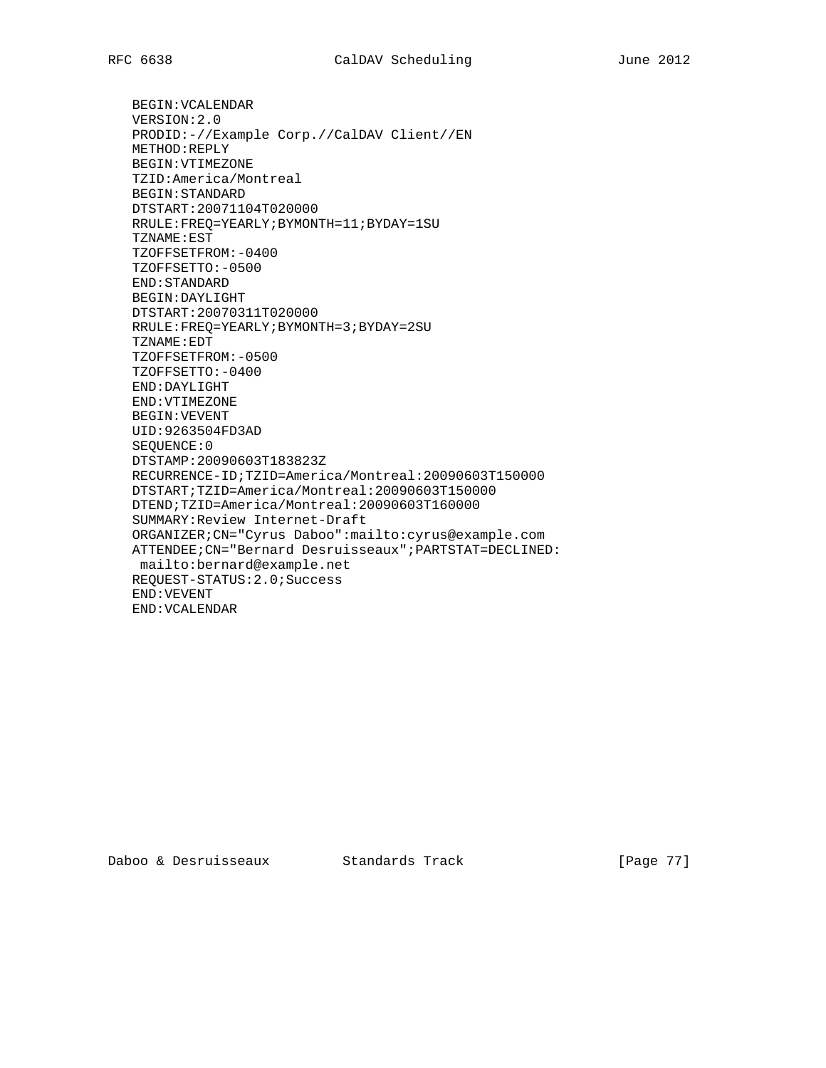```
BEGIN:VCALENDAR
VERSION:2.0
PRODID:-//Example Corp.//CalDAV Client//EN
METHOD:REPLY
BEGIN:VTIMEZONE
TZID:America/Montreal
BEGIN:STANDARD
DTSTART:20071104T020000
RRULE:FREQ=YEARLY;BYMONTH=11;BYDAY=1SU
TZNAME:EST
TZOFFSETFROM:-0400
TZOFFSETTO:-0500
END:STANDARD
BEGIN:DAYLIGHT
DTSTART:20070311T020000
RRULE:FREQ=YEARLY;BYMONTH=3;BYDAY=2SU
TZNAME:EDT
TZOFFSETFROM:-0500
TZOFFSETTO:-0400
END:DAYLIGHT
END:VTIMEZONE
BEGIN:VEVENT
UID:9263504FD3AD
SEQUENCE:0
DTSTAMP:20090603T183823Z
RECURRENCE-ID;TZID=America/Montreal:20090603T150000
DTSTART;TZID=America/Montreal:20090603T150000
DTEND;TZID=America/Montreal:20090603T160000
SUMMARY:Review Internet-Draft
ORGANIZER;CN="Cyrus Daboo":mailto:cyrus@example.com
ATTENDEE;CN="Bernard Desruisseaux";PARTSTAT=DECLINED:
 mailto:bernard@example.net
REQUEST-STATUS:2.0;Success
END:VEVENT
END:VCALENDAR
```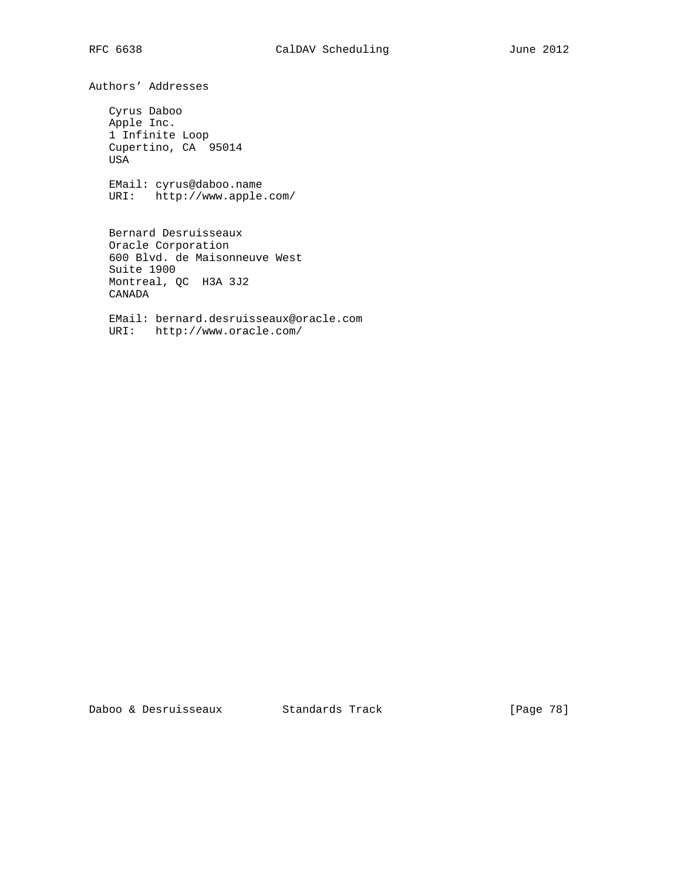# Authors' Addresses

Cyrus Daboo
Apple Inc.
1 Infinite Loop
Cupertino, CA  95014
USA

EMail: cyrus@daboo.name
URI:   http://www.apple.com/

Bernard Desruisseaux
Oracle Corporation
600 Blvd. de Maisonneuve West
Suite 1900
Montreal, QC  H3A 3J2
CANADA

EMail: bernard.desruisseaux@oracle.com
URI:   http://www.oracle.com/